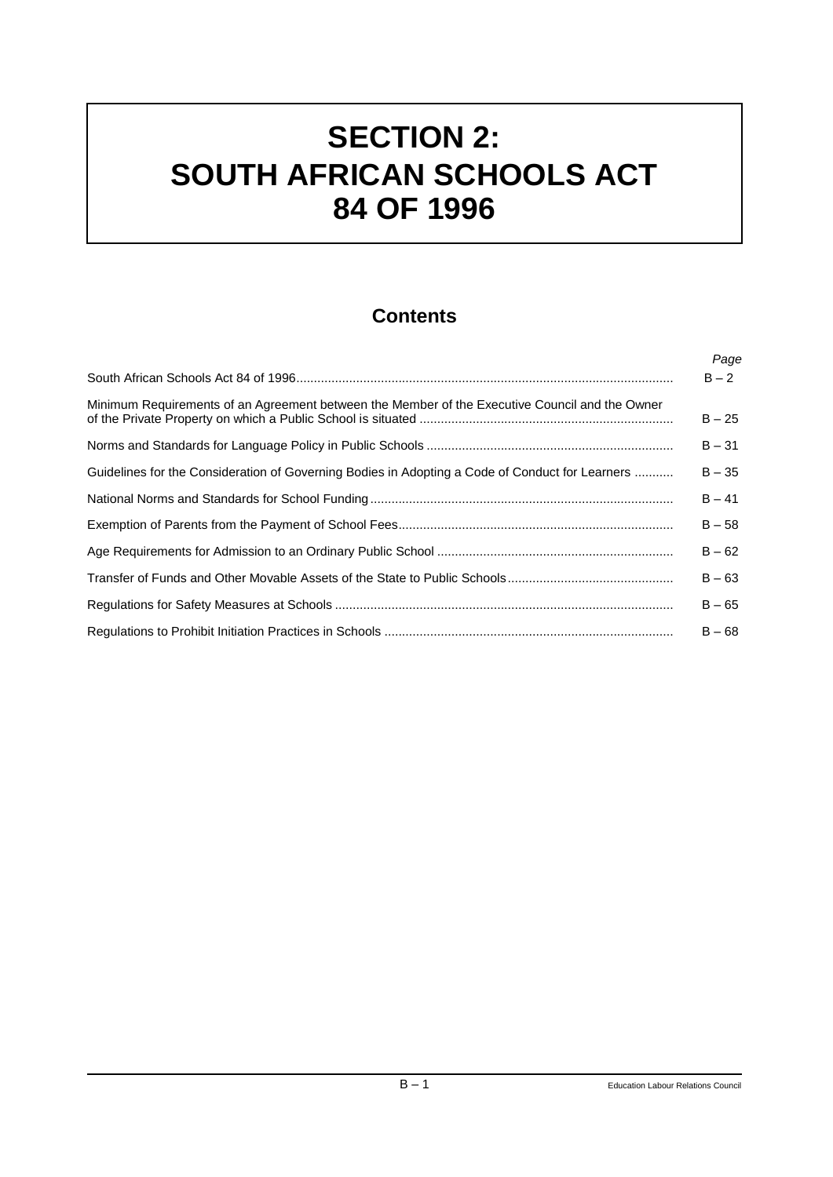# SECTION 2: SOUTH AFRICAN SCHOOLS ACT 84 OF 1996

## Contents

| | *Page* |
|---|---|
| South African Schools Act 84 of 1996 | B – 2 |
| Minimum Requirements of an Agreement between the Member of the Executive Council and the Owner of the Private Property on which a Public School is situated | B – 25 |
| Norms and Standards for Language Policy in Public Schools | B – 31 |
| Guidelines for the Consideration of Governing Bodies in Adopting a Code of Conduct for Learners | B – 35 |
| National Norms and Standards for School Funding | B – 41 |
| Exemption of Parents from the Payment of School Fees | B – 58 |
| Age Requirements for Admission to an Ordinary Public School | B – 62 |
| Transfer of Funds and Other Movable Assets of the State to Public Schools | B – 63 |
| Regulations for Safety Measures at Schools | B – 65 |
| Regulations to Prohibit Initiation Practices in Schools | B – 68 |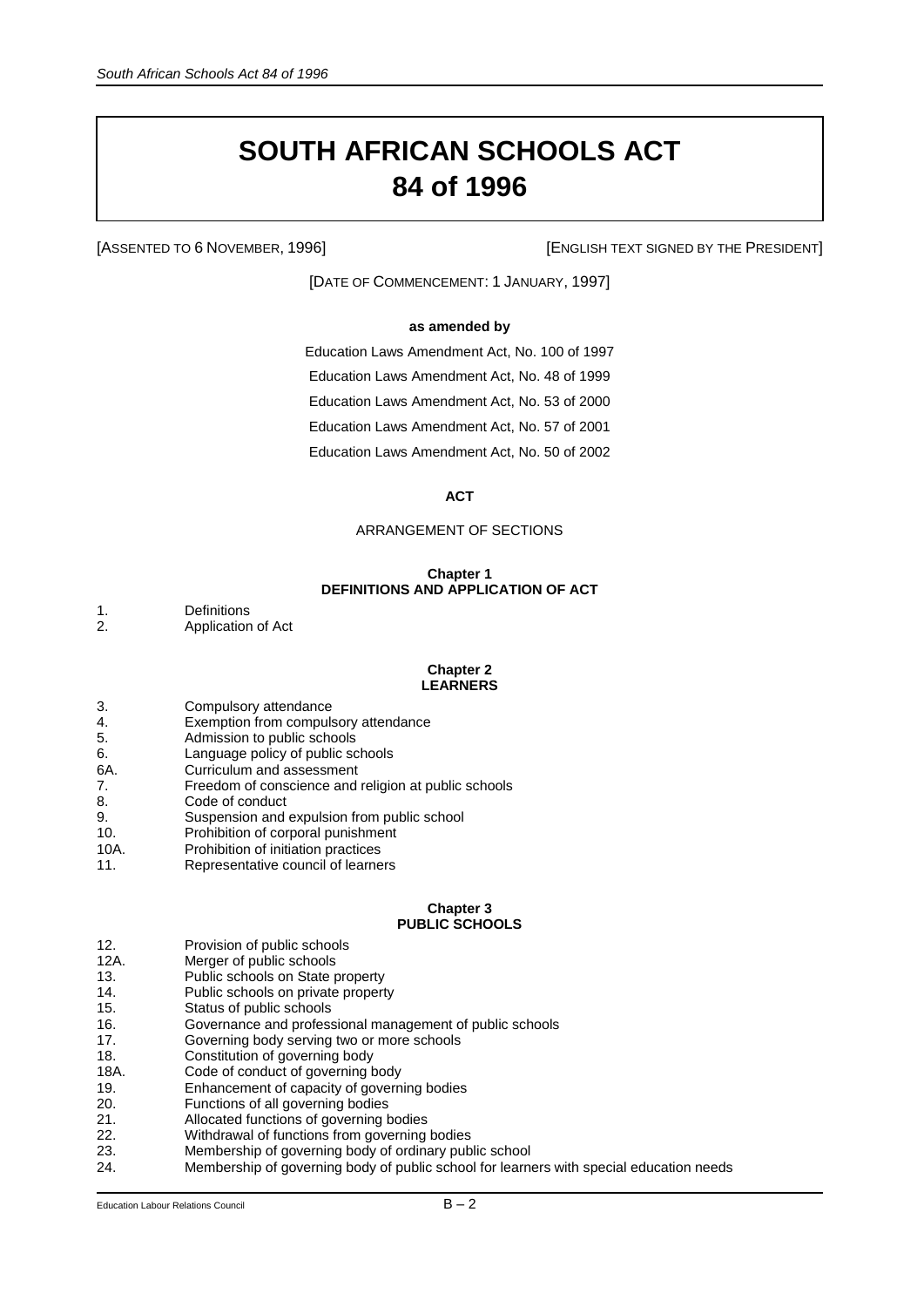# SOUTH AFRICAN SCHOOLS ACT 84 of 1996

[ASSENTED TO 6 NOVEMBER, 1996] [ENGLISH TEXT SIGNED BY THE PRESIDENT]

[DATE OF COMMENCEMENT: 1 JANUARY, 1997]

**as amended by**

Education Laws Amendment Act, No. 100 of 1997

Education Laws Amendment Act, No. 48 of 1999

Education Laws Amendment Act, No. 53 of 2000

Education Laws Amendment Act, No. 57 of 2001

Education Laws Amendment Act, No. 50 of 2002

**ACT**

ARRANGEMENT OF SECTIONS

**Chapter 1**
**DEFINITIONS AND APPLICATION OF ACT**

1. Definitions
2. Application of Act

**Chapter 2**
**LEARNERS**

3. Compulsory attendance
4. Exemption from compulsory attendance
5. Admission to public schools
6. Language policy of public schools
6A. Curriculum and assessment
7. Freedom of conscience and religion at public schools
8. Code of conduct
9. Suspension and expulsion from public school
10. Prohibition of corporal punishment
10A. Prohibition of initiation practices
11. Representative council of learners

**Chapter 3**
**PUBLIC SCHOOLS**

12. Provision of public schools
12A. Merger of public schools
13. Public schools on State property
14. Public schools on private property
15. Status of public schools
16. Governance and professional management of public schools
17. Governing body serving two or more schools
18. Constitution of governing body
18A. Code of conduct of governing body
19. Enhancement of capacity of governing bodies
20. Functions of all governing bodies
21. Allocated functions of governing bodies
22. Withdrawal of functions from governing bodies
23. Membership of governing body of ordinary public school
24. Membership of governing body of public school for learners with special education needs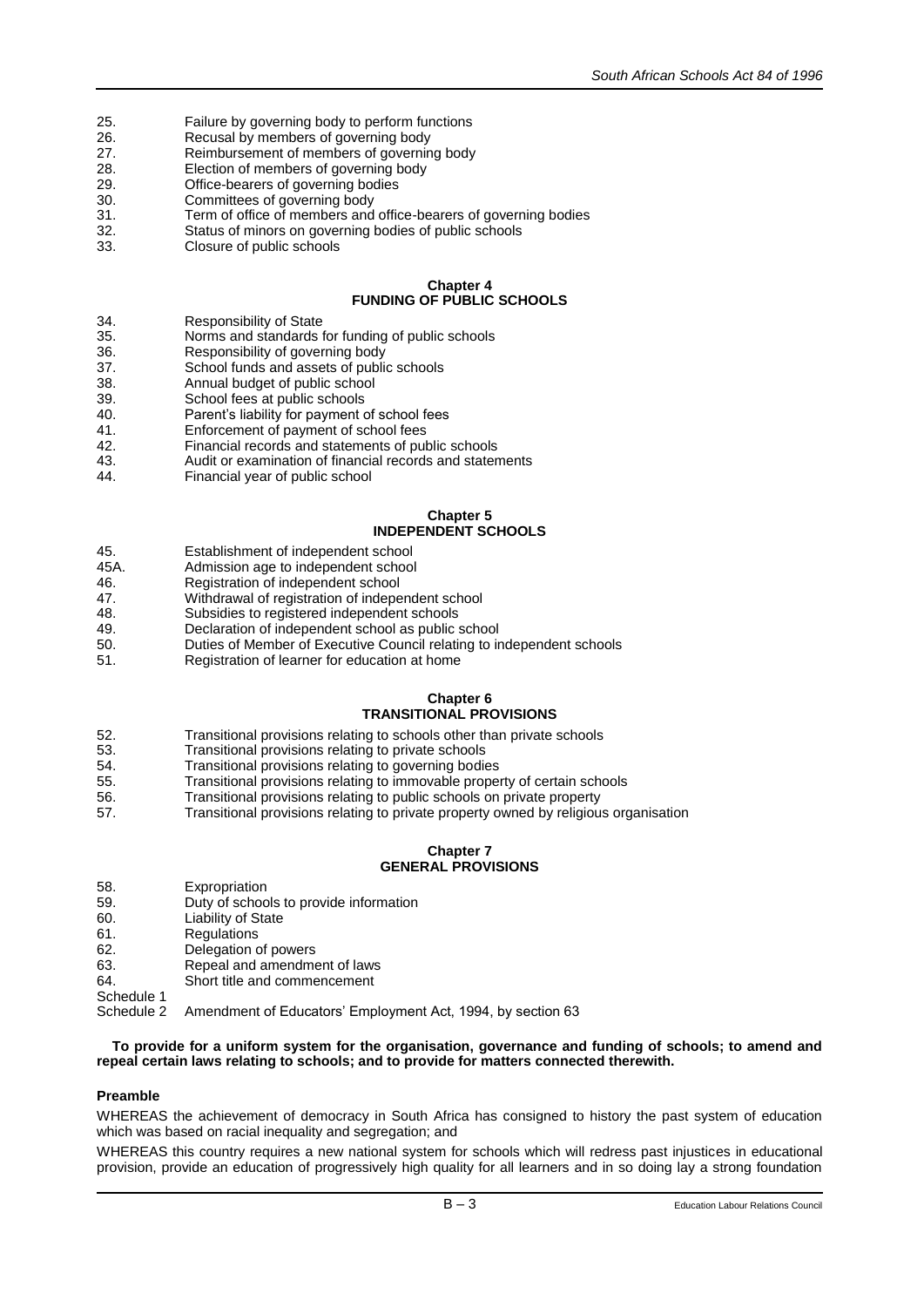25. Failure by governing body to perform functions
26. Recusal by members of governing body
27. Reimbursement of members of governing body
28. Election of members of governing body
29. Office-bearers of governing bodies
30. Committees of governing body
31. Term of office of members and office-bearers of governing bodies
32. Status of minors on governing bodies of public schools
33. Closure of public schools

**Chapter 4**
**FUNDING OF PUBLIC SCHOOLS**

34. Responsibility of State
35. Norms and standards for funding of public schools
36. Responsibility of governing body
37. School funds and assets of public schools
38. Annual budget of public school
39. School fees at public schools
40. Parent's liability for payment of school fees
41. Enforcement of payment of school fees
42. Financial records and statements of public schools
43. Audit or examination of financial records and statements
44. Financial year of public school

**Chapter 5**
**INDEPENDENT SCHOOLS**

45. Establishment of independent school
45A. Admission age to independent school
46. Registration of independent school
47. Withdrawal of registration of independent school
48. Subsidies to registered independent schools
49. Declaration of independent school as public school
50. Duties of Member of Executive Council relating to independent schools
51. Registration of learner for education at home

**Chapter 6**
**TRANSITIONAL PROVISIONS**

52. Transitional provisions relating to schools other than private schools
53. Transitional provisions relating to private schools
54. Transitional provisions relating to governing bodies
55. Transitional provisions relating to immovable property of certain schools
56. Transitional provisions relating to public schools on private property
57. Transitional provisions relating to private property owned by religious organisation

**Chapter 7**
**GENERAL PROVISIONS**

58. Expropriation
59. Duty of schools to provide information
60. Liability of State
61. Regulations
62. Delegation of powers
63. Repeal and amendment of laws
64. Short title and commencement

Schedule 1
Schedule 2 Amendment of Educators' Employment Act, 1994, by section 63

**To provide for a uniform system for the organisation, governance and funding of schools; to amend and repeal certain laws relating to schools; and to provide for matters connected therewith.**

**Preamble**

WHEREAS the achievement of democracy in South Africa has consigned to history the past system of education which was based on racial inequality and segregation; and

WHEREAS this country requires a new national system for schools which will redress past injustices in educational provision, provide an education of progressively high quality for all learners and in so doing lay a strong foundation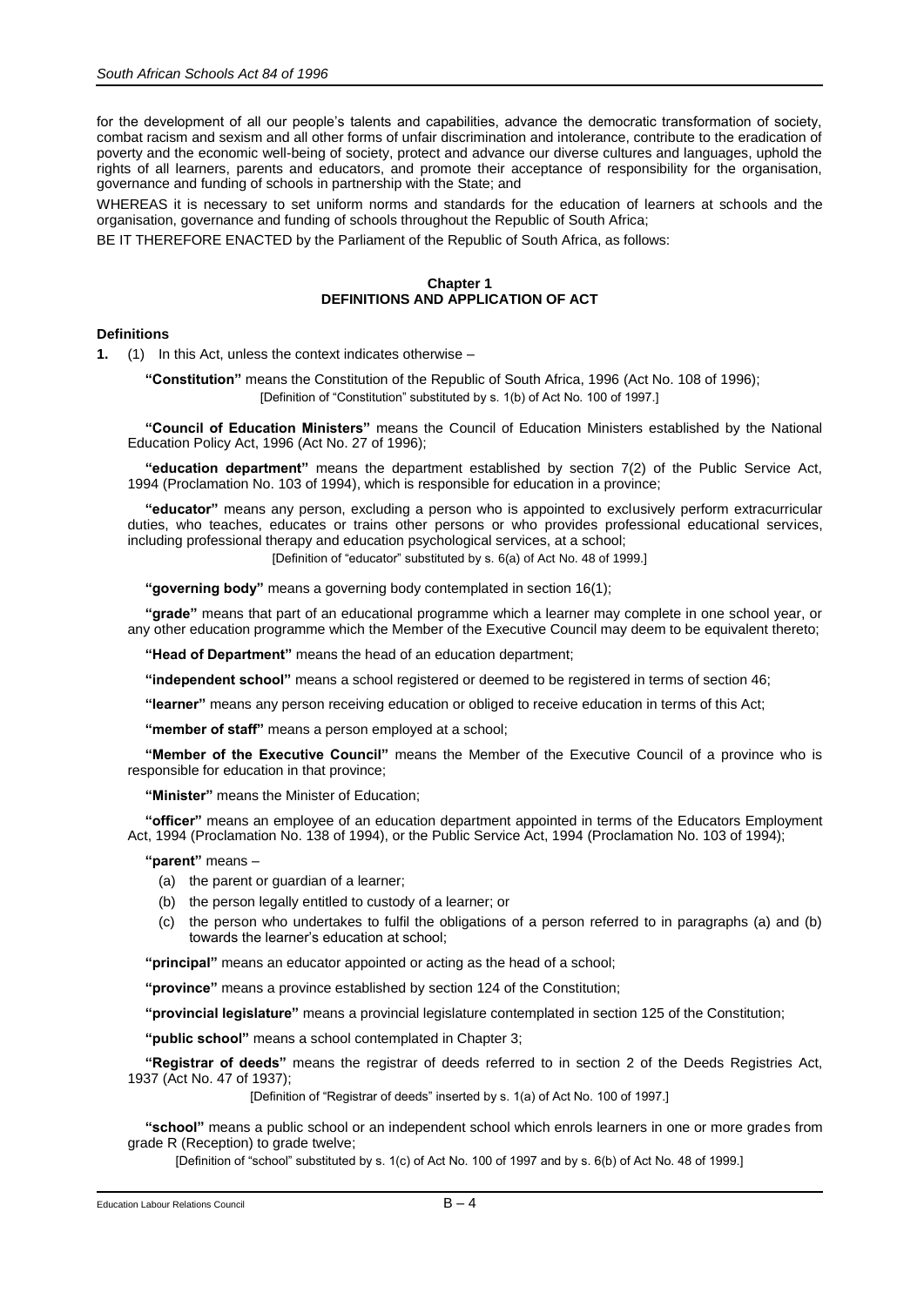for the development of all our people's talents and capabilities, advance the democratic transformation of society, combat racism and sexism and all other forms of unfair discrimination and intolerance, contribute to the eradication of poverty and the economic well-being of society, protect and advance our diverse cultures and languages, uphold the rights of all learners, parents and educators, and promote their acceptance of responsibility for the organisation, governance and funding of schools in partnership with the State; and

WHEREAS it is necessary to set uniform norms and standards for the education of learners at schools and the organisation, governance and funding of schools throughout the Republic of South Africa;

BE IT THEREFORE ENACTED by the Parliament of the Republic of South Africa, as follows:

## Chapter 1
## DEFINITIONS AND APPLICATION OF ACT

### Definitions

**1.** (1) In this Act, unless the context indicates otherwise –

**"Constitution"** means the Constitution of the Republic of South Africa, 1996 (Act No. 108 of 1996);
[Definition of "Constitution" substituted by s. 1(b) of Act No. 100 of 1997.]

**"Council of Education Ministers"** means the Council of Education Ministers established by the National Education Policy Act, 1996 (Act No. 27 of 1996);

**"education department"** means the department established by section 7(2) of the Public Service Act, 1994 (Proclamation No. 103 of 1994), which is responsible for education in a province;

**"educator"** means any person, excluding a person who is appointed to exclusively perform extracurricular duties, who teaches, educates or trains other persons or who provides professional educational services, including professional therapy and education psychological services, at a school;
[Definition of "educator" substituted by s. 6(a) of Act No. 48 of 1999.]

**"governing body"** means a governing body contemplated in section 16(1);

**"grade"** means that part of an educational programme which a learner may complete in one school year, or any other education programme which the Member of the Executive Council may deem to be equivalent thereto;

**"Head of Department"** means the head of an education department;

**"independent school"** means a school registered or deemed to be registered in terms of section 46;

**"learner"** means any person receiving education or obliged to receive education in terms of this Act;

**"member of staff"** means a person employed at a school;

**"Member of the Executive Council"** means the Member of the Executive Council of a province who is responsible for education in that province;

**"Minister"** means the Minister of Education;

**"officer"** means an employee of an education department appointed in terms of the Educators Employment Act, 1994 (Proclamation No. 138 of 1994), or the Public Service Act, 1994 (Proclamation No. 103 of 1994);

**"parent"** means –

(a) the parent or guardian of a learner;
(b) the person legally entitled to custody of a learner; or
(c) the person who undertakes to fulfil the obligations of a person referred to in paragraphs (a) and (b) towards the learner's education at school;

**"principal"** means an educator appointed or acting as the head of a school;

**"province"** means a province established by section 124 of the Constitution;

**"provincial legislature"** means a provincial legislature contemplated in section 125 of the Constitution;

**"public school"** means a school contemplated in Chapter 3;

**"Registrar of deeds"** means the registrar of deeds referred to in section 2 of the Deeds Registries Act, 1937 (Act No. 47 of 1937);
[Definition of "Registrar of deeds" inserted by s. 1(a) of Act No. 100 of 1997.]

**"school"** means a public school or an independent school which enrols learners in one or more grades from grade R (Reception) to grade twelve;
[Definition of "school" substituted by s. 1(c) of Act No. 100 of 1997 and by s. 6(b) of Act No. 48 of 1999.]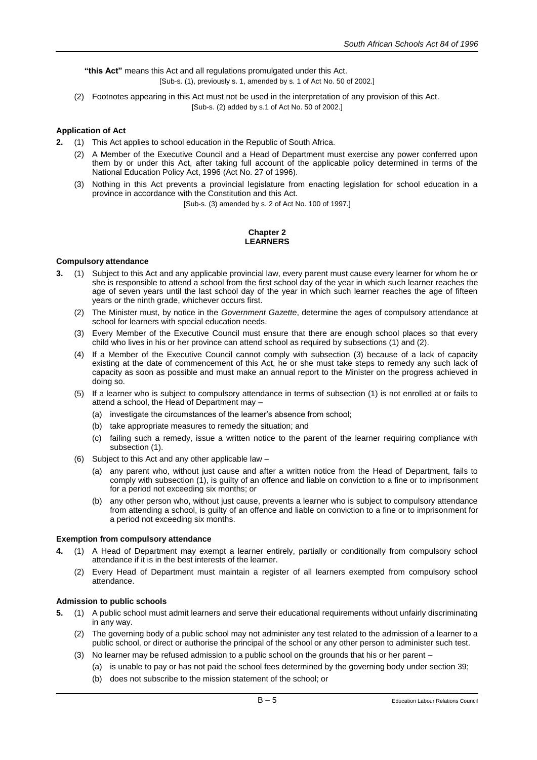**"this Act"** means this Act and all regulations promulgated under this Act.

[Sub-s. (1), previously s. 1, amended by s. 1 of Act No. 50 of 2002.]

(2) Footnotes appearing in this Act must not be used in the interpretation of any provision of this Act.

[Sub-s. (2) added by s.1 of Act No. 50 of 2002.]

#### Application of Act

**2.** (1) This Act applies to school education in the Republic of South Africa.

(2) A Member of the Executive Council and a Head of Department must exercise any power conferred upon them by or under this Act, after taking full account of the applicable policy determined in terms of the National Education Policy Act, 1996 (Act No. 27 of 1996).

(3) Nothing in this Act prevents a provincial legislature from enacting legislation for school education in a province in accordance with the Constitution and this Act.

[Sub-s. (3) amended by s. 2 of Act No. 100 of 1997.]

## Chapter 2
## LEARNERS

#### Compulsory attendance

**3.** (1) Subject to this Act and any applicable provincial law, every parent must cause every learner for whom he or she is responsible to attend a school from the first school day of the year in which such learner reaches the age of seven years until the last school day of the year in which such learner reaches the age of fifteen years or the ninth grade, whichever occurs first.

(2) The Minister must, by notice in the *Government Gazette*, determine the ages of compulsory attendance at school for learners with special education needs.

(3) Every Member of the Executive Council must ensure that there are enough school places so that every child who lives in his or her province can attend school as required by subsections (1) and (2).

(4) If a Member of the Executive Council cannot comply with subsection (3) because of a lack of capacity existing at the date of commencement of this Act, he or she must take steps to remedy any such lack of capacity as soon as possible and must make an annual report to the Minister on the progress achieved in doing so.

(5) If a learner who is subject to compulsory attendance in terms of subsection (1) is not enrolled at or fails to attend a school, the Head of Department may –

(a) investigate the circumstances of the learner's absence from school;

(b) take appropriate measures to remedy the situation; and

(c) failing such a remedy, issue a written notice to the parent of the learner requiring compliance with subsection (1).

(6) Subject to this Act and any other applicable law –

(a) any parent who, without just cause and after a written notice from the Head of Department, fails to comply with subsection (1), is guilty of an offence and liable on conviction to a fine or to imprisonment for a period not exceeding six months; or

(b) any other person who, without just cause, prevents a learner who is subject to compulsory attendance from attending a school, is guilty of an offence and liable on conviction to a fine or to imprisonment for a period not exceeding six months.

#### Exemption from compulsory attendance

**4.** (1) A Head of Department may exempt a learner entirely, partially or conditionally from compulsory school attendance if it is in the best interests of the learner.

(2) Every Head of Department must maintain a register of all learners exempted from compulsory school attendance.

#### Admission to public schools

**5.** (1) A public school must admit learners and serve their educational requirements without unfairly discriminating in any way.

(2) The governing body of a public school may not administer any test related to the admission of a learner to a public school, or direct or authorise the principal of the school or any other person to administer such test.

(3) No learner may be refused admission to a public school on the grounds that his or her parent –

(a) is unable to pay or has not paid the school fees determined by the governing body under section 39;

(b) does not subscribe to the mission statement of the school; or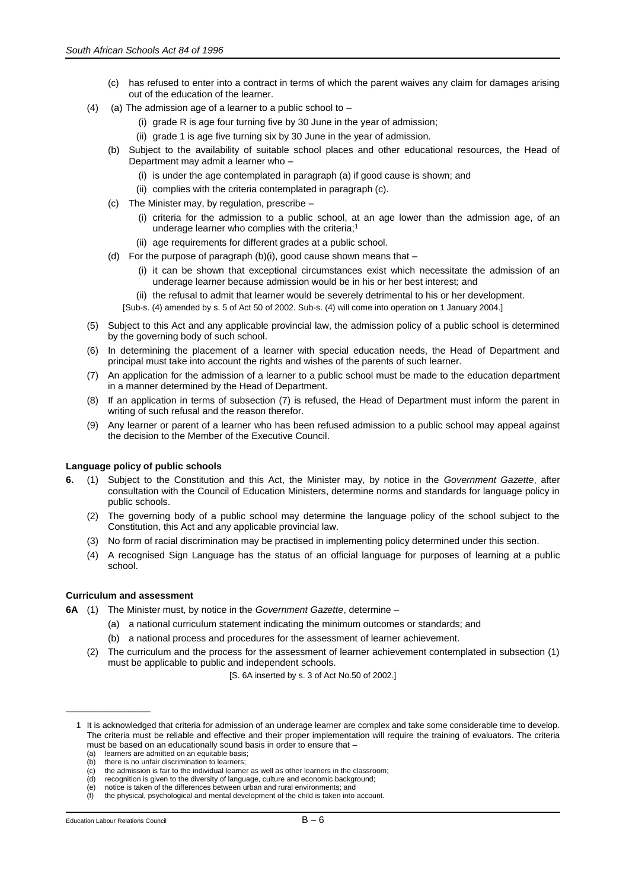(c) has refused to enter into a contract in terms of which the parent waives any claim for damages arising out of the education of the learner.

(4) (a) The admission age of a learner to a public school to –

(i) grade R is age four turning five by 30 June in the year of admission;

(ii) grade 1 is age five turning six by 30 June in the year of admission.

(b) Subject to the availability of suitable school places and other educational resources, the Head of Department may admit a learner who –

(i) is under the age contemplated in paragraph (a) if good cause is shown; and

(ii) complies with the criteria contemplated in paragraph (c).

(c) The Minister may, by regulation, prescribe –

(i) criteria for the admission to a public school, at an age lower than the admission age, of an underage learner who complies with the criteria;[1]

(ii) age requirements for different grades at a public school.

(d) For the purpose of paragraph (b)(i), good cause shown means that –

(i) it can be shown that exceptional circumstances exist which necessitate the admission of an underage learner because admission would be in his or her best interest; and

(ii) the refusal to admit that learner would be severely detrimental to his or her development.

[Sub-s. (4) amended by s. 5 of Act 50 of 2002. Sub-s. (4) will come into operation on 1 January 2004.]

(5) Subject to this Act and any applicable provincial law, the admission policy of a public school is determined by the governing body of such school.

(6) In determining the placement of a learner with special education needs, the Head of Department and principal must take into account the rights and wishes of the parents of such learner.

(7) An application for the admission of a learner to a public school must be made to the education department in a manner determined by the Head of Department.

(8) If an application in terms of subsection (7) is refused, the Head of Department must inform the parent in writing of such refusal and the reason therefor.

(9) Any learner or parent of a learner who has been refused admission to a public school may appeal against the decision to the Member of the Executive Council.

**Language policy of public schools**

**6.** (1) Subject to the Constitution and this Act, the Minister may, by notice in the *Government Gazette*, after consultation with the Council of Education Ministers, determine norms and standards for language policy in public schools.

(2) The governing body of a public school may determine the language policy of the school subject to the Constitution, this Act and any applicable provincial law.

(3) No form of racial discrimination may be practised in implementing policy determined under this section.

(4) A recognised Sign Language has the status of an official language for purposes of learning at a public school.

**Curriculum and assessment**

**6A** (1) The Minister must, by notice in the *Government Gazette*, determine –

(a) a national curriculum statement indicating the minimum outcomes or standards; and

(b) a national process and procedures for the assessment of learner achievement.

(2) The curriculum and the process for the assessment of learner achievement contemplated in subsection (1) must be applicable to public and independent schools.

[S. 6A inserted by s. 3 of Act No.50 of 2002.]

---

1 It is acknowledged that criteria for admission of an underage learner are complex and take some considerable time to develop. The criteria must be reliable and effective and their proper implementation will require the training of evaluators. The criteria must be based on an educationally sound basis in order to ensure that –
(a) learners are admitted on an equitable basis;
(b) there is no unfair discrimination to learners;
(c) the admission is fair to the individual learner as well as other learners in the classroom;
(d) recognition is given to the diversity of language, culture and economic background;
(e) notice is taken of the differences between urban and rural environments; and
(f) the physical, psychological and mental development of the child is taken into account.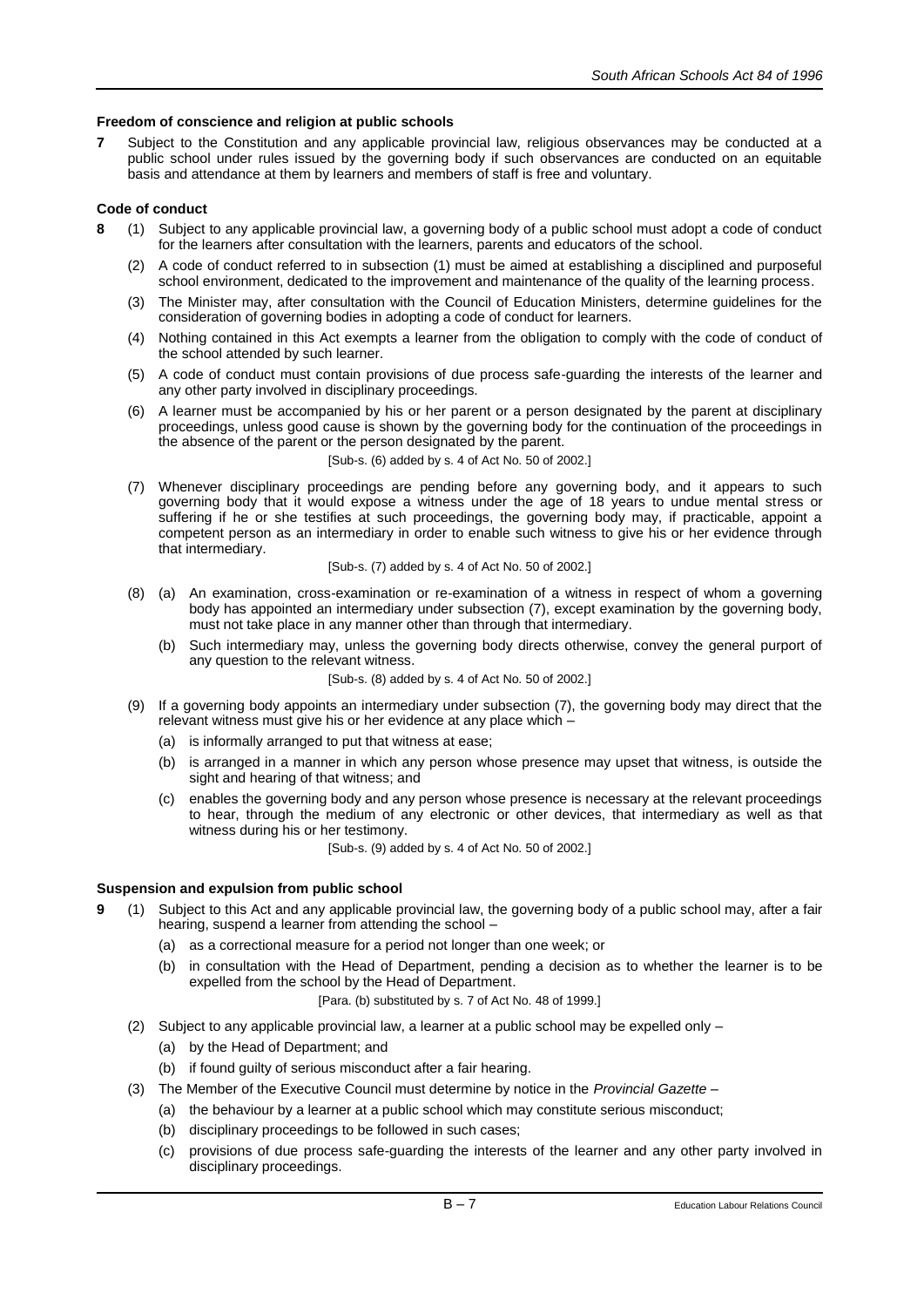#### Freedom of conscience and religion at public schools

**7** Subject to the Constitution and any applicable provincial law, religious observances may be conducted at a public school under rules issued by the governing body if such observances are conducted on an equitable basis and attendance at them by learners and members of staff is free and voluntary.

#### Code of conduct

**8** (1) Subject to any applicable provincial law, a governing body of a public school must adopt a code of conduct for the learners after consultation with the learners, parents and educators of the school.

(2) A code of conduct referred to in subsection (1) must be aimed at establishing a disciplined and purposeful school environment, dedicated to the improvement and maintenance of the quality of the learning process.

(3) The Minister may, after consultation with the Council of Education Ministers, determine guidelines for the consideration of governing bodies in adopting a code of conduct for learners.

(4) Nothing contained in this Act exempts a learner from the obligation to comply with the code of conduct of the school attended by such learner.

(5) A code of conduct must contain provisions of due process safe-guarding the interests of the learner and any other party involved in disciplinary proceedings.

(6) A learner must be accompanied by his or her parent or a person designated by the parent at disciplinary proceedings, unless good cause is shown by the governing body for the continuation of the proceedings in the absence of the parent or the person designated by the parent.

[Sub-s. (6) added by s. 4 of Act No. 50 of 2002.]

(7) Whenever disciplinary proceedings are pending before any governing body, and it appears to such governing body that it would expose a witness under the age of 18 years to undue mental stress or suffering if he or she testifies at such proceedings, the governing body may, if practicable, appoint a competent person as an intermediary in order to enable such witness to give his or her evidence through that intermediary.

[Sub-s. (7) added by s. 4 of Act No. 50 of 2002.]

(8) (a) An examination, cross-examination or re-examination of a witness in respect of whom a governing body has appointed an intermediary under subsection (7), except examination by the governing body, must not take place in any manner other than through that intermediary.

(b) Such intermediary may, unless the governing body directs otherwise, convey the general purport of any question to the relevant witness.

[Sub-s. (8) added by s. 4 of Act No. 50 of 2002.]

(9) If a governing body appoints an intermediary under subsection (7), the governing body may direct that the relevant witness must give his or her evidence at any place which –

(a) is informally arranged to put that witness at ease;

(b) is arranged in a manner in which any person whose presence may upset that witness, is outside the sight and hearing of that witness; and

(c) enables the governing body and any person whose presence is necessary at the relevant proceedings to hear, through the medium of any electronic or other devices, that intermediary as well as that witness during his or her testimony.

[Sub-s. (9) added by s. 4 of Act No. 50 of 2002.]

#### Suspension and expulsion from public school

**9** (1) Subject to this Act and any applicable provincial law, the governing body of a public school may, after a fair hearing, suspend a learner from attending the school –

(a) as a correctional measure for a period not longer than one week; or

(b) in consultation with the Head of Department, pending a decision as to whether the learner is to be expelled from the school by the Head of Department.

[Para. (b) substituted by s. 7 of Act No. 48 of 1999.]

(2) Subject to any applicable provincial law, a learner at a public school may be expelled only –

(a) by the Head of Department; and

(b) if found guilty of serious misconduct after a fair hearing.

(3) The Member of the Executive Council must determine by notice in the *Provincial Gazette* –

(a) the behaviour by a learner at a public school which may constitute serious misconduct;

(b) disciplinary proceedings to be followed in such cases;

(c) provisions of due process safe-guarding the interests of the learner and any other party involved in disciplinary proceedings.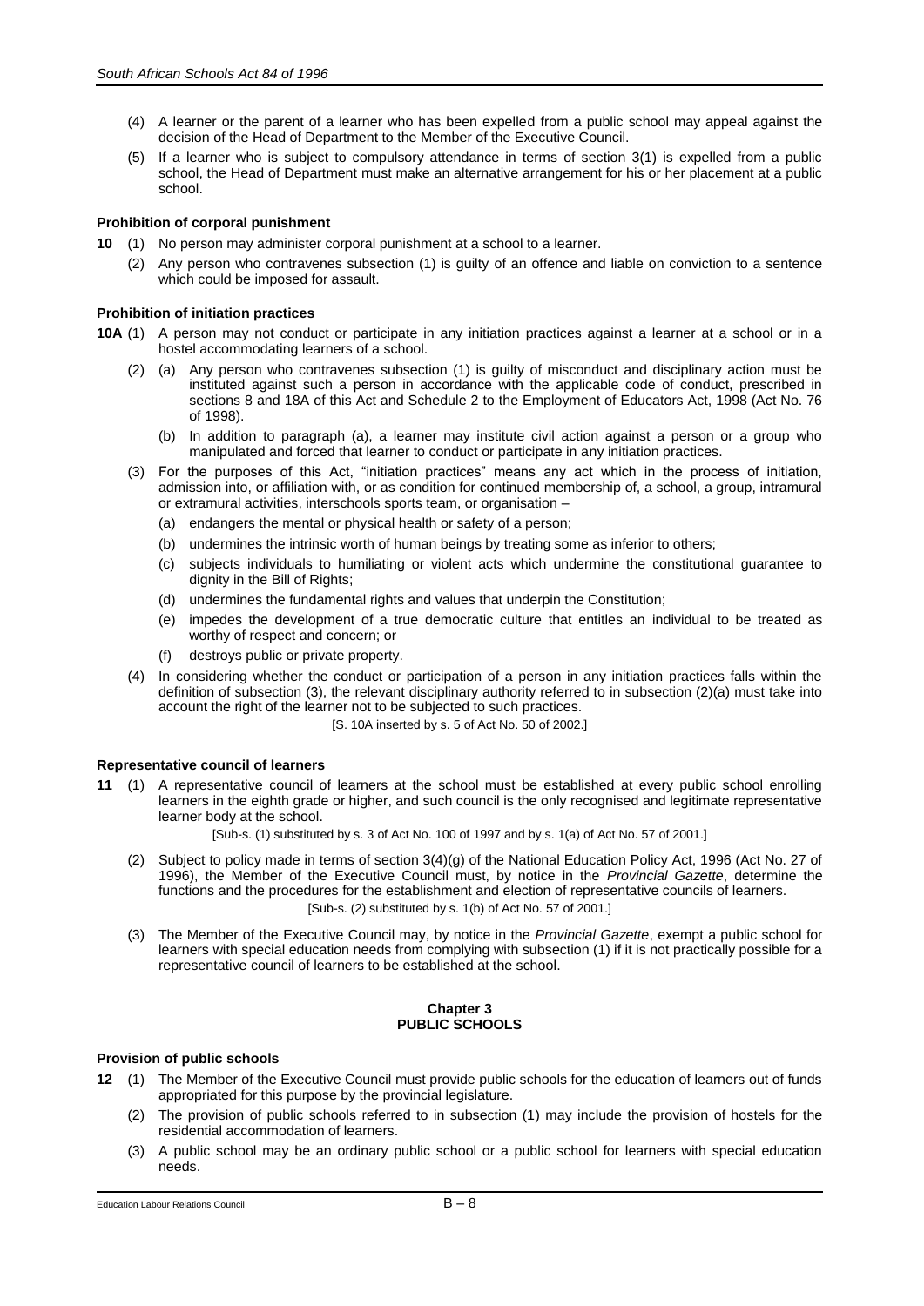(4) A learner or the parent of a learner who has been expelled from a public school may appeal against the decision of the Head of Department to the Member of the Executive Council.

(5) If a learner who is subject to compulsory attendance in terms of section 3(1) is expelled from a public school, the Head of Department must make an alternative arrangement for his or her placement at a public school.

**Prohibition of corporal punishment**

**10** (1) No person may administer corporal punishment at a school to a learner.

(2) Any person who contravenes subsection (1) is guilty of an offence and liable on conviction to a sentence which could be imposed for assault.

**Prohibition of initiation practices**

**10A** (1) A person may not conduct or participate in any initiation practices against a learner at a school or in a hostel accommodating learners of a school.

(2) (a) Any person who contravenes subsection (1) is guilty of misconduct and disciplinary action must be instituted against such a person in accordance with the applicable code of conduct, prescribed in sections 8 and 18A of this Act and Schedule 2 to the Employment of Educators Act, 1998 (Act No. 76 of 1998).

(b) In addition to paragraph (a), a learner may institute civil action against a person or a group who manipulated and forced that learner to conduct or participate in any initiation practices.

(3) For the purposes of this Act, "initiation practices" means any act which in the process of initiation, admission into, or affiliation with, or as condition for continued membership of, a school, a group, intramural or extramural activities, interschools sports team, or organisation –

(a) endangers the mental or physical health or safety of a person;

(b) undermines the intrinsic worth of human beings by treating some as inferior to others;

(c) subjects individuals to humiliating or violent acts which undermine the constitutional guarantee to dignity in the Bill of Rights;

(d) undermines the fundamental rights and values that underpin the Constitution;

(e) impedes the development of a true democratic culture that entitles an individual to be treated as worthy of respect and concern; or

(f) destroys public or private property.

(4) In considering whether the conduct or participation of a person in any initiation practices falls within the definition of subsection (3), the relevant disciplinary authority referred to in subsection (2)(a) must take into account the right of the learner not to be subjected to such practices.

[S. 10A inserted by s. 5 of Act No. 50 of 2002.]

**Representative council of learners**

**11** (1) A representative council of learners at the school must be established at every public school enrolling learners in the eighth grade or higher, and such council is the only recognised and legitimate representative learner body at the school.

[Sub-s. (1) substituted by s. 3 of Act No. 100 of 1997 and by s. 1(a) of Act No. 57 of 2001.]

(2) Subject to policy made in terms of section 3(4)(g) of the National Education Policy Act, 1996 (Act No. 27 of 1996), the Member of the Executive Council must, by notice in the *Provincial Gazette*, determine the functions and the procedures for the establishment and election of representative councils of learners.

[Sub-s. (2) substituted by s. 1(b) of Act No. 57 of 2001.]

(3) The Member of the Executive Council may, by notice in the *Provincial Gazette*, exempt a public school for learners with special education needs from complying with subsection (1) if it is not practically possible for a representative council of learners to be established at the school.

## Chapter 3
## PUBLIC SCHOOLS

**Provision of public schools**

**12** (1) The Member of the Executive Council must provide public schools for the education of learners out of funds appropriated for this purpose by the provincial legislature.

(2) The provision of public schools referred to in subsection (1) may include the provision of hostels for the residential accommodation of learners.

(3) A public school may be an ordinary public school or a public school for learners with special education needs.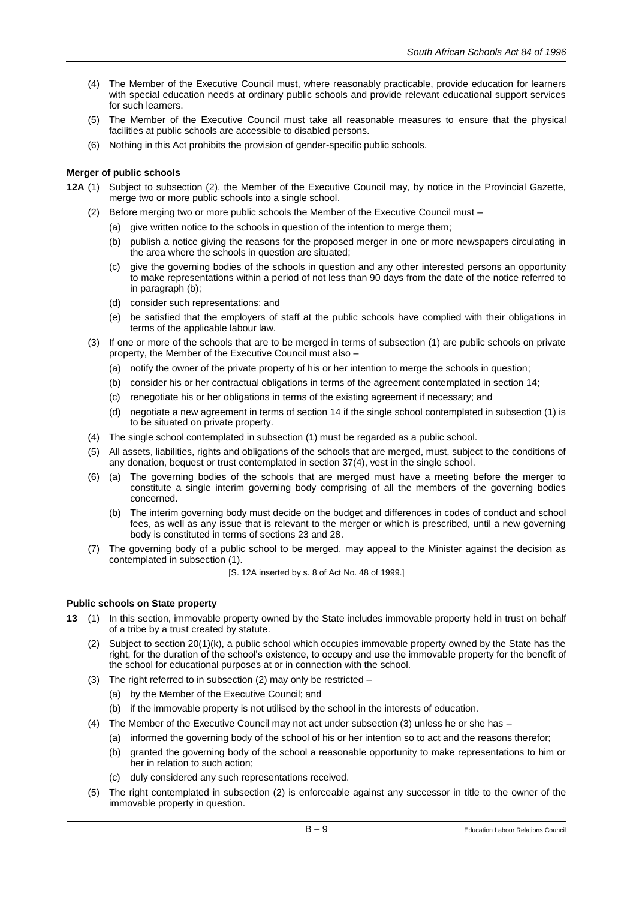(4) The Member of the Executive Council must, where reasonably practicable, provide education for learners with special education needs at ordinary public schools and provide relevant educational support services for such learners.

(5) The Member of the Executive Council must take all reasonable measures to ensure that the physical facilities at public schools are accessible to disabled persons.

(6) Nothing in this Act prohibits the provision of gender-specific public schools.

**Merger of public schools**

**12A** (1) Subject to subsection (2), the Member of the Executive Council may, by notice in the Provincial Gazette, merge two or more public schools into a single school.

(2) Before merging two or more public schools the Member of the Executive Council must –

(a) give written notice to the schools in question of the intention to merge them;

(b) publish a notice giving the reasons for the proposed merger in one or more newspapers circulating in the area where the schools in question are situated;

(c) give the governing bodies of the schools in question and any other interested persons an opportunity to make representations within a period of not less than 90 days from the date of the notice referred to in paragraph (b);

(d) consider such representations; and

(e) be satisfied that the employers of staff at the public schools have complied with their obligations in terms of the applicable labour law.

(3) If one or more of the schools that are to be merged in terms of subsection (1) are public schools on private property, the Member of the Executive Council must also –

(a) notify the owner of the private property of his or her intention to merge the schools in question;

(b) consider his or her contractual obligations in terms of the agreement contemplated in section 14;

(c) renegotiate his or her obligations in terms of the existing agreement if necessary; and

(d) negotiate a new agreement in terms of section 14 if the single school contemplated in subsection (1) is to be situated on private property.

(4) The single school contemplated in subsection (1) must be regarded as a public school.

(5) All assets, liabilities, rights and obligations of the schools that are merged, must, subject to the conditions of any donation, bequest or trust contemplated in section 37(4), vest in the single school.

(6) (a) The governing bodies of the schools that are merged must have a meeting before the merger to constitute a single interim governing body comprising of all the members of the governing bodies concerned.

(b) The interim governing body must decide on the budget and differences in codes of conduct and school fees, as well as any issue that is relevant to the merger or which is prescribed, until a new governing body is constituted in terms of sections 23 and 28.

(7) The governing body of a public school to be merged, may appeal to the Minister against the decision as contemplated in subsection (1).

[S. 12A inserted by s. 8 of Act No. 48 of 1999.]

**Public schools on State property**

**13** (1) In this section, immovable property owned by the State includes immovable property held in trust on behalf of a tribe by a trust created by statute.

(2) Subject to section 20(1)(k), a public school which occupies immovable property owned by the State has the right, for the duration of the school's existence, to occupy and use the immovable property for the benefit of the school for educational purposes at or in connection with the school.

(3) The right referred to in subsection (2) may only be restricted –

(a) by the Member of the Executive Council; and

(b) if the immovable property is not utilised by the school in the interests of education.

(4) The Member of the Executive Council may not act under subsection (3) unless he or she has –

(a) informed the governing body of the school of his or her intention so to act and the reasons therefor;

(b) granted the governing body of the school a reasonable opportunity to make representations to him or her in relation to such action;

(c) duly considered any such representations received.

(5) The right contemplated in subsection (2) is enforceable against any successor in title to the owner of the immovable property in question.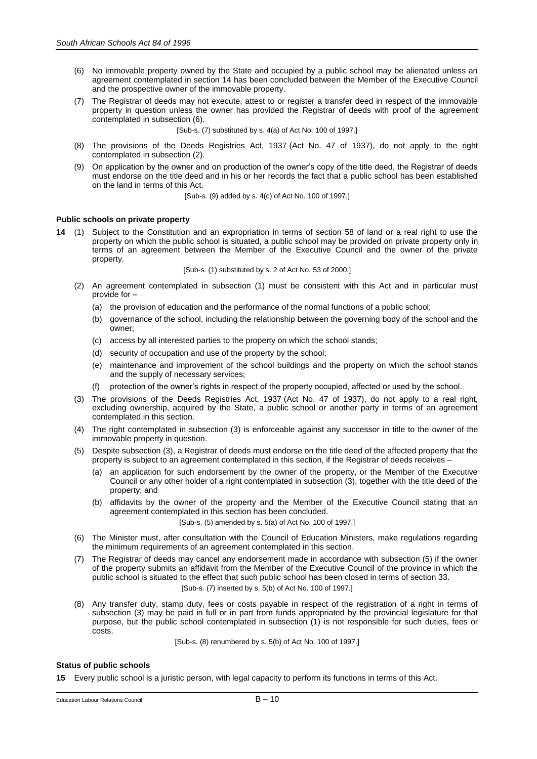(6) No immovable property owned by the State and occupied by a public school may be alienated unless an agreement contemplated in section 14 has been concluded between the Member of the Executive Council and the prospective owner of the immovable property.

(7) The Registrar of deeds may not execute, attest to or register a transfer deed in respect of the immovable property in question unless the owner has provided the Registrar of deeds with proof of the agreement contemplated in subsection (6).

[Sub-s. (7) substituted by s. 4(a) of Act No. 100 of 1997.]

(8) The provisions of the Deeds Registries Act, 1937 (Act No. 47 of 1937), do not apply to the right contemplated in subsection (2).

(9) On application by the owner and on production of the owner's copy of the title deed, the Registrar of deeds must endorse on the title deed and in his or her records the fact that a public school has been established on the land in terms of this Act.

[Sub-s. (9) added by s. 4(c) of Act No. 100 of 1997.]

**Public schools on private property**

**14** (1) Subject to the Constitution and an expropriation in terms of section 58 of land or a real right to use the property on which the public school is situated, a public school may be provided on private property only in terms of an agreement between the Member of the Executive Council and the owner of the private property.

[Sub-s. (1) substituted by s. 2 of Act No. 53 of 2000.]

(2) An agreement contemplated in subsection (1) must be consistent with this Act and in particular must provide for –

(a) the provision of education and the performance of the normal functions of a public school;

(b) governance of the school, including the relationship between the governing body of the school and the owner;

(c) access by all interested parties to the property on which the school stands;

(d) security of occupation and use of the property by the school;

(e) maintenance and improvement of the school buildings and the property on which the school stands and the supply of necessary services;

(f) protection of the owner's rights in respect of the property occupied, affected or used by the school.

(3) The provisions of the Deeds Registries Act, 1937 (Act No. 47 of 1937), do not apply to a real right, excluding ownership, acquired by the State, a public school or another party in terms of an agreement contemplated in this section.

(4) The right contemplated in subsection (3) is enforceable against any successor in title to the owner of the immovable property in question.

(5) Despite subsection (3), a Registrar of deeds must endorse on the title deed of the affected property that the property is subject to an agreement contemplated in this section, if the Registrar of deeds receives –

(a) an application for such endorsement by the owner of the property, or the Member of the Executive Council or any other holder of a right contemplated in subsection (3), together with the title deed of the property; and

(b) affidavits by the owner of the property and the Member of the Executive Council stating that an agreement contemplated in this section has been concluded.

[Sub-s. (5) amended by s. 5(a) of Act No. 100 of 1997.]

(6) The Minister must, after consultation with the Council of Education Ministers, make regulations regarding the minimum requirements of an agreement contemplated in this section.

(7) The Registrar of deeds may cancel any endorsement made in accordance with subsection (5) if the owner of the property submits an affidavit from the Member of the Executive Council of the province in which the public school is situated to the effect that such public school has been closed in terms of section 33.

[Sub-s. (7) inserted by s. 5(b) of Act No. 100 of 1997.]

(8) Any transfer duty, stamp duty, fees or costs payable in respect of the registration of a right in terms of subsection (3) may be paid in full or in part from funds appropriated by the provincial legislature for that purpose, but the public school contemplated in subsection (1) is not responsible for such duties, fees or costs.

[Sub-s. (8) renumbered by s. 5(b) of Act No. 100 of 1997.]

**Status of public schools**

**15** Every public school is a juristic person, with legal capacity to perform its functions in terms of this Act.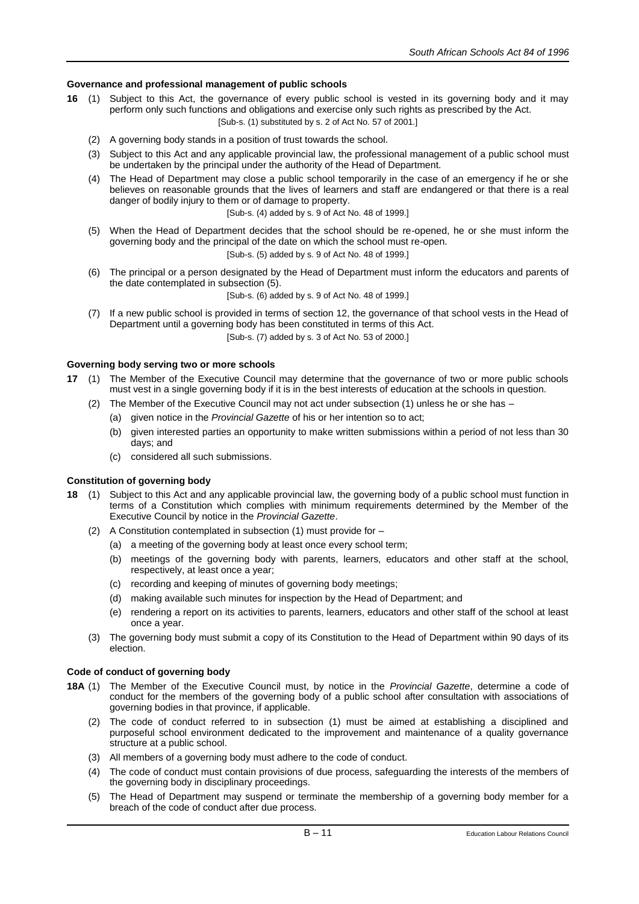#### Governance and professional management of public schools

**16** (1) Subject to this Act, the governance of every public school is vested in its governing body and it may perform only such functions and obligations and exercise only such rights as prescribed by the Act.
[Sub-s. (1) substituted by s. 2 of Act No. 57 of 2001.]

(2) A governing body stands in a position of trust towards the school.

(3) Subject to this Act and any applicable provincial law, the professional management of a public school must be undertaken by the principal under the authority of the Head of Department.

(4) The Head of Department may close a public school temporarily in the case of an emergency if he or she believes on reasonable grounds that the lives of learners and staff are endangered or that there is a real danger of bodily injury to them or of damage to property.
[Sub-s. (4) added by s. 9 of Act No. 48 of 1999.]

(5) When the Head of Department decides that the school should be re-opened, he or she must inform the governing body and the principal of the date on which the school must re-open.
[Sub-s. (5) added by s. 9 of Act No. 48 of 1999.]

(6) The principal or a person designated by the Head of Department must inform the educators and parents of the date contemplated in subsection (5).
[Sub-s. (6) added by s. 9 of Act No. 48 of 1999.]

(7) If a new public school is provided in terms of section 12, the governance of that school vests in the Head of Department until a governing body has been constituted in terms of this Act.
[Sub-s. (7) added by s. 3 of Act No. 53 of 2000.]

#### Governing body serving two or more schools

**17** (1) The Member of the Executive Council may determine that the governance of two or more public schools must vest in a single governing body if it is in the best interests of education at the schools in question.

(2) The Member of the Executive Council may not act under subsection (1) unless he or she has –

(a) given notice in the *Provincial Gazette* of his or her intention so to act;

(b) given interested parties an opportunity to make written submissions within a period of not less than 30 days; and

(c) considered all such submissions.

#### Constitution of governing body

**18** (1) Subject to this Act and any applicable provincial law, the governing body of a public school must function in terms of a Constitution which complies with minimum requirements determined by the Member of the Executive Council by notice in the *Provincial Gazette*.

(2) A Constitution contemplated in subsection (1) must provide for –

(a) a meeting of the governing body at least once every school term;

(b) meetings of the governing body with parents, learners, educators and other staff at the school, respectively, at least once a year;

(c) recording and keeping of minutes of governing body meetings;

(d) making available such minutes for inspection by the Head of Department; and

(e) rendering a report on its activities to parents, learners, educators and other staff of the school at least once a year.

(3) The governing body must submit a copy of its Constitution to the Head of Department within 90 days of its election.

#### Code of conduct of governing body

**18A** (1) The Member of the Executive Council must, by notice in the *Provincial Gazette*, determine a code of conduct for the members of the governing body of a public school after consultation with associations of governing bodies in that province, if applicable.

(2) The code of conduct referred to in subsection (1) must be aimed at establishing a disciplined and purposeful school environment dedicated to the improvement and maintenance of a quality governance structure at a public school.

(3) All members of a governing body must adhere to the code of conduct.

(4) The code of conduct must contain provisions of due process, safeguarding the interests of the members of the governing body in disciplinary proceedings.

(5) The Head of Department may suspend or terminate the membership of a governing body member for a breach of the code of conduct after due process.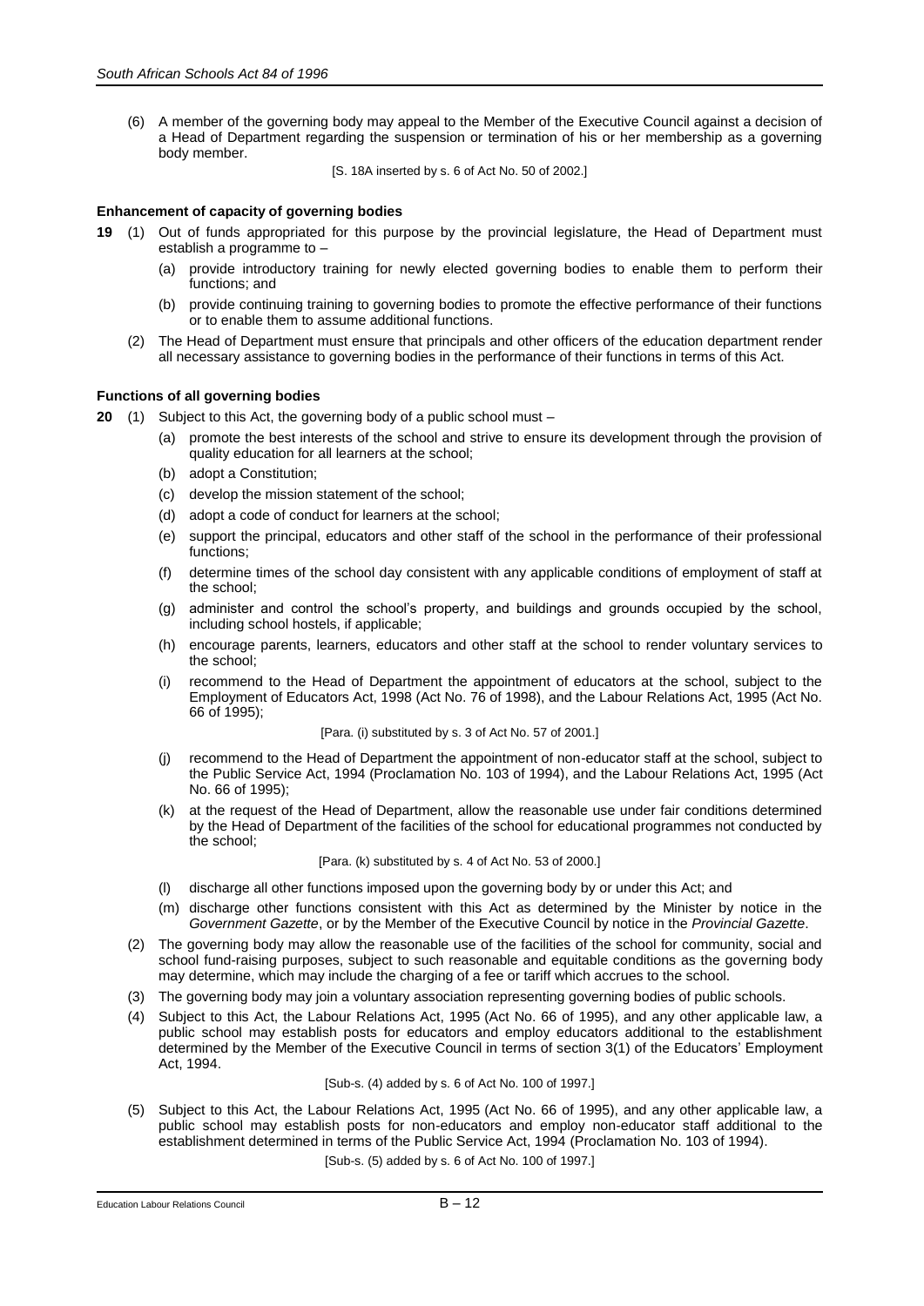(6) A member of the governing body may appeal to the Member of the Executive Council against a decision of a Head of Department regarding the suspension or termination of his or her membership as a governing body member.

[S. 18A inserted by s. 6 of Act No. 50 of 2002.]

#### Enhancement of capacity of governing bodies

**19** (1) Out of funds appropriated for this purpose by the provincial legislature, the Head of Department must establish a programme to –

(a) provide introductory training for newly elected governing bodies to enable them to perform their functions; and

(b) provide continuing training to governing bodies to promote the effective performance of their functions or to enable them to assume additional functions.

(2) The Head of Department must ensure that principals and other officers of the education department render all necessary assistance to governing bodies in the performance of their functions in terms of this Act.

#### Functions of all governing bodies

**20** (1) Subject to this Act, the governing body of a public school must –

(a) promote the best interests of the school and strive to ensure its development through the provision of quality education for all learners at the school;

(b) adopt a Constitution;

(c) develop the mission statement of the school;

(d) adopt a code of conduct for learners at the school;

(e) support the principal, educators and other staff of the school in the performance of their professional functions;

(f) determine times of the school day consistent with any applicable conditions of employment of staff at the school;

(g) administer and control the school's property, and buildings and grounds occupied by the school, including school hostels, if applicable;

(h) encourage parents, learners, educators and other staff at the school to render voluntary services to the school;

(i) recommend to the Head of Department the appointment of educators at the school, subject to the Employment of Educators Act, 1998 (Act No. 76 of 1998), and the Labour Relations Act, 1995 (Act No. 66 of 1995);

[Para. (i) substituted by s. 3 of Act No. 57 of 2001.]

(j) recommend to the Head of Department the appointment of non-educator staff at the school, subject to the Public Service Act, 1994 (Proclamation No. 103 of 1994), and the Labour Relations Act, 1995 (Act No. 66 of 1995);

(k) at the request of the Head of Department, allow the reasonable use under fair conditions determined by the Head of Department of the facilities of the school for educational programmes not conducted by the school;

[Para. (k) substituted by s. 4 of Act No. 53 of 2000.]

(l) discharge all other functions imposed upon the governing body by or under this Act; and

(m) discharge other functions consistent with this Act as determined by the Minister by notice in the *Government Gazette*, or by the Member of the Executive Council by notice in the *Provincial Gazette*.

(2) The governing body may allow the reasonable use of the facilities of the school for community, social and school fund-raising purposes, subject to such reasonable and equitable conditions as the governing body may determine, which may include the charging of a fee or tariff which accrues to the school.

(3) The governing body may join a voluntary association representing governing bodies of public schools.

(4) Subject to this Act, the Labour Relations Act, 1995 (Act No. 66 of 1995), and any other applicable law, a public school may establish posts for educators and employ educators additional to the establishment determined by the Member of the Executive Council in terms of section 3(1) of the Educators' Employment Act, 1994.

[Sub-s. (4) added by s. 6 of Act No. 100 of 1997.]

(5) Subject to this Act, the Labour Relations Act, 1995 (Act No. 66 of 1995), and any other applicable law, a public school may establish posts for non-educators and employ non-educator staff additional to the establishment determined in terms of the Public Service Act, 1994 (Proclamation No. 103 of 1994).

[Sub-s. (5) added by s. 6 of Act No. 100 of 1997.]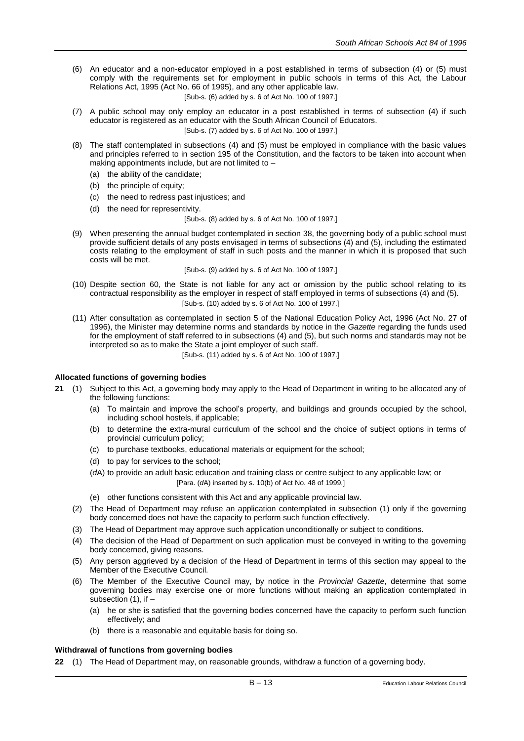(6) An educator and a non-educator employed in a post established in terms of subsection (4) or (5) must comply with the requirements set for employment in public schools in terms of this Act, the Labour Relations Act, 1995 (Act No. 66 of 1995), and any other applicable law.

[Sub-s. (6) added by s. 6 of Act No. 100 of 1997.]

(7) A public school may only employ an educator in a post established in terms of subsection (4) if such educator is registered as an educator with the South African Council of Educators.

[Sub-s. (7) added by s. 6 of Act No. 100 of 1997.]

(8) The staff contemplated in subsections (4) and (5) must be employed in compliance with the basic values and principles referred to in section 195 of the Constitution, and the factors to be taken into account when making appointments include, but are not limited to –

(a) the ability of the candidate;

(b) the principle of equity;

(c) the need to redress past injustices; and

(d) the need for representivity.

[Sub-s. (8) added by s. 6 of Act No. 100 of 1997.]

(9) When presenting the annual budget contemplated in section 38, the governing body of a public school must provide sufficient details of any posts envisaged in terms of subsections (4) and (5), including the estimated costs relating to the employment of staff in such posts and the manner in which it is proposed that such costs will be met.

[Sub-s. (9) added by s. 6 of Act No. 100 of 1997.]

(10) Despite section 60, the State is not liable for any act or omission by the public school relating to its contractual responsibility as the employer in respect of staff employed in terms of subsections (4) and (5).

[Sub-s. (10) added by s. 6 of Act No. 100 of 1997.]

(11) After consultation as contemplated in section 5 of the National Education Policy Act, 1996 (Act No. 27 of 1996), the Minister may determine norms and standards by notice in the *Gazette* regarding the funds used for the employment of staff referred to in subsections (4) and (5), but such norms and standards may not be interpreted so as to make the State a joint employer of such staff.

[Sub-s. (11) added by s. 6 of Act No. 100 of 1997.]

**Allocated functions of governing bodies**

**21** (1) Subject to this Act, a governing body may apply to the Head of Department in writing to be allocated any of the following functions:

(a) To maintain and improve the school's property, and buildings and grounds occupied by the school, including school hostels, if applicable;

(b) to determine the extra-mural curriculum of the school and the choice of subject options in terms of provincial curriculum policy;

(c) to purchase textbooks, educational materials or equipment for the school;

(d) to pay for services to the school;

(*d*A) to provide an adult basic education and training class or centre subject to any applicable law; or

[Para. (*d*A) inserted by s. 10(b) of Act No. 48 of 1999.]

(e) other functions consistent with this Act and any applicable provincial law.

(2) The Head of Department may refuse an application contemplated in subsection (1) only if the governing body concerned does not have the capacity to perform such function effectively.

(3) The Head of Department may approve such application unconditionally or subject to conditions.

(4) The decision of the Head of Department on such application must be conveyed in writing to the governing body concerned, giving reasons.

(5) Any person aggrieved by a decision of the Head of Department in terms of this section may appeal to the Member of the Executive Council.

(6) The Member of the Executive Council may, by notice in the *Provincial Gazette*, determine that some governing bodies may exercise one or more functions without making an application contemplated in subsection (1), if –

(a) he or she is satisfied that the governing bodies concerned have the capacity to perform such function effectively; and

(b) there is a reasonable and equitable basis for doing so.

**Withdrawal of functions from governing bodies**

**22** (1) The Head of Department may, on reasonable grounds, withdraw a function of a governing body.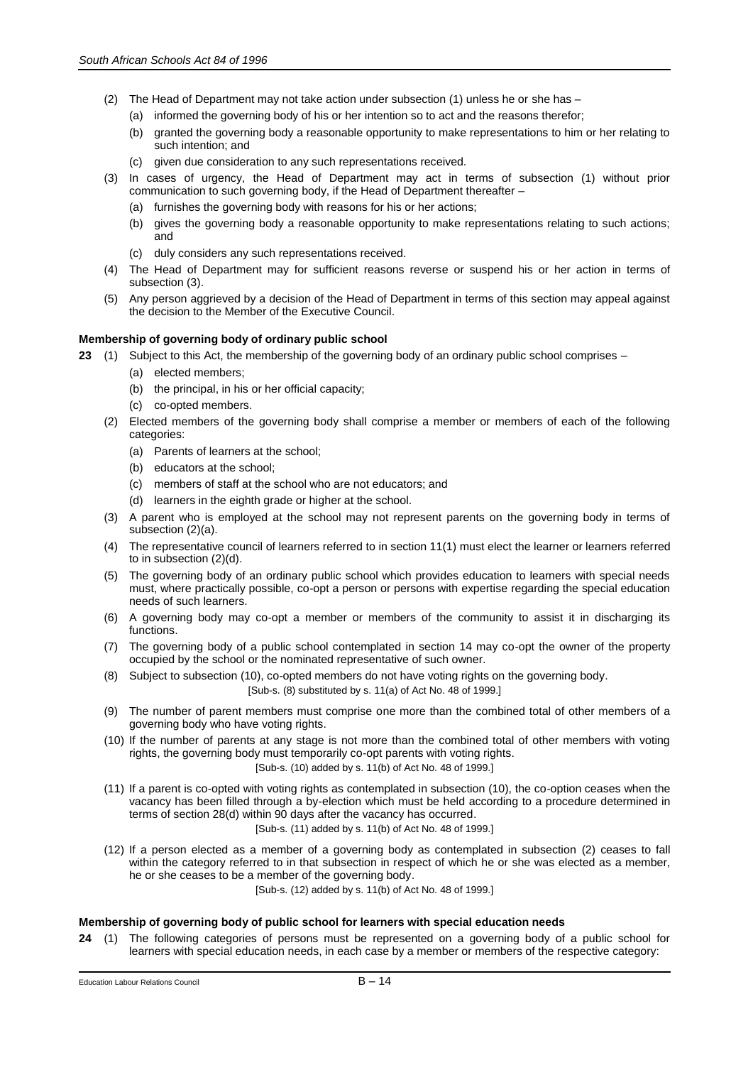(2) The Head of Department may not take action under subsection (1) unless he or she has –

   (a) informed the governing body of his or her intention so to act and the reasons therefor;

   (b) granted the governing body a reasonable opportunity to make representations to him or her relating to such intention; and

   (c) given due consideration to any such representations received.

(3) In cases of urgency, the Head of Department may act in terms of subsection (1) without prior communication to such governing body, if the Head of Department thereafter –

   (a) furnishes the governing body with reasons for his or her actions;

   (b) gives the governing body a reasonable opportunity to make representations relating to such actions; and

   (c) duly considers any such representations received.

(4) The Head of Department may for sufficient reasons reverse or suspend his or her action in terms of subsection (3).

(5) Any person aggrieved by a decision of the Head of Department in terms of this section may appeal against the decision to the Member of the Executive Council.

**Membership of governing body of ordinary public school**

**23** (1) Subject to this Act, the membership of the governing body of an ordinary public school comprises –

   (a) elected members;

   (b) the principal, in his or her official capacity;

   (c) co-opted members.

(2) Elected members of the governing body shall comprise a member or members of each of the following categories:

   (a) Parents of learners at the school;

   (b) educators at the school;

   (c) members of staff at the school who are not educators; and

   (d) learners in the eighth grade or higher at the school.

(3) A parent who is employed at the school may not represent parents on the governing body in terms of subsection (2)(a).

(4) The representative council of learners referred to in section 11(1) must elect the learner or learners referred to in subsection (2)(d).

(5) The governing body of an ordinary public school which provides education to learners with special needs must, where practically possible, co-opt a person or persons with expertise regarding the special education needs of such learners.

(6) A governing body may co-opt a member or members of the community to assist it in discharging its functions.

(7) The governing body of a public school contemplated in section 14 may co-opt the owner of the property occupied by the school or the nominated representative of such owner.

(8) Subject to subsection (10), co-opted members do not have voting rights on the governing body.

[Sub-s. (8) substituted by s. 11(a) of Act No. 48 of 1999.]

(9) The number of parent members must comprise one more than the combined total of other members of a governing body who have voting rights.

(10) If the number of parents at any stage is not more than the combined total of other members with voting rights, the governing body must temporarily co-opt parents with voting rights.

[Sub-s. (10) added by s. 11(b) of Act No. 48 of 1999.]

(11) If a parent is co-opted with voting rights as contemplated in subsection (10), the co-option ceases when the vacancy has been filled through a by-election which must be held according to a procedure determined in terms of section 28(d) within 90 days after the vacancy has occurred.

[Sub-s. (11) added by s. 11(b) of Act No. 48 of 1999.]

(12) If a person elected as a member of a governing body as contemplated in subsection (2) ceases to fall within the category referred to in that subsection in respect of which he or she was elected as a member, he or she ceases to be a member of the governing body.

[Sub-s. (12) added by s. 11(b) of Act No. 48 of 1999.]

**Membership of governing body of public school for learners with special education needs**

**24** (1) The following categories of persons must be represented on a governing body of a public school for learners with special education needs, in each case by a member or members of the respective category: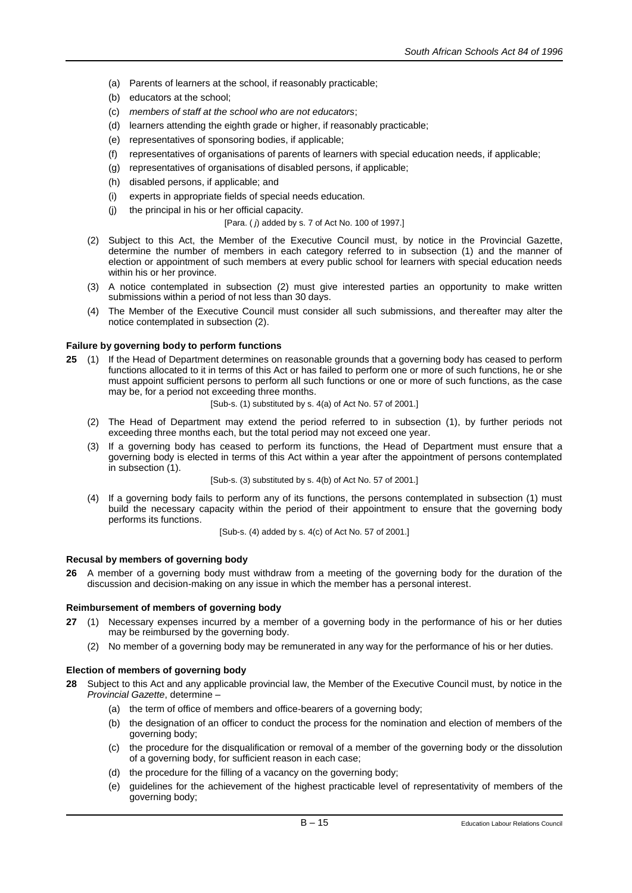(a) Parents of learners at the school, if reasonably practicable;
(b) educators at the school;
(c) *members of staff at the school who are not educators*;
(d) learners attending the eighth grade or higher, if reasonably practicable;
(e) representatives of sponsoring bodies, if applicable;
(f) representatives of organisations of parents of learners with special education needs, if applicable;
(g) representatives of organisations of disabled persons, if applicable;
(h) disabled persons, if applicable; and
(i) experts in appropriate fields of special needs education.
(j) the principal in his or her official capacity.

[Para. (*j*) added by s. 7 of Act No. 100 of 1997.]

(2) Subject to this Act, the Member of the Executive Council must, by notice in the Provincial Gazette, determine the number of members in each category referred to in subsection (1) and the manner of election or appointment of such members at every public school for learners with special education needs within his or her province.

(3) A notice contemplated in subsection (2) must give interested parties an opportunity to make written submissions within a period of not less than 30 days.

(4) The Member of the Executive Council must consider all such submissions, and thereafter may alter the notice contemplated in subsection (2).

**Failure by governing body to perform functions**

**25** (1) If the Head of Department determines on reasonable grounds that a governing body has ceased to perform functions allocated to it in terms of this Act or has failed to perform one or more of such functions, he or she must appoint sufficient persons to perform all such functions or one or more of such functions, as the case may be, for a period not exceeding three months.

[Sub-s. (1) substituted by s. 4(a) of Act No. 57 of 2001.]

(2) The Head of Department may extend the period referred to in subsection (1), by further periods not exceeding three months each, but the total period may not exceed one year.

(3) If a governing body has ceased to perform its functions, the Head of Department must ensure that a governing body is elected in terms of this Act within a year after the appointment of persons contemplated in subsection (1).

[Sub-s. (3) substituted by s. 4(b) of Act No. 57 of 2001.]

(4) If a governing body fails to perform any of its functions, the persons contemplated in subsection (1) must build the necessary capacity within the period of their appointment to ensure that the governing body performs its functions.

[Sub-s. (4) added by s. 4(c) of Act No. 57 of 2001.]

**Recusal by members of governing body**

**26** A member of a governing body must withdraw from a meeting of the governing body for the duration of the discussion and decision-making on any issue in which the member has a personal interest.

**Reimbursement of members of governing body**

**27** (1) Necessary expenses incurred by a member of a governing body in the performance of his or her duties may be reimbursed by the governing body.

(2) No member of a governing body may be remunerated in any way for the performance of his or her duties.

**Election of members of governing body**

**28** Subject to this Act and any applicable provincial law, the Member of the Executive Council must, by notice in the *Provincial Gazette*, determine –

(a) the term of office of members and office-bearers of a governing body;
(b) the designation of an officer to conduct the process for the nomination and election of members of the governing body;
(c) the procedure for the disqualification or removal of a member of the governing body or the dissolution of a governing body, for sufficient reason in each case;
(d) the procedure for the filling of a vacancy on the governing body;
(e) guidelines for the achievement of the highest practicable level of representativity of members of the governing body;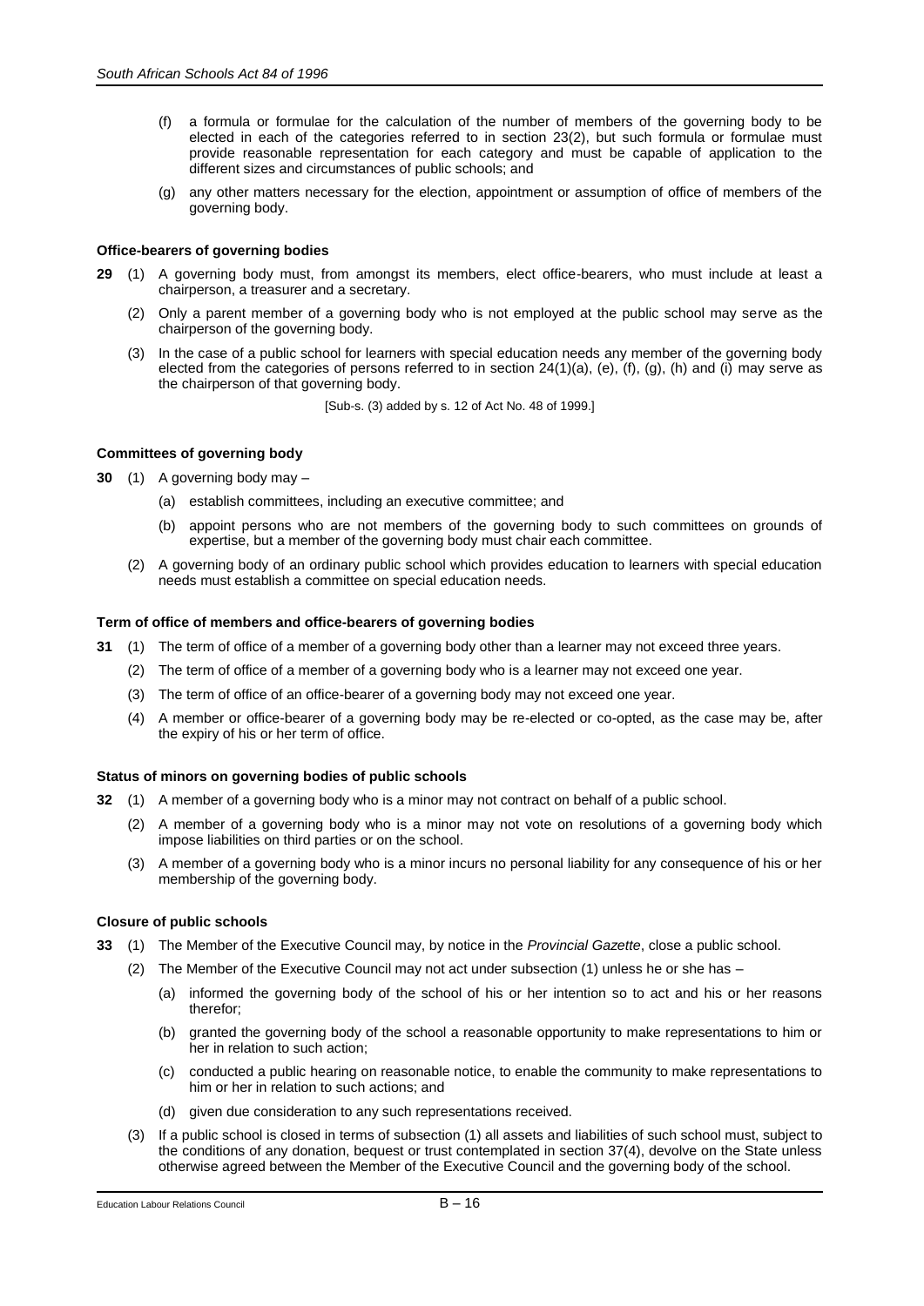(f) a formula or formulae for the calculation of the number of members of the governing body to be elected in each of the categories referred to in section 23(2), but such formula or formulae must provide reasonable representation for each category and must be capable of application to the different sizes and circumstances of public schools; and

(g) any other matters necessary for the election, appointment or assumption of office of members of the governing body.

**Office-bearers of governing bodies**

**29** (1) A governing body must, from amongst its members, elect office-bearers, who must include at least a chairperson, a treasurer and a secretary.

(2) Only a parent member of a governing body who is not employed at the public school may serve as the chairperson of the governing body.

(3) In the case of a public school for learners with special education needs any member of the governing body elected from the categories of persons referred to in section 24(1)(a), (e), (f), (g), (h) and (i) may serve as the chairperson of that governing body.

[Sub-s. (3) added by s. 12 of Act No. 48 of 1999.]

**Committees of governing body**

**30** (1) A governing body may –

(a) establish committees, including an executive committee; and

(b) appoint persons who are not members of the governing body to such committees on grounds of expertise, but a member of the governing body must chair each committee.

(2) A governing body of an ordinary public school which provides education to learners with special education needs must establish a committee on special education needs.

**Term of office of members and office-bearers of governing bodies**

**31** (1) The term of office of a member of a governing body other than a learner may not exceed three years.

(2) The term of office of a member of a governing body who is a learner may not exceed one year.

(3) The term of office of an office-bearer of a governing body may not exceed one year.

(4) A member or office-bearer of a governing body may be re-elected or co-opted, as the case may be, after the expiry of his or her term of office.

**Status of minors on governing bodies of public schools**

**32** (1) A member of a governing body who is a minor may not contract on behalf of a public school.

(2) A member of a governing body who is a minor may not vote on resolutions of a governing body which impose liabilities on third parties or on the school.

(3) A member of a governing body who is a minor incurs no personal liability for any consequence of his or her membership of the governing body.

**Closure of public schools**

**33** (1) The Member of the Executive Council may, by notice in the *Provincial Gazette*, close a public school.

(2) The Member of the Executive Council may not act under subsection (1) unless he or she has –

(a) informed the governing body of the school of his or her intention so to act and his or her reasons therefor;

(b) granted the governing body of the school a reasonable opportunity to make representations to him or her in relation to such action;

(c) conducted a public hearing on reasonable notice, to enable the community to make representations to him or her in relation to such actions; and

(d) given due consideration to any such representations received.

(3) If a public school is closed in terms of subsection (1) all assets and liabilities of such school must, subject to the conditions of any donation, bequest or trust contemplated in section 37(4), devolve on the State unless otherwise agreed between the Member of the Executive Council and the governing body of the school.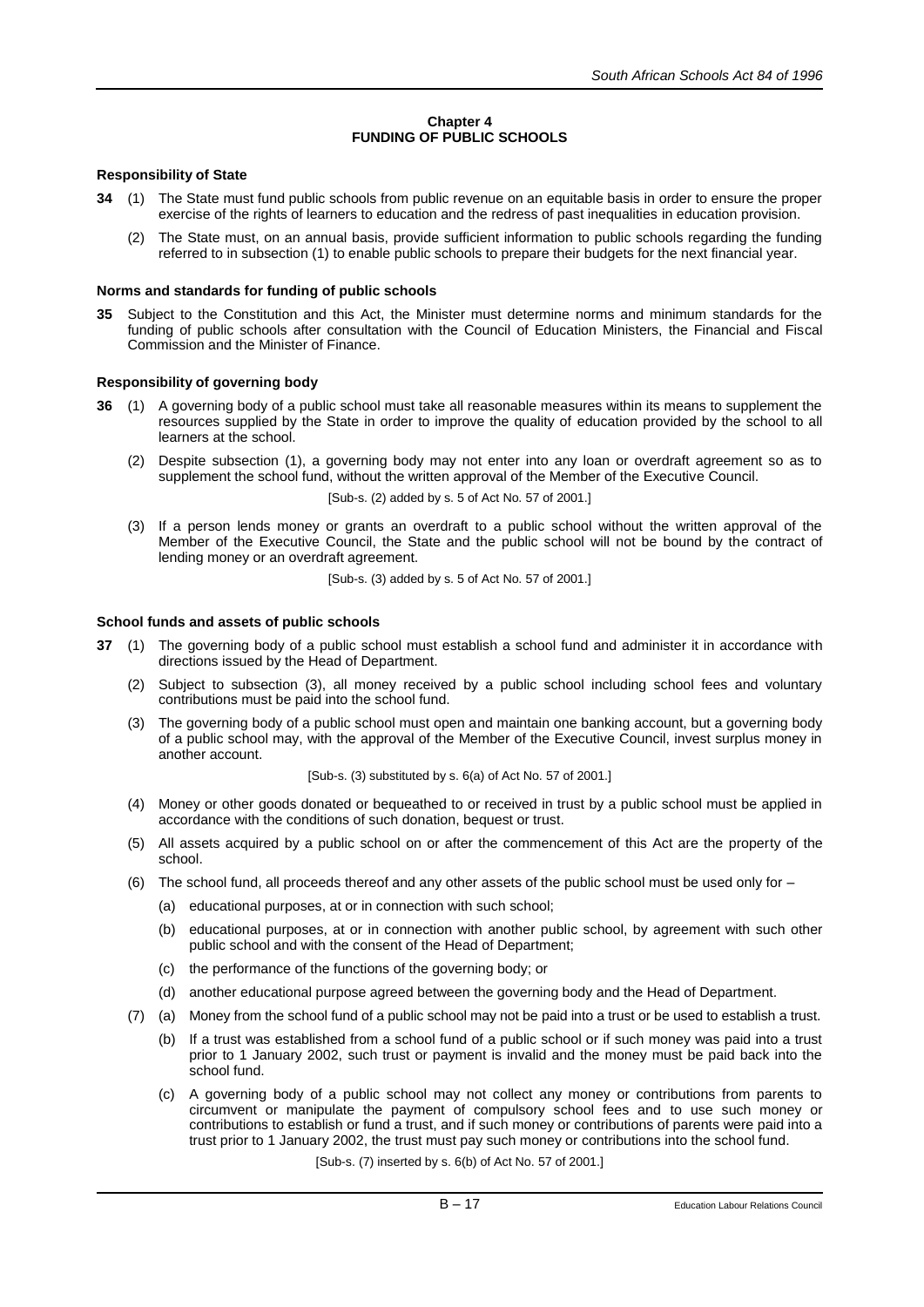## Chapter 4
## FUNDING OF PUBLIC SCHOOLS

### Responsibility of State

**34** (1) The State must fund public schools from public revenue on an equitable basis in order to ensure the proper exercise of the rights of learners to education and the redress of past inequalities in education provision.

(2) The State must, on an annual basis, provide sufficient information to public schools regarding the funding referred to in subsection (1) to enable public schools to prepare their budgets for the next financial year.

### Norms and standards for funding of public schools

**35** Subject to the Constitution and this Act, the Minister must determine norms and minimum standards for the funding of public schools after consultation with the Council of Education Ministers, the Financial and Fiscal Commission and the Minister of Finance.

### Responsibility of governing body

**36** (1) A governing body of a public school must take all reasonable measures within its means to supplement the resources supplied by the State in order to improve the quality of education provided by the school to all learners at the school.

(2) Despite subsection (1), a governing body may not enter into any loan or overdraft agreement so as to supplement the school fund, without the written approval of the Member of the Executive Council.

[Sub-s. (2) added by s. 5 of Act No. 57 of 2001.]

(3) If a person lends money or grants an overdraft to a public school without the written approval of the Member of the Executive Council, the State and the public school will not be bound by the contract of lending money or an overdraft agreement.

[Sub-s. (3) added by s. 5 of Act No. 57 of 2001.]

### School funds and assets of public schools

**37** (1) The governing body of a public school must establish a school fund and administer it in accordance with directions issued by the Head of Department.

(2) Subject to subsection (3), all money received by a public school including school fees and voluntary contributions must be paid into the school fund.

(3) The governing body of a public school must open and maintain one banking account, but a governing body of a public school may, with the approval of the Member of the Executive Council, invest surplus money in another account.

[Sub-s. (3) substituted by s. 6(a) of Act No. 57 of 2001.]

(4) Money or other goods donated or bequeathed to or received in trust by a public school must be applied in accordance with the conditions of such donation, bequest or trust.

(5) All assets acquired by a public school on or after the commencement of this Act are the property of the school.

(6) The school fund, all proceeds thereof and any other assets of the public school must be used only for –

(a) educational purposes, at or in connection with such school;

(b) educational purposes, at or in connection with another public school, by agreement with such other public school and with the consent of the Head of Department;

(c) the performance of the functions of the governing body; or

(d) another educational purpose agreed between the governing body and the Head of Department.

(7) (a) Money from the school fund of a public school may not be paid into a trust or be used to establish a trust.

(b) If a trust was established from a school fund of a public school or if such money was paid into a trust prior to 1 January 2002, such trust or payment is invalid and the money must be paid back into the school fund.

(c) A governing body of a public school may not collect any money or contributions from parents to circumvent or manipulate the payment of compulsory school fees and to use such money or contributions to establish or fund a trust, and if such money or contributions of parents were paid into a trust prior to 1 January 2002, the trust must pay such money or contributions into the school fund.

[Sub-s. (7) inserted by s. 6(b) of Act No. 57 of 2001.]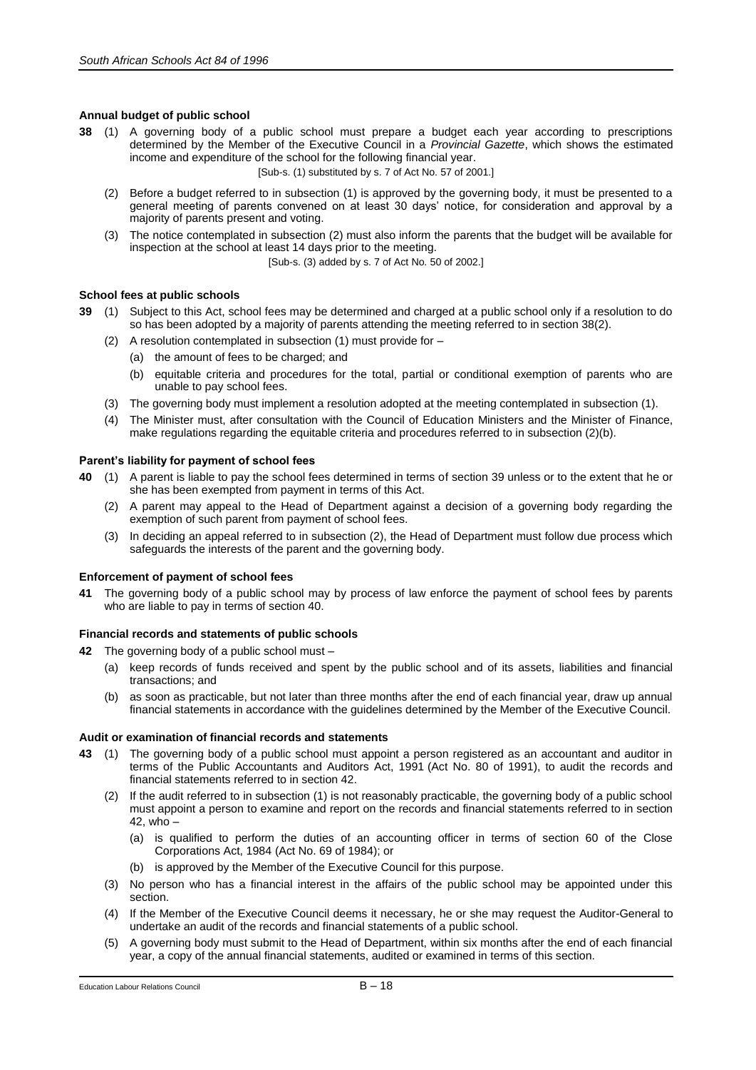#### Annual budget of public school

**38** (1) A governing body of a public school must prepare a budget each year according to prescriptions determined by the Member of the Executive Council in a *Provincial Gazette*, which shows the estimated income and expenditure of the school for the following financial year.

[Sub-s. (1) substituted by s. 7 of Act No. 57 of 2001.]

(2) Before a budget referred to in subsection (1) is approved by the governing body, it must be presented to a general meeting of parents convened on at least 30 days' notice, for consideration and approval by a majority of parents present and voting.

(3) The notice contemplated in subsection (2) must also inform the parents that the budget will be available for inspection at the school at least 14 days prior to the meeting.

[Sub-s. (3) added by s. 7 of Act No. 50 of 2002.]

#### School fees at public schools

**39** (1) Subject to this Act, school fees may be determined and charged at a public school only if a resolution to do so has been adopted by a majority of parents attending the meeting referred to in section 38(2).

(2) A resolution contemplated in subsection (1) must provide for –

(a) the amount of fees to be charged; and

(b) equitable criteria and procedures for the total, partial or conditional exemption of parents who are unable to pay school fees.

(3) The governing body must implement a resolution adopted at the meeting contemplated in subsection (1).

(4) The Minister must, after consultation with the Council of Education Ministers and the Minister of Finance, make regulations regarding the equitable criteria and procedures referred to in subsection (2)(b).

#### Parent's liability for payment of school fees

**40** (1) A parent is liable to pay the school fees determined in terms of section 39 unless or to the extent that he or she has been exempted from payment in terms of this Act.

(2) A parent may appeal to the Head of Department against a decision of a governing body regarding the exemption of such parent from payment of school fees.

(3) In deciding an appeal referred to in subsection (2), the Head of Department must follow due process which safeguards the interests of the parent and the governing body.

#### Enforcement of payment of school fees

**41** The governing body of a public school may by process of law enforce the payment of school fees by parents who are liable to pay in terms of section 40.

#### Financial records and statements of public schools

**42** The governing body of a public school must –

(a) keep records of funds received and spent by the public school and of its assets, liabilities and financial transactions; and

(b) as soon as practicable, but not later than three months after the end of each financial year, draw up annual financial statements in accordance with the guidelines determined by the Member of the Executive Council.

#### Audit or examination of financial records and statements

**43** (1) The governing body of a public school must appoint a person registered as an accountant and auditor in terms of the Public Accountants and Auditors Act, 1991 (Act No. 80 of 1991), to audit the records and financial statements referred to in section 42.

(2) If the audit referred to in subsection (1) is not reasonably practicable, the governing body of a public school must appoint a person to examine and report on the records and financial statements referred to in section 42, who –

(a) is qualified to perform the duties of an accounting officer in terms of section 60 of the Close Corporations Act, 1984 (Act No. 69 of 1984); or

(b) is approved by the Member of the Executive Council for this purpose.

(3) No person who has a financial interest in the affairs of the public school may be appointed under this section.

(4) If the Member of the Executive Council deems it necessary, he or she may request the Auditor-General to undertake an audit of the records and financial statements of a public school.

(5) A governing body must submit to the Head of Department, within six months after the end of each financial year, a copy of the annual financial statements, audited or examined in terms of this section.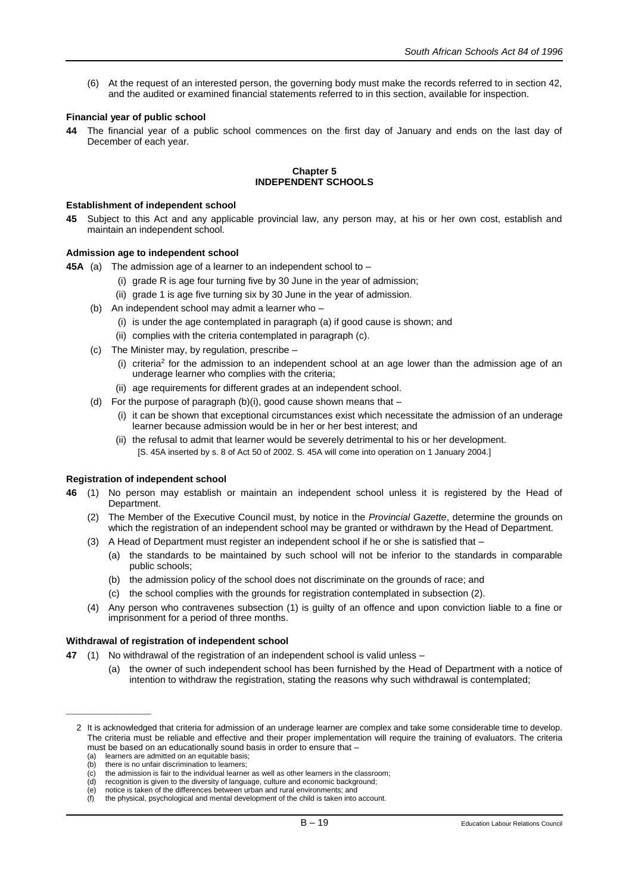(6) At the request of an interested person, the governing body must make the records referred to in section 42, and the audited or examined financial statements referred to in this section, available for inspection.

**Financial year of public school**

**44** The financial year of a public school commences on the first day of January and ends on the last day of December of each year.

## Chapter 5
## INDEPENDENT SCHOOLS

**Establishment of independent school**

**45** Subject to this Act and any applicable provincial law, any person may, at his or her own cost, establish and maintain an independent school.

**Admission age to independent school**

**45A** (a) The admission age of a learner to an independent school to –

(i) grade R is age four turning five by 30 June in the year of admission;

(ii) grade 1 is age five turning six by 30 June in the year of admission.

(b) An independent school may admit a learner who –

(i) is under the age contemplated in paragraph (a) if good cause is shown; and

(ii) complies with the criteria contemplated in paragraph (c).

(c) The Minister may, by regulation, prescribe –

(i) criteria[2] for the admission to an independent school at an age lower than the admission age of an underage learner who complies with the criteria;

(ii) age requirements for different grades at an independent school.

(d) For the purpose of paragraph (b)(i), good cause shown means that –

(i) it can be shown that exceptional circumstances exist which necessitate the admission of an underage learner because admission would be in her or her best interest; and

(ii) the refusal to admit that learner would be severely detrimental to his or her development.

[S. 45A inserted by s. 8 of Act 50 of 2002. S. 45A will come into operation on 1 January 2004.]

**Registration of independent school**

**46** (1) No person may establish or maintain an independent school unless it is registered by the Head of Department.

(2) The Member of the Executive Council must, by notice in the *Provincial Gazette*, determine the grounds on which the registration of an independent school may be granted or withdrawn by the Head of Department.

(3) A Head of Department must register an independent school if he or she is satisfied that –

(a) the standards to be maintained by such school will not be inferior to the standards in comparable public schools;

(b) the admission policy of the school does not discriminate on the grounds of race; and

(c) the school complies with the grounds for registration contemplated in subsection (2).

(4) Any person who contravenes subsection (1) is guilty of an offence and upon conviction liable to a fine or imprisonment for a period of three months.

**Withdrawal of registration of independent school**

**47** (1) No withdrawal of the registration of an independent school is valid unless –

(a) the owner of such independent school has been furnished by the Head of Department with a notice of intention to withdraw the registration, stating the reasons why such withdrawal is contemplated;

---

2 It is acknowledged that criteria for admission of an underage learner are complex and take some considerable time to develop. The criteria must be reliable and effective and their proper implementation will require the training of evaluators. The criteria must be based on an educationally sound basis in order to ensure that –

(a) learners are admitted on an equitable basis;
(b) there is no unfair discrimination to learners;
(c) the admission is fair to the individual learner as well as other learners in the classroom;
(d) recognition is given to the diversity of language, culture and economic background;
(e) notice is taken of the differences between urban and rural environments; and
(f) the physical, psychological and mental development of the child is taken into account.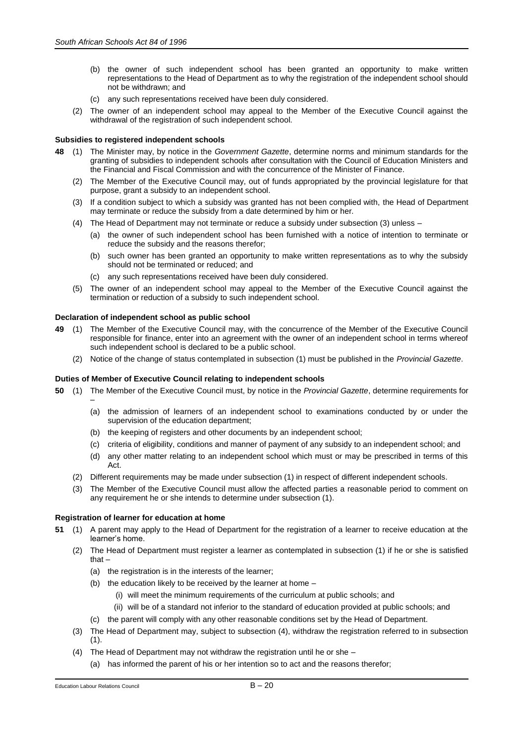(b) the owner of such independent school has been granted an opportunity to make written representations to the Head of Department as to why the registration of the independent school should not be withdrawn; and

(c) any such representations received have been duly considered.

(2) The owner of an independent school may appeal to the Member of the Executive Council against the withdrawal of the registration of such independent school.

#### Subsidies to registered independent schools

**48** (1) The Minister may, by notice in the *Government Gazette*, determine norms and minimum standards for the granting of subsidies to independent schools after consultation with the Council of Education Ministers and the Financial and Fiscal Commission and with the concurrence of the Minister of Finance.

(2) The Member of the Executive Council may, out of funds appropriated by the provincial legislature for that purpose, grant a subsidy to an independent school.

(3) If a condition subject to which a subsidy was granted has not been complied with, the Head of Department may terminate or reduce the subsidy from a date determined by him or her.

(4) The Head of Department may not terminate or reduce a subsidy under subsection (3) unless –

(a) the owner of such independent school has been furnished with a notice of intention to terminate or reduce the subsidy and the reasons therefor;

(b) such owner has been granted an opportunity to make written representations as to why the subsidy should not be terminated or reduced; and

(c) any such representations received have been duly considered.

(5) The owner of an independent school may appeal to the Member of the Executive Council against the termination or reduction of a subsidy to such independent school.

#### Declaration of independent school as public school

**49** (1) The Member of the Executive Council may, with the concurrence of the Member of the Executive Council responsible for finance, enter into an agreement with the owner of an independent school in terms whereof such independent school is declared to be a public school.

(2) Notice of the change of status contemplated in subsection (1) must be published in the *Provincial Gazette*.

#### Duties of Member of Executive Council relating to independent schools

**50** (1) The Member of the Executive Council must, by notice in the *Provincial Gazette*, determine requirements for –

(a) the admission of learners of an independent school to examinations conducted by or under the supervision of the education department;

(b) the keeping of registers and other documents by an independent school;

(c) criteria of eligibility, conditions and manner of payment of any subsidy to an independent school; and

(d) any other matter relating to an independent school which must or may be prescribed in terms of this Act.

(2) Different requirements may be made under subsection (1) in respect of different independent schools.

(3) The Member of the Executive Council must allow the affected parties a reasonable period to comment on any requirement he or she intends to determine under subsection (1).

#### Registration of learner for education at home

**51** (1) A parent may apply to the Head of Department for the registration of a learner to receive education at the learner's home.

(2) The Head of Department must register a learner as contemplated in subsection (1) if he or she is satisfied that –

(a) the registration is in the interests of the learner;

(b) the education likely to be received by the learner at home –

(i) will meet the minimum requirements of the curriculum at public schools; and

(ii) will be of a standard not inferior to the standard of education provided at public schools; and

(c) the parent will comply with any other reasonable conditions set by the Head of Department.

(3) The Head of Department may, subject to subsection (4), withdraw the registration referred to in subsection (1).

(4) The Head of Department may not withdraw the registration until he or she –

(a) has informed the parent of his or her intention so to act and the reasons therefor;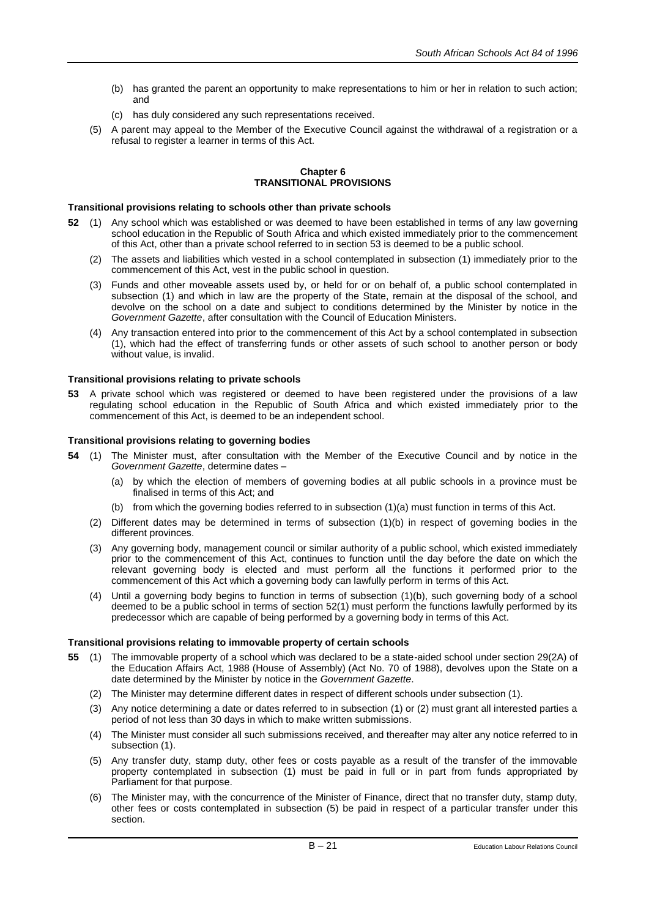(b) has granted the parent an opportunity to make representations to him or her in relation to such action; and

(c) has duly considered any such representations received.

(5) A parent may appeal to the Member of the Executive Council against the withdrawal of a registration or a refusal to register a learner in terms of this Act.

## Chapter 6
## TRANSITIONAL PROVISIONS

### Transitional provisions relating to schools other than private schools

**52** (1) Any school which was established or was deemed to have been established in terms of any law governing school education in the Republic of South Africa and which existed immediately prior to the commencement of this Act, other than a private school referred to in section 53 is deemed to be a public school.

(2) The assets and liabilities which vested in a school contemplated in subsection (1) immediately prior to the commencement of this Act, vest in the public school in question.

(3) Funds and other moveable assets used by, or held for or on behalf of, a public school contemplated in subsection (1) and which in law are the property of the State, remain at the disposal of the school, and devolve on the school on a date and subject to conditions determined by the Minister by notice in the *Government Gazette*, after consultation with the Council of Education Ministers.

(4) Any transaction entered into prior to the commencement of this Act by a school contemplated in subsection (1), which had the effect of transferring funds or other assets of such school to another person or body without value, is invalid.

### Transitional provisions relating to private schools

**53** A private school which was registered or deemed to have been registered under the provisions of a law regulating school education in the Republic of South Africa and which existed immediately prior to the commencement of this Act, is deemed to be an independent school.

### Transitional provisions relating to governing bodies

**54** (1) The Minister must, after consultation with the Member of the Executive Council and by notice in the *Government Gazette*, determine dates –

(a) by which the election of members of governing bodies at all public schools in a province must be finalised in terms of this Act; and

(b) from which the governing bodies referred to in subsection (1)(a) must function in terms of this Act.

(2) Different dates may be determined in terms of subsection (1)(b) in respect of governing bodies in the different provinces.

(3) Any governing body, management council or similar authority of a public school, which existed immediately prior to the commencement of this Act, continues to function until the day before the date on which the relevant governing body is elected and must perform all the functions it performed prior to the commencement of this Act which a governing body can lawfully perform in terms of this Act.

(4) Until a governing body begins to function in terms of subsection (1)(b), such governing body of a school deemed to be a public school in terms of section 52(1) must perform the functions lawfully performed by its predecessor which are capable of being performed by a governing body in terms of this Act.

### Transitional provisions relating to immovable property of certain schools

**55** (1) The immovable property of a school which was declared to be a state-aided school under section 29(2A) of the Education Affairs Act, 1988 (House of Assembly) (Act No. 70 of 1988), devolves upon the State on a date determined by the Minister by notice in the *Government Gazette*.

(2) The Minister may determine different dates in respect of different schools under subsection (1).

(3) Any notice determining a date or dates referred to in subsection (1) or (2) must grant all interested parties a period of not less than 30 days in which to make written submissions.

(4) The Minister must consider all such submissions received, and thereafter may alter any notice referred to in subsection (1).

(5) Any transfer duty, stamp duty, other fees or costs payable as a result of the transfer of the immovable property contemplated in subsection (1) must be paid in full or in part from funds appropriated by Parliament for that purpose.

(6) The Minister may, with the concurrence of the Minister of Finance, direct that no transfer duty, stamp duty, other fees or costs contemplated in subsection (5) be paid in respect of a particular transfer under this section.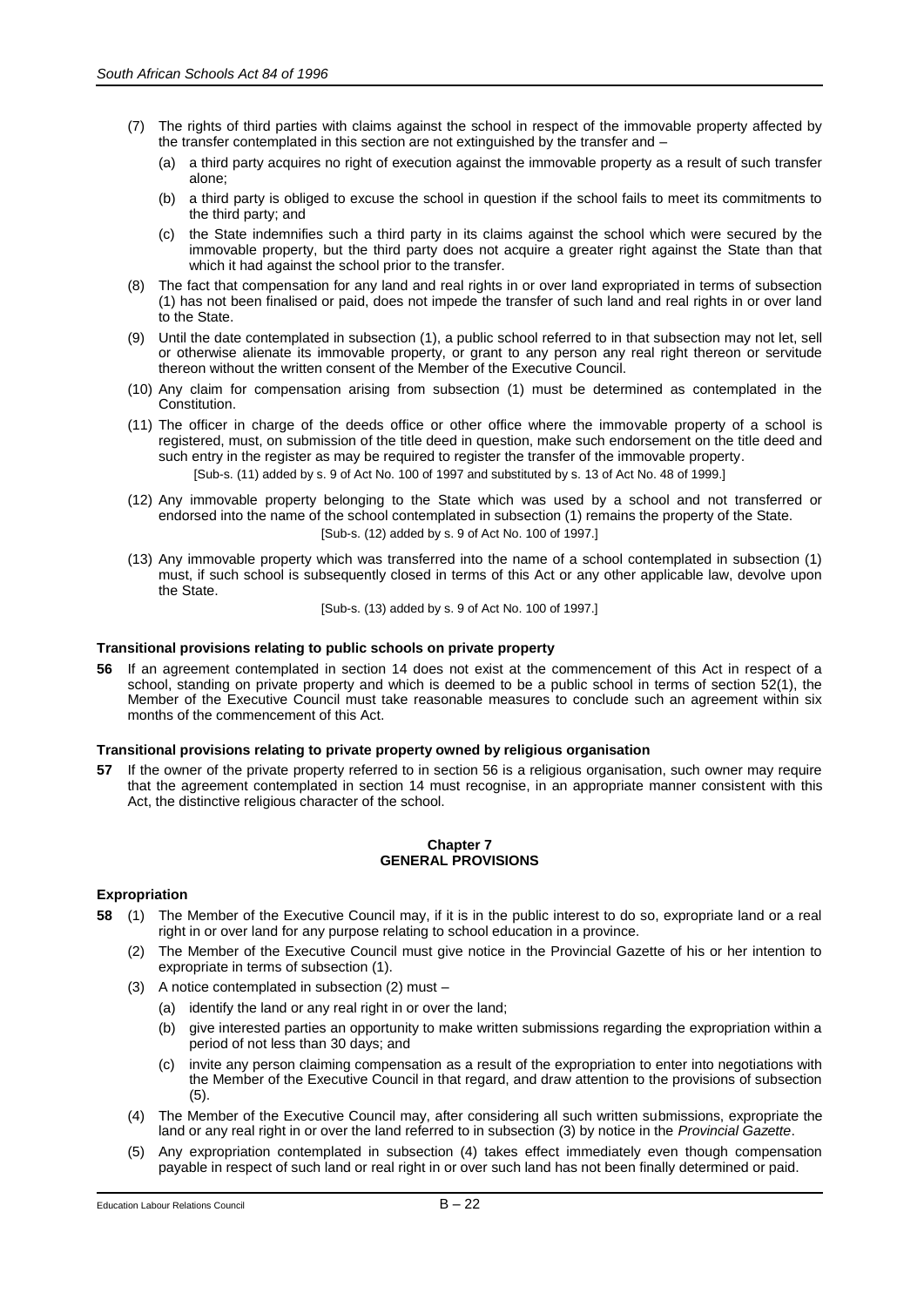(7) The rights of third parties with claims against the school in respect of the immovable property affected by the transfer contemplated in this section are not extinguished by the transfer and –

   (a) a third party acquires no right of execution against the immovable property as a result of such transfer alone;

   (b) a third party is obliged to excuse the school in question if the school fails to meet its commitments to the third party; and

   (c) the State indemnifies such a third party in its claims against the school which were secured by the immovable property, but the third party does not acquire a greater right against the State than that which it had against the school prior to the transfer.

(8) The fact that compensation for any land and real rights in or over land expropriated in terms of subsection (1) has not been finalised or paid, does not impede the transfer of such land and real rights in or over land to the State.

(9) Until the date contemplated in subsection (1), a public school referred to in that subsection may not let, sell or otherwise alienate its immovable property, or grant to any person any real right thereon or servitude thereon without the written consent of the Member of the Executive Council.

(10) Any claim for compensation arising from subsection (1) must be determined as contemplated in the Constitution.

(11) The officer in charge of the deeds office or other office where the immovable property of a school is registered, must, on submission of the title deed in question, make such endorsement on the title deed and such entry in the register as may be required to register the transfer of the immovable property.

[Sub-s. (11) added by s. 9 of Act No. 100 of 1997 and substituted by s. 13 of Act No. 48 of 1999.]

(12) Any immovable property belonging to the State which was used by a school and not transferred or endorsed into the name of the school contemplated in subsection (1) remains the property of the State.

[Sub-s. (12) added by s. 9 of Act No. 100 of 1997.]

(13) Any immovable property which was transferred into the name of a school contemplated in subsection (1) must, if such school is subsequently closed in terms of this Act or any other applicable law, devolve upon the State.

[Sub-s. (13) added by s. 9 of Act No. 100 of 1997.]

**Transitional provisions relating to public schools on private property**

**56** If an agreement contemplated in section 14 does not exist at the commencement of this Act in respect of a school, standing on private property and which is deemed to be a public school in terms of section 52(1), the Member of the Executive Council must take reasonable measures to conclude such an agreement within six months of the commencement of this Act.

**Transitional provisions relating to private property owned by religious organisation**

**57** If the owner of the private property referred to in section 56 is a religious organisation, such owner may require that the agreement contemplated in section 14 must recognise, in an appropriate manner consistent with this Act, the distinctive religious character of the school.

## Chapter 7
## GENERAL PROVISIONS

**Expropriation**

**58** (1) The Member of the Executive Council may, if it is in the public interest to do so, expropriate land or a real right in or over land for any purpose relating to school education in a province.

(2) The Member of the Executive Council must give notice in the Provincial Gazette of his or her intention to expropriate in terms of subsection (1).

(3) A notice contemplated in subsection (2) must –

   (a) identify the land or any real right in or over the land;

   (b) give interested parties an opportunity to make written submissions regarding the expropriation within a period of not less than 30 days; and

   (c) invite any person claiming compensation as a result of the expropriation to enter into negotiations with the Member of the Executive Council in that regard, and draw attention to the provisions of subsection (5).

(4) The Member of the Executive Council may, after considering all such written submissions, expropriate the land or any real right in or over the land referred to in subsection (3) by notice in the *Provincial Gazette*.

(5) Any expropriation contemplated in subsection (4) takes effect immediately even though compensation payable in respect of such land or real right in or over such land has not been finally determined or paid.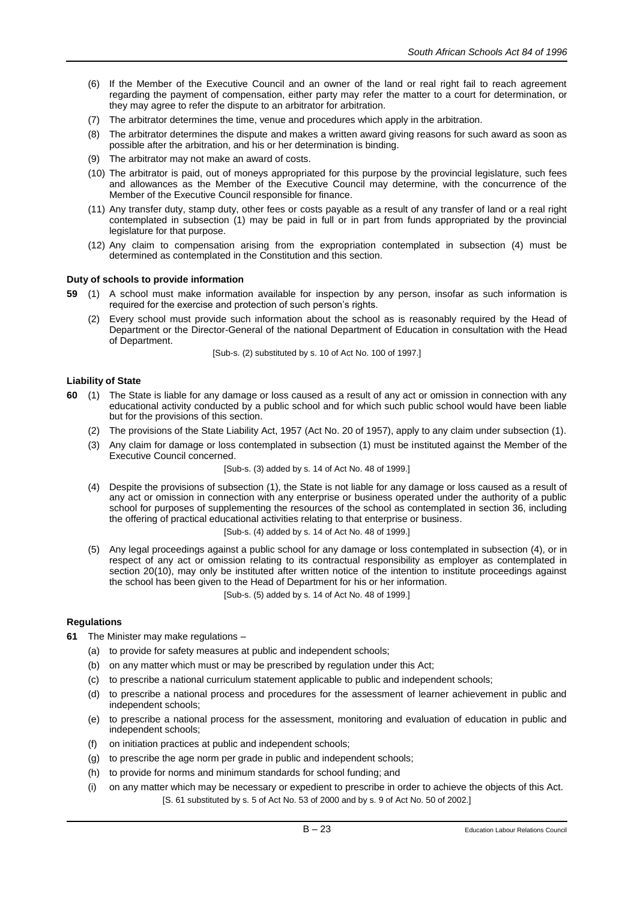(6) If the Member of the Executive Council and an owner of the land or real right fail to reach agreement regarding the payment of compensation, either party may refer the matter to a court for determination, or they may agree to refer the dispute to an arbitrator for arbitration.

(7) The arbitrator determines the time, venue and procedures which apply in the arbitration.

(8) The arbitrator determines the dispute and makes a written award giving reasons for such award as soon as possible after the arbitration, and his or her determination is binding.

(9) The arbitrator may not make an award of costs.

(10) The arbitrator is paid, out of moneys appropriated for this purpose by the provincial legislature, such fees and allowances as the Member of the Executive Council may determine, with the concurrence of the Member of the Executive Council responsible for finance.

(11) Any transfer duty, stamp duty, other fees or costs payable as a result of any transfer of land or a real right contemplated in subsection (1) may be paid in full or in part from funds appropriated by the provincial legislature for that purpose.

(12) Any claim to compensation arising from the expropriation contemplated in subsection (4) must be determined as contemplated in the Constitution and this section.

**Duty of schools to provide information**

**59** (1) A school must make information available for inspection by any person, insofar as such information is required for the exercise and protection of such person's rights.

(2) Every school must provide such information about the school as is reasonably required by the Head of Department or the Director-General of the national Department of Education in consultation with the Head of Department.

[Sub-s. (2) substituted by s. 10 of Act No. 100 of 1997.]

**Liability of State**

**60** (1) The State is liable for any damage or loss caused as a result of any act or omission in connection with any educational activity conducted by a public school and for which such public school would have been liable but for the provisions of this section.

(2) The provisions of the State Liability Act, 1957 (Act No. 20 of 1957), apply to any claim under subsection (1).

(3) Any claim for damage or loss contemplated in subsection (1) must be instituted against the Member of the Executive Council concerned.

[Sub-s. (3) added by s. 14 of Act No. 48 of 1999.]

(4) Despite the provisions of subsection (1), the State is not liable for any damage or loss caused as a result of any act or omission in connection with any enterprise or business operated under the authority of a public school for purposes of supplementing the resources of the school as contemplated in section 36, including the offering of practical educational activities relating to that enterprise or business.

[Sub-s. (4) added by s. 14 of Act No. 48 of 1999.]

(5) Any legal proceedings against a public school for any damage or loss contemplated in subsection (4), or in respect of any act or omission relating to its contractual responsibility as employer as contemplated in section 20(10), may only be instituted after written notice of the intention to institute proceedings against the school has been given to the Head of Department for his or her information.

[Sub-s. (5) added by s. 14 of Act No. 48 of 1999.]

**Regulations**

**61** The Minister may make regulations –

(a) to provide for safety measures at public and independent schools;

(b) on any matter which must or may be prescribed by regulation under this Act;

(c) to prescribe a national curriculum statement applicable to public and independent schools;

(d) to prescribe a national process and procedures for the assessment of learner achievement in public and independent schools;

(e) to prescribe a national process for the assessment, monitoring and evaluation of education in public and independent schools;

(f) on initiation practices at public and independent schools;

(g) to prescribe the age norm per grade in public and independent schools;

(h) to provide for norms and minimum standards for school funding; and

(i) on any matter which may be necessary or expedient to prescribe in order to achieve the objects of this Act.

[S. 61 substituted by s. 5 of Act No. 53 of 2000 and by s. 9 of Act No. 50 of 2002.]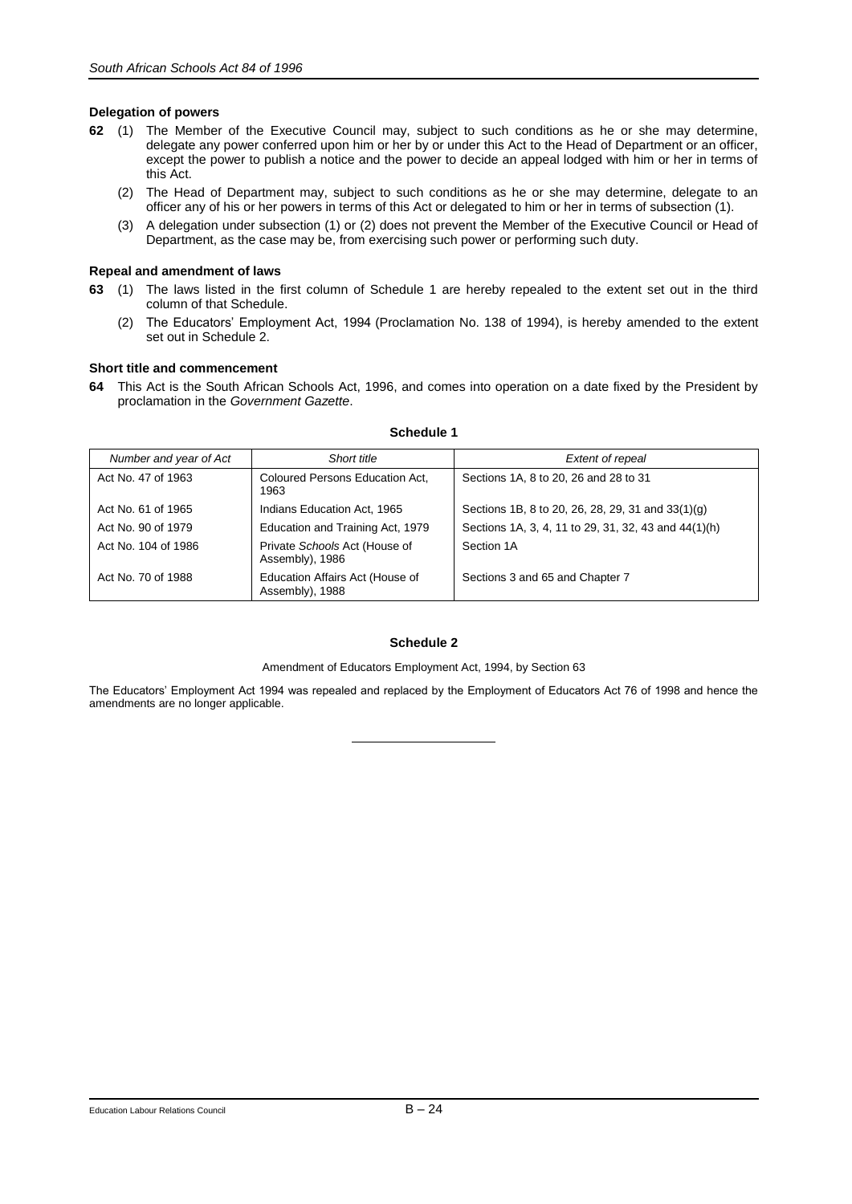#### Delegation of powers

**62** (1) The Member of the Executive Council may, subject to such conditions as he or she may determine, delegate any power conferred upon him or her by or under this Act to the Head of Department or an officer, except the power to publish a notice and the power to decide an appeal lodged with him or her in terms of this Act.

(2) The Head of Department may, subject to such conditions as he or she may determine, delegate to an officer any of his or her powers in terms of this Act or delegated to him or her in terms of subsection (1).

(3) A delegation under subsection (1) or (2) does not prevent the Member of the Executive Council or Head of Department, as the case may be, from exercising such power or performing such duty.

#### Repeal and amendment of laws

**63** (1) The laws listed in the first column of Schedule 1 are hereby repealed to the extent set out in the third column of that Schedule.

(2) The Educators' Employment Act, 1994 (Proclamation No. 138 of 1994), is hereby amended to the extent set out in Schedule 2.

#### Short title and commencement

**64** This Act is the South African Schools Act, 1996, and comes into operation on a date fixed by the President by proclamation in the *Government Gazette*.

### Schedule 1

| *Number and year of Act* | *Short title* | *Extent of repeal* |
|---|---|---|
| Act No. 47 of 1963 | Coloured Persons Education Act, 1963 | Sections 1A, 8 to 20, 26 and 28 to 31 |
| Act No. 61 of 1965 | Indians Education Act, 1965 | Sections 1B, 8 to 20, 26, 28, 29, 31 and 33(1)(g) |
| Act No. 90 of 1979 | Education and Training Act, 1979 | Sections 1A, 3, 4, 11 to 29, 31, 32, 43 and 44(1)(h) |
| Act No. 104 of 1986 | Private *Schools* Act (House of Assembly), 1986 | Section 1A |
| Act No. 70 of 1988 | Education Affairs Act (House of Assembly), 1988 | Sections 3 and 65 and Chapter 7 |

### Schedule 2

Amendment of Educators Employment Act, 1994, by Section 63

The Educators' Employment Act 1994 was repealed and replaced by the Employment of Educators Act 76 of 1998 and hence the amendments are no longer applicable.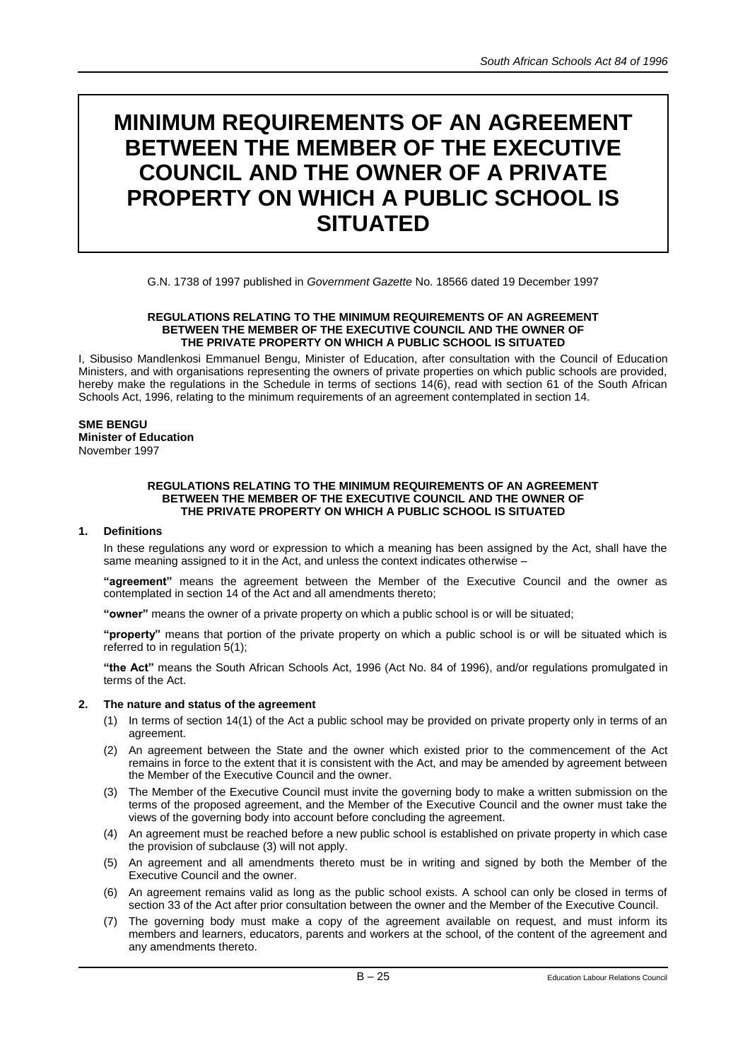# MINIMUM REQUIREMENTS OF AN AGREEMENT BETWEEN THE MEMBER OF THE EXECUTIVE COUNCIL AND THE OWNER OF A PRIVATE PROPERTY ON WHICH A PUBLIC SCHOOL IS SITUATED

G.N. 1738 of 1997 published in *Government Gazette* No. 18566 dated 19 December 1997

**REGULATIONS RELATING TO THE MINIMUM REQUIREMENTS OF AN AGREEMENT BETWEEN THE MEMBER OF THE EXECUTIVE COUNCIL AND THE OWNER OF THE PRIVATE PROPERTY ON WHICH A PUBLIC SCHOOL IS SITUATED**

I, Sibusiso Mandlenkosi Emmanuel Bengu, Minister of Education, after consultation with the Council of Education Ministers, and with organisations representing the owners of private properties on which public schools are provided, hereby make the regulations in the Schedule in terms of sections 14(6), read with section 61 of the South African Schools Act, 1996, relating to the minimum requirements of an agreement contemplated in section 14.

**SME BENGU**
**Minister of Education**
November 1997

**REGULATIONS RELATING TO THE MINIMUM REQUIREMENTS OF AN AGREEMENT BETWEEN THE MEMBER OF THE EXECUTIVE COUNCIL AND THE OWNER OF THE PRIVATE PROPERTY ON WHICH A PUBLIC SCHOOL IS SITUATED**

### 1. Definitions

In these regulations any word or expression to which a meaning has been assigned by the Act, shall have the same meaning assigned to it in the Act, and unless the context indicates otherwise –

**"agreement"** means the agreement between the Member of the Executive Council and the owner as contemplated in section 14 of the Act and all amendments thereto;

**"owner"** means the owner of a private property on which a public school is or will be situated;

**"property"** means that portion of the private property on which a public school is or will be situated which is referred to in regulation 5(1);

**"the Act"** means the South African Schools Act, 1996 (Act No. 84 of 1996), and/or regulations promulgated in terms of the Act.

### 2. The nature and status of the agreement

(1) In terms of section 14(1) of the Act a public school may be provided on private property only in terms of an agreement.

(2) An agreement between the State and the owner which existed prior to the commencement of the Act remains in force to the extent that it is consistent with the Act, and may be amended by agreement between the Member of the Executive Council and the owner.

(3) The Member of the Executive Council must invite the governing body to make a written submission on the terms of the proposed agreement, and the Member of the Executive Council and the owner must take the views of the governing body into account before concluding the agreement.

(4) An agreement must be reached before a new public school is established on private property in which case the provision of subclause (3) will not apply.

(5) An agreement and all amendments thereto must be in writing and signed by both the Member of the Executive Council and the owner.

(6) An agreement remains valid as long as the public school exists. A school can only be closed in terms of section 33 of the Act after prior consultation between the owner and the Member of the Executive Council.

(7) The governing body must make a copy of the agreement available on request, and must inform its members and learners, educators, parents and workers at the school, of the content of the agreement and any amendments thereto.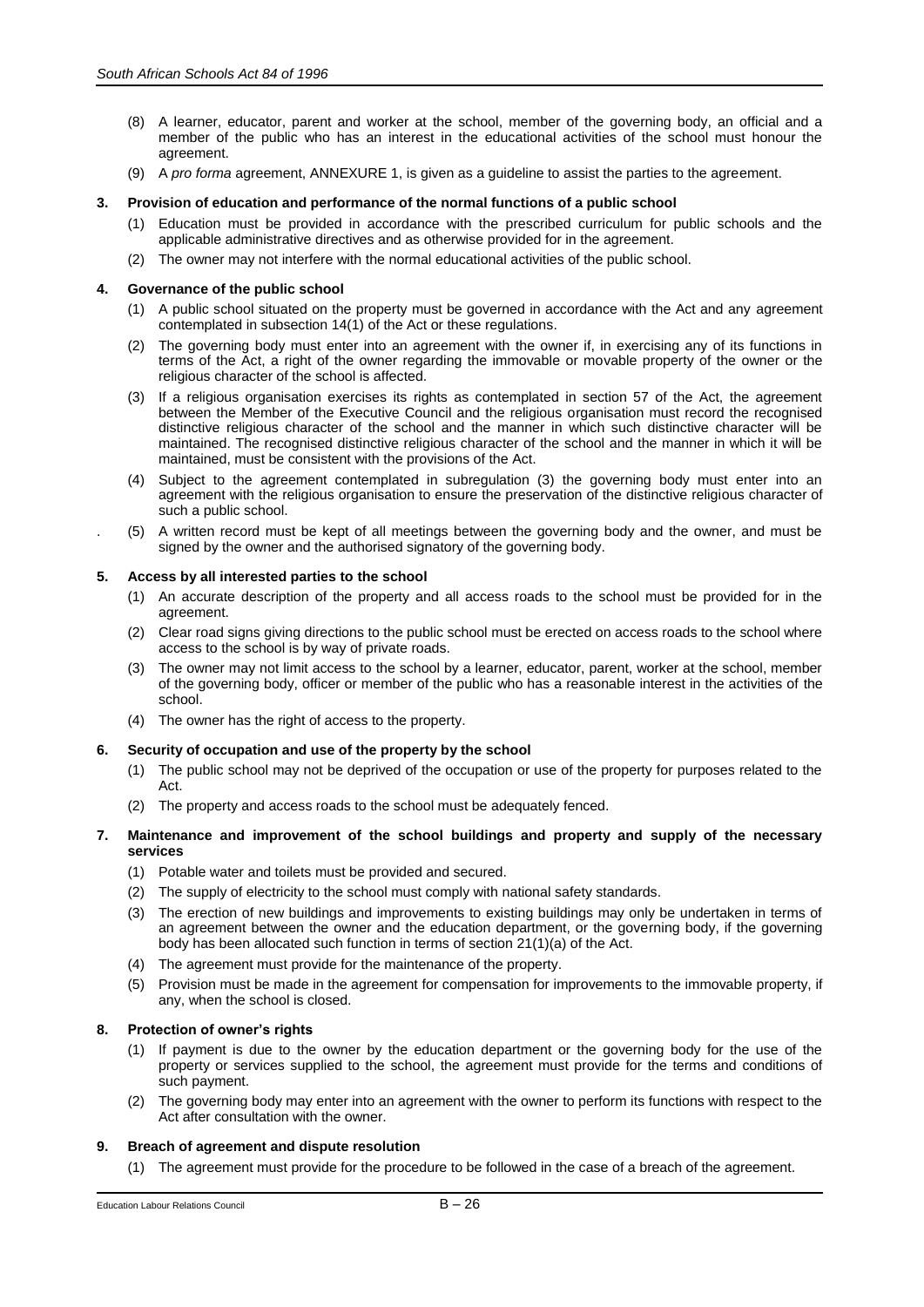(8) A learner, educator, parent and worker at the school, member of the governing body, an official and a member of the public who has an interest in the educational activities of the school must honour the agreement.

(9) A *pro forma* agreement, ANNEXURE 1, is given as a guideline to assist the parties to the agreement.

**3. Provision of education and performance of the normal functions of a public school**

(1) Education must be provided in accordance with the prescribed curriculum for public schools and the applicable administrative directives and as otherwise provided for in the agreement.

(2) The owner may not interfere with the normal educational activities of the public school.

**4. Governance of the public school**

(1) A public school situated on the property must be governed in accordance with the Act and any agreement contemplated in subsection 14(1) of the Act or these regulations.

(2) The governing body must enter into an agreement with the owner if, in exercising any of its functions in terms of the Act, a right of the owner regarding the immovable or movable property of the owner or the religious character of the school is affected.

(3) If a religious organisation exercises its rights as contemplated in section 57 of the Act, the agreement between the Member of the Executive Council and the religious organisation must record the recognised distinctive religious character of the school and the manner in which such distinctive character will be maintained. The recognised distinctive religious character of the school and the manner in which it will be maintained, must be consistent with the provisions of the Act.

(4) Subject to the agreement contemplated in subregulation (3) the governing body must enter into an agreement with the religious organisation to ensure the preservation of the distinctive religious character of such a public school.

(5) A written record must be kept of all meetings between the governing body and the owner, and must be signed by the owner and the authorised signatory of the governing body.

**5. Access by all interested parties to the school**

(1) An accurate description of the property and all access roads to the school must be provided for in the agreement.

(2) Clear road signs giving directions to the public school must be erected on access roads to the school where access to the school is by way of private roads.

(3) The owner may not limit access to the school by a learner, educator, parent, worker at the school, member of the governing body, officer or member of the public who has a reasonable interest in the activities of the school.

(4) The owner has the right of access to the property.

**6. Security of occupation and use of the property by the school**

(1) The public school may not be deprived of the occupation or use of the property for purposes related to the Act.

(2) The property and access roads to the school must be adequately fenced.

**7. Maintenance and improvement of the school buildings and property and supply of the necessary services**

(1) Potable water and toilets must be provided and secured.

(2) The supply of electricity to the school must comply with national safety standards.

(3) The erection of new buildings and improvements to existing buildings may only be undertaken in terms of an agreement between the owner and the education department, or the governing body, if the governing body has been allocated such function in terms of section 21(1)(a) of the Act.

(4) The agreement must provide for the maintenance of the property.

(5) Provision must be made in the agreement for compensation for improvements to the immovable property, if any, when the school is closed.

**8. Protection of owner's rights**

(1) If payment is due to the owner by the education department or the governing body for the use of the property or services supplied to the school, the agreement must provide for the terms and conditions of such payment.

(2) The governing body may enter into an agreement with the owner to perform its functions with respect to the Act after consultation with the owner.

**9. Breach of agreement and dispute resolution**

(1) The agreement must provide for the procedure to be followed in the case of a breach of the agreement.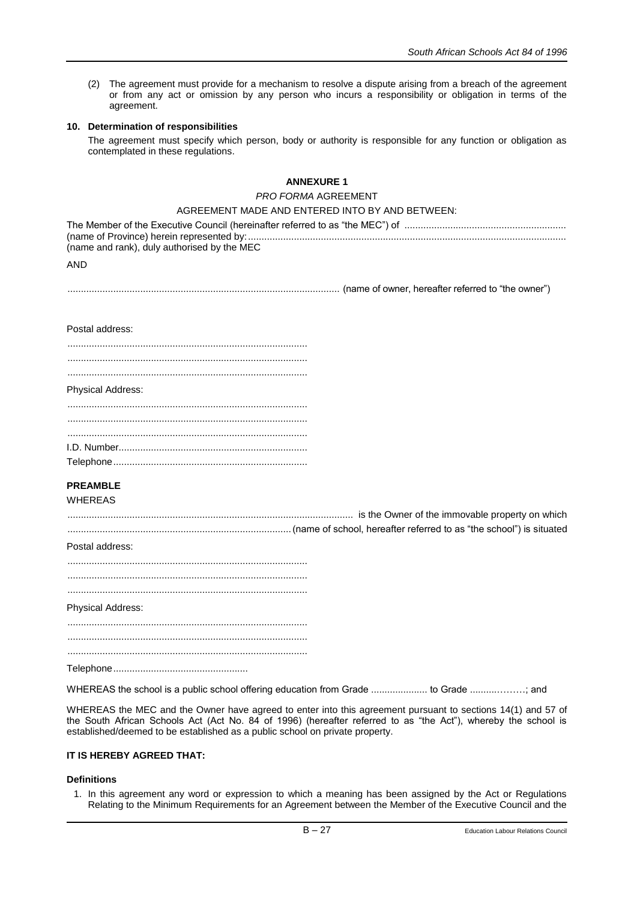(2) The agreement must provide for a mechanism to resolve a dispute arising from a breach of the agreement or from any act or omission by any person who incurs a responsibility or obligation in terms of the agreement.

**10. Determination of responsibilities**

The agreement must specify which person, body or authority is responsible for any function or obligation as contemplated in these regulations.

**ANNEXURE 1**

*PRO FORMA* AGREEMENT

AGREEMENT MADE AND ENTERED INTO BY AND BETWEEN:

The Member of the Executive Council (hereinafter referred to as "the MEC") of ........................................................... (name of Province) herein represented by:.................................................................................................................... (name and rank), duly authorised by the MEC

AND

.................................................................................................... (name of owner, hereafter referred to "the owner")

Postal address:

........................................................................................
........................................................................................
........................................................................................

Physical Address:

........................................................................................
........................................................................................
........................................................................................

I.D. Number.....................................................................

Telephone.......................................................................

**PREAMBLE**

WHEREAS

........................................................................................................ is the Owner of the immovable property on which ..................................................................................(name of school, hereafter referred to as "the school") is situated

Postal address:

........................................................................................
........................................................................................
........................................................................................

Physical Address:

........................................................................................
........................................................................................
........................................................................................

Telephone..................................................

WHEREAS the school is a public school offering education from Grade ..................... to Grade ...........……..; and

WHEREAS the MEC and the Owner have agreed to enter into this agreement pursuant to sections 14(1) and 57 of the South African Schools Act (Act No. 84 of 1996) (hereafter referred to as "the Act"), whereby the school is established/deemed to be established as a public school on private property.

**IT IS HEREBY AGREED THAT:**

**Definitions**

1. In this agreement any word or expression to which a meaning has been assigned by the Act or Regulations Relating to the Minimum Requirements for an Agreement between the Member of the Executive Council and the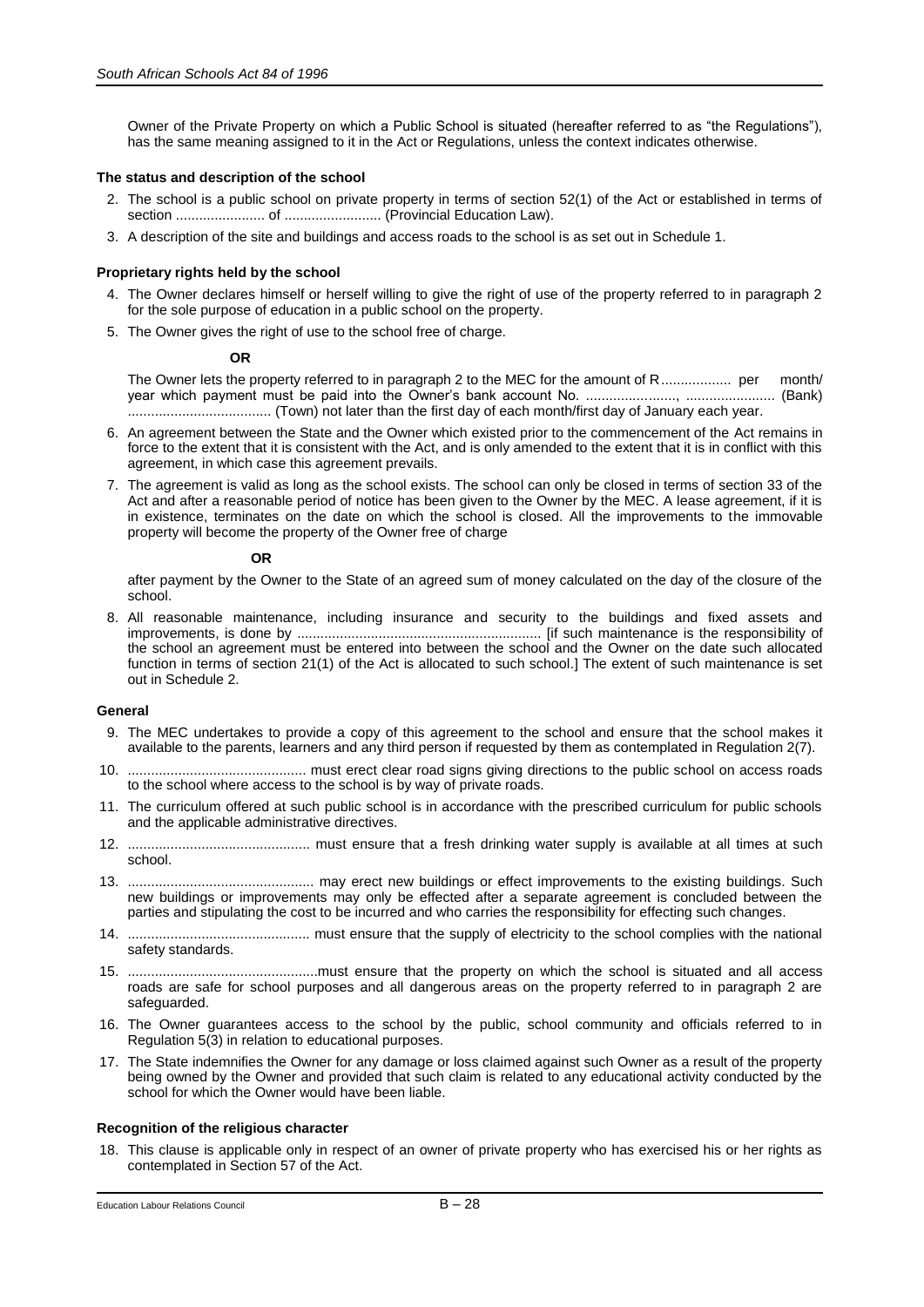Owner of the Private Property on which a Public School is situated (hereafter referred to as "the Regulations"), has the same meaning assigned to it in the Act or Regulations, unless the context indicates otherwise.

**The status and description of the school**

2. The school is a public school on private property in terms of section 52(1) of the Act or established in terms of section ....................... of ......................... (Provincial Education Law).
3. A description of the site and buildings and access roads to the school is as set out in Schedule 1.

**Proprietary rights held by the school**

4. The Owner declares himself or herself willing to give the right of use of the property referred to in paragraph 2 for the sole purpose of education in a public school on the property.
5. The Owner gives the right of use to the school free of charge.

   **OR**

   The Owner lets the property referred to in paragraph 2 to the MEC for the amount of R.................. per month/ year which payment must be paid into the Owner's bank account No. ......................., ....................... (Bank) .................................... (Town) not later than the first day of each month/first day of January each year.

6. An agreement between the State and the Owner which existed prior to the commencement of the Act remains in force to the extent that it is consistent with the Act, and is only amended to the extent that it is in conflict with this agreement, in which case this agreement prevails.
7. The agreement is valid as long as the school exists. The school can only be closed in terms of section 33 of the Act and after a reasonable period of notice has been given to the Owner by the MEC. A lease agreement, if it is in existence, terminates on the date on which the school is closed. All the improvements to the immovable property will become the property of the Owner free of charge

   **OR**

   after payment by the Owner to the State of an agreed sum of money calculated on the day of the closure of the school.

8. All reasonable maintenance, including insurance and security to the buildings and fixed assets and improvements, is done by .............................................................. [if such maintenance is the responsibility of the school an agreement must be entered into between the school and the Owner on the date such allocated function in terms of section 21(1) of the Act is allocated to such school.] The extent of such maintenance is set out in Schedule 2.

**General**

9. The MEC undertakes to provide a copy of this agreement to the school and ensure that the school makes it available to the parents, learners and any third person if requested by them as contemplated in Regulation 2(7).
10. .............................................. must erect clear road signs giving directions to the public school on access roads to the school where access to the school is by way of private roads.
11. The curriculum offered at such public school is in accordance with the prescribed curriculum for public schools and the applicable administrative directives.
12. ............................................... must ensure that a fresh drinking water supply is available at all times at such school.
13. ................................................ may erect new buildings or effect improvements to the existing buildings. Such new buildings or improvements may only be effected after a separate agreement is concluded between the parties and stipulating the cost to be incurred and who carries the responsibility for effecting such changes.
14. ............................................... must ensure that the supply of electricity to the school complies with the national safety standards.
15. .................................................must ensure that the property on which the school is situated and all access roads are safe for school purposes and all dangerous areas on the property referred to in paragraph 2 are safeguarded.
16. The Owner guarantees access to the school by the public, school community and officials referred to in Regulation 5(3) in relation to educational purposes.
17. The State indemnifies the Owner for any damage or loss claimed against such Owner as a result of the property being owned by the Owner and provided that such claim is related to any educational activity conducted by the school for which the Owner would have been liable.

**Recognition of the religious character**

18. This clause is applicable only in respect of an owner of private property who has exercised his or her rights as contemplated in Section 57 of the Act.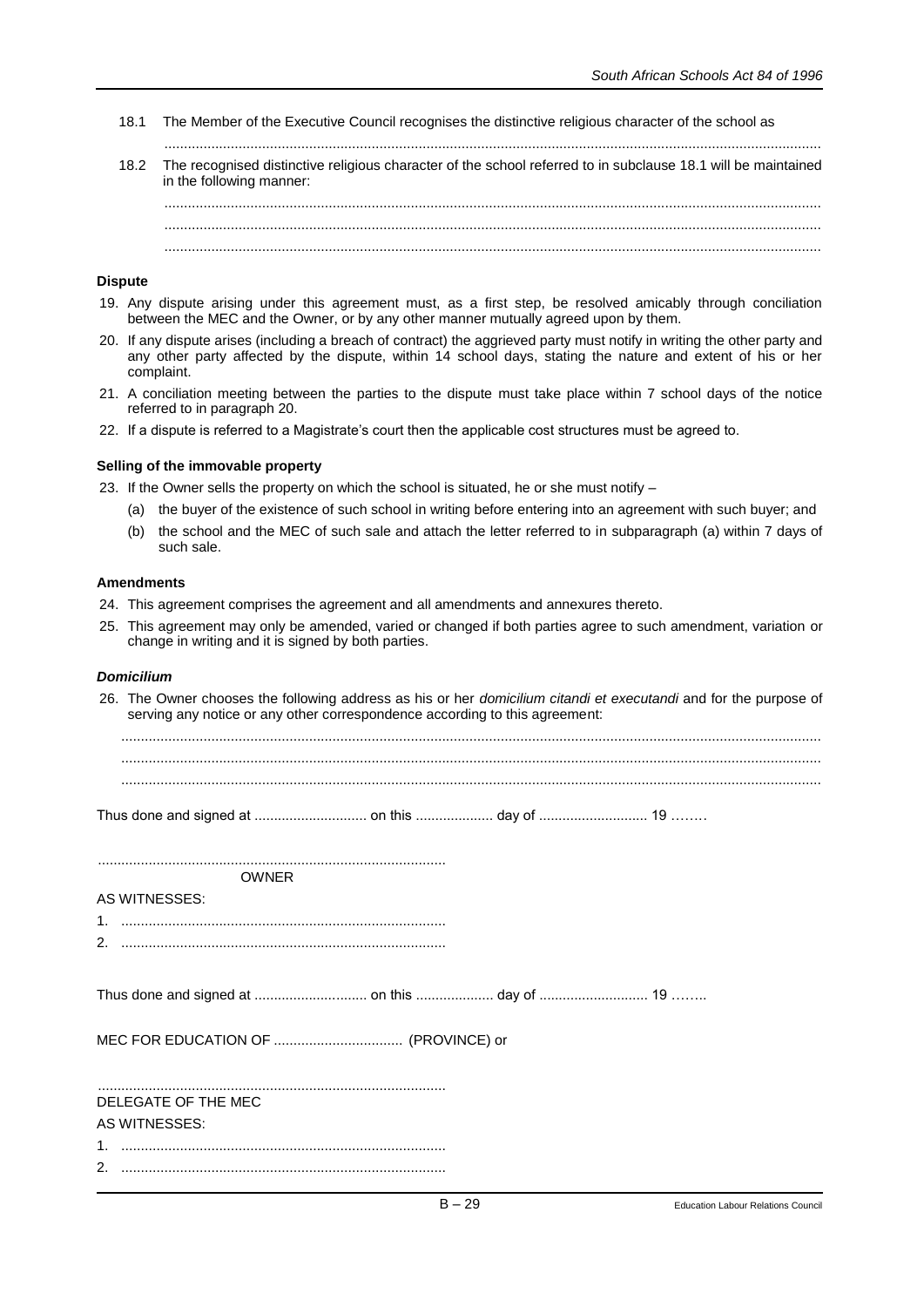18.1 The Member of the Executive Council recognises the distinctive religious character of the school as

.......................................................................................................................................................

18.2 The recognised distinctive religious character of the school referred to in subclause 18.1 will be maintained in the following manner:

.......................................................................................................................................................
.......................................................................................................................................................
.......................................................................................................................................................

**Dispute**

19. Any dispute arising under this agreement must, as a first step, be resolved amicably through conciliation between the MEC and the Owner, or by any other manner mutually agreed upon by them.
20. If any dispute arises (including a breach of contract) the aggrieved party must notify in writing the other party and any other party affected by the dispute, within 14 school days, stating the nature and extent of his or her complaint.
21. A conciliation meeting between the parties to the dispute must take place within 7 school days of the notice referred to in paragraph 20.
22. If a dispute is referred to a Magistrate's court then the applicable cost structures must be agreed to.

**Selling of the immovable property**

23. If the Owner sells the property on which the school is situated, he or she must notify –
    (a) the buyer of the existence of such school in writing before entering into an agreement with such buyer; and
    (b) the school and the MEC of such sale and attach the letter referred to in subparagraph (a) within 7 days of such sale.

**Amendments**

24. This agreement comprises the agreement and all amendments and annexures thereto.
25. This agreement may only be amended, varied or changed if both parties agree to such amendment, variation or change in writing and it is signed by both parties.

***Domicilium***

26. The Owner chooses the following address as his or her *domicilium citandi et executandi* and for the purpose of serving any notice or any other correspondence according to this agreement:

.......................................................................................................................................................
.......................................................................................................................................................
.......................................................................................................................................................

Thus done and signed at ............................ on this .................... day of ........................... 19 ……..

........................................................................................
OWNER

AS WITNESSES:

1. ...................................................................................
2. ...................................................................................

Thus done and signed at ............................ on this .................... day of ........................... 19 ……..

MEC FOR EDUCATION OF ................................. (PROVINCE) or

........................................................................................
DELEGATE OF THE MEC

AS WITNESSES:

1. ...................................................................................
2. ...................................................................................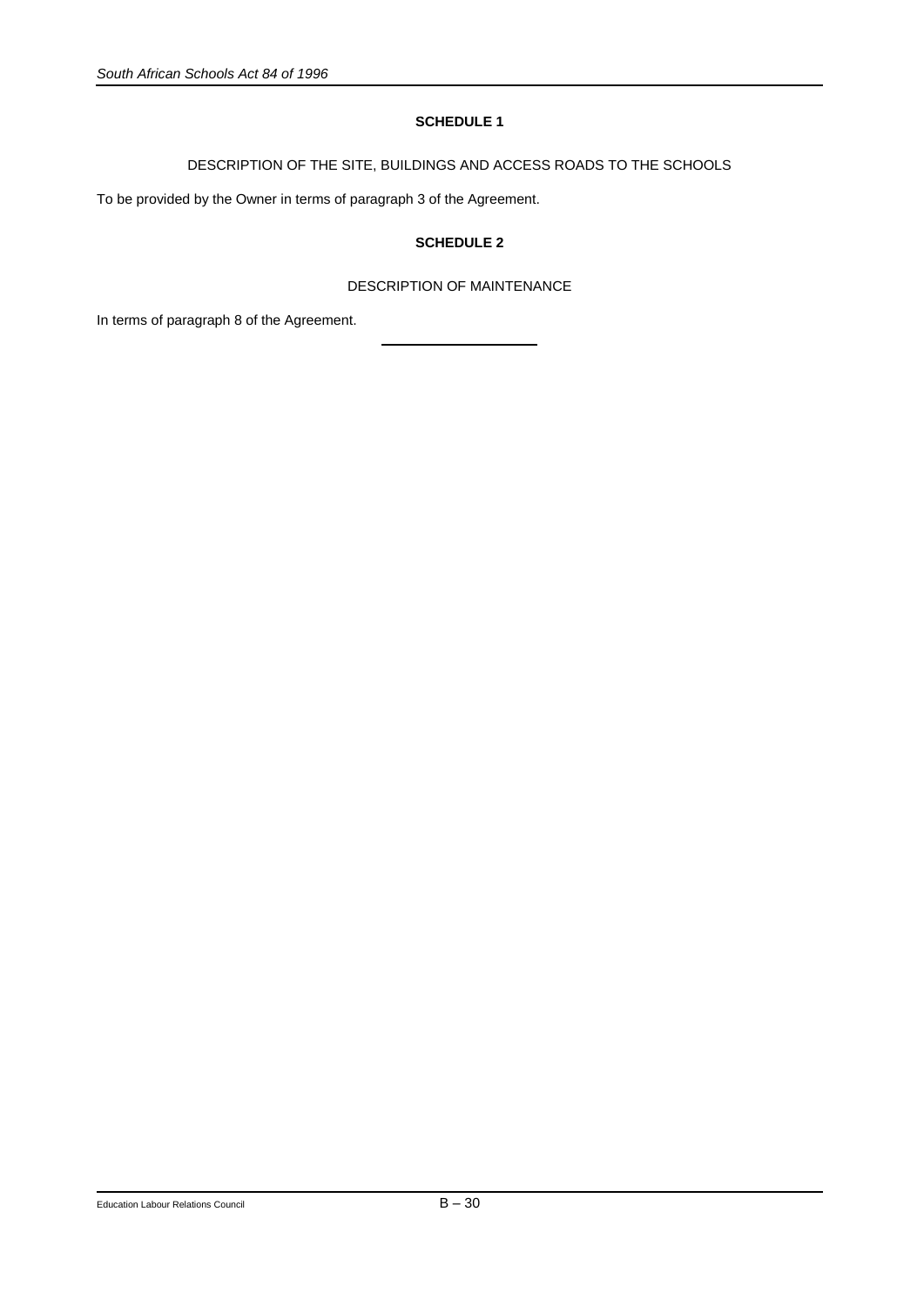## SCHEDULE 1

DESCRIPTION OF THE SITE, BUILDINGS AND ACCESS ROADS TO THE SCHOOLS

To be provided by the Owner in terms of paragraph 3 of the Agreement.

## SCHEDULE 2

DESCRIPTION OF MAINTENANCE

In terms of paragraph 8 of the Agreement.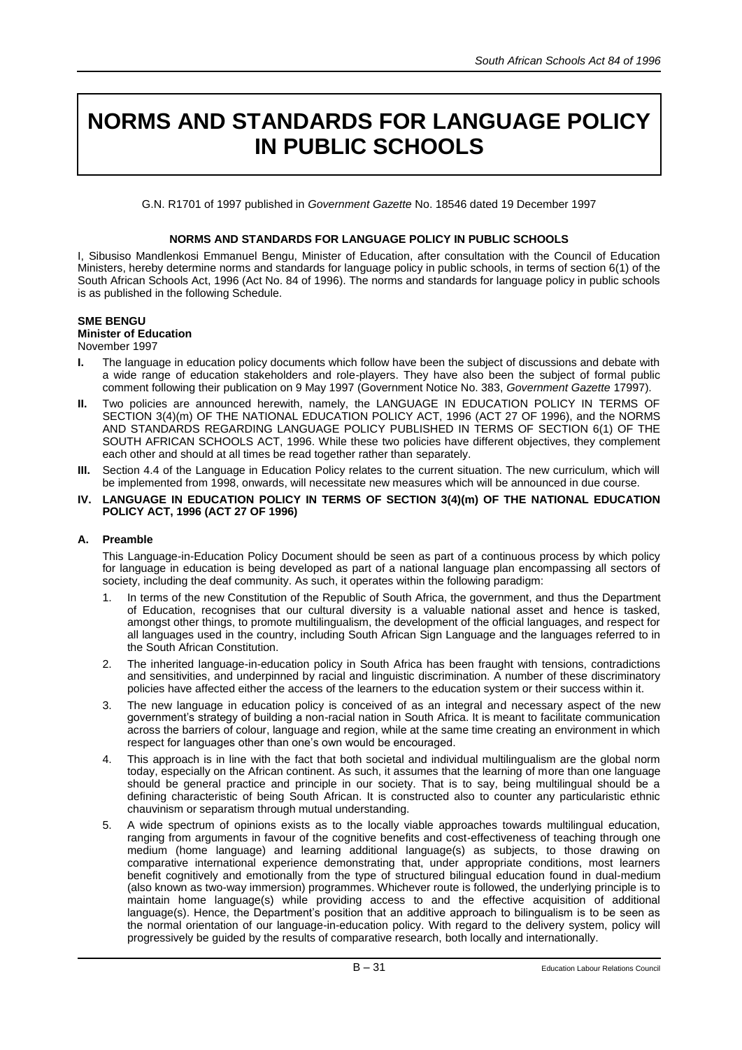# NORMS AND STANDARDS FOR LANGUAGE POLICY IN PUBLIC SCHOOLS

G.N. R1701 of 1997 published in *Government Gazette* No. 18546 dated 19 December 1997

**NORMS AND STANDARDS FOR LANGUAGE POLICY IN PUBLIC SCHOOLS**

I, Sibusiso Mandlenkosi Emmanuel Bengu, Minister of Education, after consultation with the Council of Education Ministers, hereby determine norms and standards for language policy in public schools, in terms of section 6(1) of the South African Schools Act, 1996 (Act No. 84 of 1996). The norms and standards for language policy in public schools is as published in the following Schedule.

**SME BENGU**
**Minister of Education**
November 1997

**I.** The language in education policy documents which follow have been the subject of discussions and debate with a wide range of education stakeholders and role-players. They have also been the subject of formal public comment following their publication on 9 May 1997 (Government Notice No. 383, *Government Gazette* 17997).

**II.** Two policies are announced herewith, namely, the LANGUAGE IN EDUCATION POLICY IN TERMS OF SECTION 3(4)(m) OF THE NATIONAL EDUCATION POLICY ACT, 1996 (ACT 27 OF 1996), and the NORMS AND STANDARDS REGARDING LANGUAGE POLICY PUBLISHED IN TERMS OF SECTION 6(1) OF THE SOUTH AFRICAN SCHOOLS ACT, 1996. While these two policies have different objectives, they complement each other and should at all times be read together rather than separately.

**III.** Section 4.4 of the Language in Education Policy relates to the current situation. The new curriculum, which will be implemented from 1998, onwards, will necessitate new measures which will be announced in due course.

**IV. LANGUAGE IN EDUCATION POLICY IN TERMS OF SECTION 3(4)(m) OF THE NATIONAL EDUCATION POLICY ACT, 1996 (ACT 27 OF 1996)**

**A. Preamble**

This Language-in-Education Policy Document should be seen as part of a continuous process by which policy for language in education is being developed as part of a national language plan encompassing all sectors of society, including the deaf community. As such, it operates within the following paradigm:

1. In terms of the new Constitution of the Republic of South Africa, the government, and thus the Department of Education, recognises that our cultural diversity is a valuable national asset and hence is tasked, amongst other things, to promote multilingualism, the development of the official languages, and respect for all languages used in the country, including South African Sign Language and the languages referred to in the South African Constitution.
2. The inherited language-in-education policy in South Africa has been fraught with tensions, contradictions and sensitivities, and underpinned by racial and linguistic discrimination. A number of these discriminatory policies have affected either the access of the learners to the education system or their success within it.
3. The new language in education policy is conceived of as an integral and necessary aspect of the new government's strategy of building a non-racial nation in South Africa. It is meant to facilitate communication across the barriers of colour, language and region, while at the same time creating an environment in which respect for languages other than one's own would be encouraged.
4. This approach is in line with the fact that both societal and individual multilingualism are the global norm today, especially on the African continent. As such, it assumes that the learning of more than one language should be general practice and principle in our society. That is to say, being multilingual should be a defining characteristic of being South African. It is constructed also to counter any particularistic ethnic chauvinism or separatism through mutual understanding.
5. A wide spectrum of opinions exists as to the locally viable approaches towards multilingual education, ranging from arguments in favour of the cognitive benefits and cost-effectiveness of teaching through one medium (home language) and learning additional language(s) as subjects, to those drawing on comparative international experience demonstrating that, under appropriate conditions, most learners benefit cognitively and emotionally from the type of structured bilingual education found in dual-medium (also known as two-way immersion) programmes. Whichever route is followed, the underlying principle is to maintain home language(s) while providing access to and the effective acquisition of additional language(s). Hence, the Department's position that an additive approach to bilingualism is to be seen as the normal orientation of our language-in-education policy. With regard to the delivery system, policy will progressively be guided by the results of comparative research, both locally and internationally.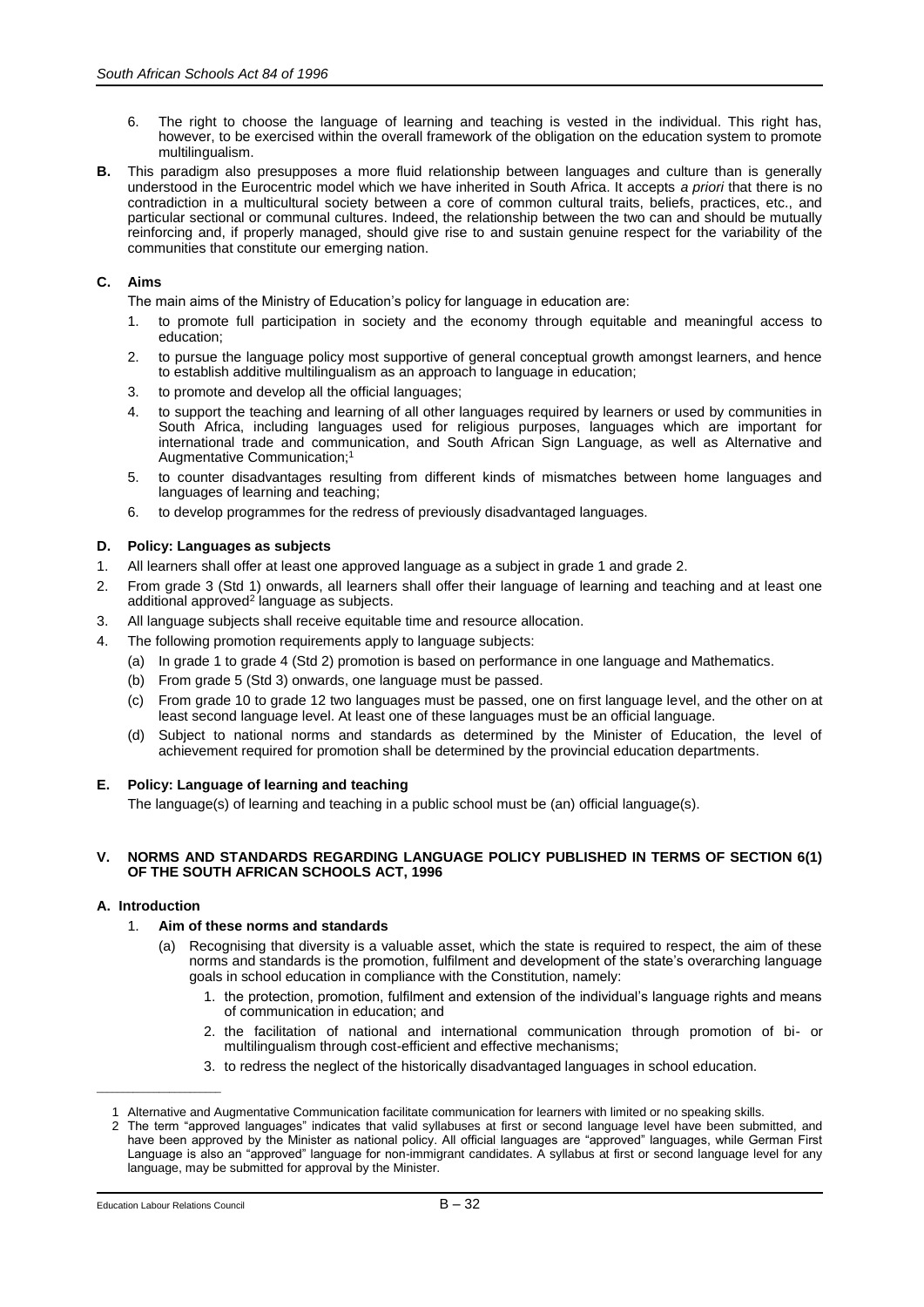6. The right to choose the language of learning and teaching is vested in the individual. This right has, however, to be exercised within the overall framework of the obligation on the education system to promote multilingualism.

**B.** This paradigm also presupposes a more fluid relationship between languages and culture than is generally understood in the Eurocentric model which we have inherited in South Africa. It accepts *a priori* that there is no contradiction in a multicultural society between a core of common cultural traits, beliefs, practices, etc., and particular sectional or communal cultures. Indeed, the relationship between the two can and should be mutually reinforcing and, if properly managed, should give rise to and sustain genuine respect for the variability of the communities that constitute our emerging nation.

### C. Aims

The main aims of the Ministry of Education's policy for language in education are:

1. to promote full participation in society and the economy through equitable and meaningful access to education;
2. to pursue the language policy most supportive of general conceptual growth amongst learners, and hence to establish additive multilingualism as an approach to language in education;
3. to promote and develop all the official languages;
4. to support the teaching and learning of all other languages required by learners or used by communities in South Africa, including languages used for religious purposes, languages which are important for international trade and communication, and South African Sign Language, as well as Alternative and Augmentative Communication;[1]
5. to counter disadvantages resulting from different kinds of mismatches between home languages and languages of learning and teaching;
6. to develop programmes for the redress of previously disadvantaged languages.

### D. Policy: Languages as subjects

1. All learners shall offer at least one approved language as a subject in grade 1 and grade 2.
2. From grade 3 (Std 1) onwards, all learners shall offer their language of learning and teaching and at least one additional approved[2] language as subjects.
3. All language subjects shall receive equitable time and resource allocation.
4. The following promotion requirements apply to language subjects:
   (a) In grade 1 to grade 4 (Std 2) promotion is based on performance in one language and Mathematics.
   (b) From grade 5 (Std 3) onwards, one language must be passed.
   (c) From grade 10 to grade 12 two languages must be passed, one on first language level, and the other on at least second language level. At least one of these languages must be an official language.
   (d) Subject to national norms and standards as determined by the Minister of Education, the level of achievement required for promotion shall be determined by the provincial education departments.

### E. Policy: Language of learning and teaching

The language(s) of learning and teaching in a public school must be (an) official language(s).

## V. NORMS AND STANDARDS REGARDING LANGUAGE POLICY PUBLISHED IN TERMS OF SECTION 6(1) OF THE SOUTH AFRICAN SCHOOLS ACT, 1996

### A. Introduction

1. **Aim of these norms and standards**
   (a) Recognising that diversity is a valuable asset, which the state is required to respect, the aim of these norms and standards is the promotion, fulfilment and development of the state's overarching language goals in school education in compliance with the Constitution, namely:
      1. the protection, promotion, fulfilment and extension of the individual's language rights and means of communication in education; and
      2. the facilitation of national and international communication through promotion of bi- or multilingualism through cost-efficient and effective mechanisms;
      3. to redress the neglect of the historically disadvantaged languages in school education.

---

1 Alternative and Augmentative Communication facilitate communication for learners with limited or no speaking skills.

2 The term "approved languages" indicates that valid syllabuses at first or second language level have been submitted, and have been approved by the Minister as national policy. All official languages are "approved" languages, while German First Language is also an "approved" language for non-immigrant candidates. A syllabus at first or second language level for any language, may be submitted for approval by the Minister.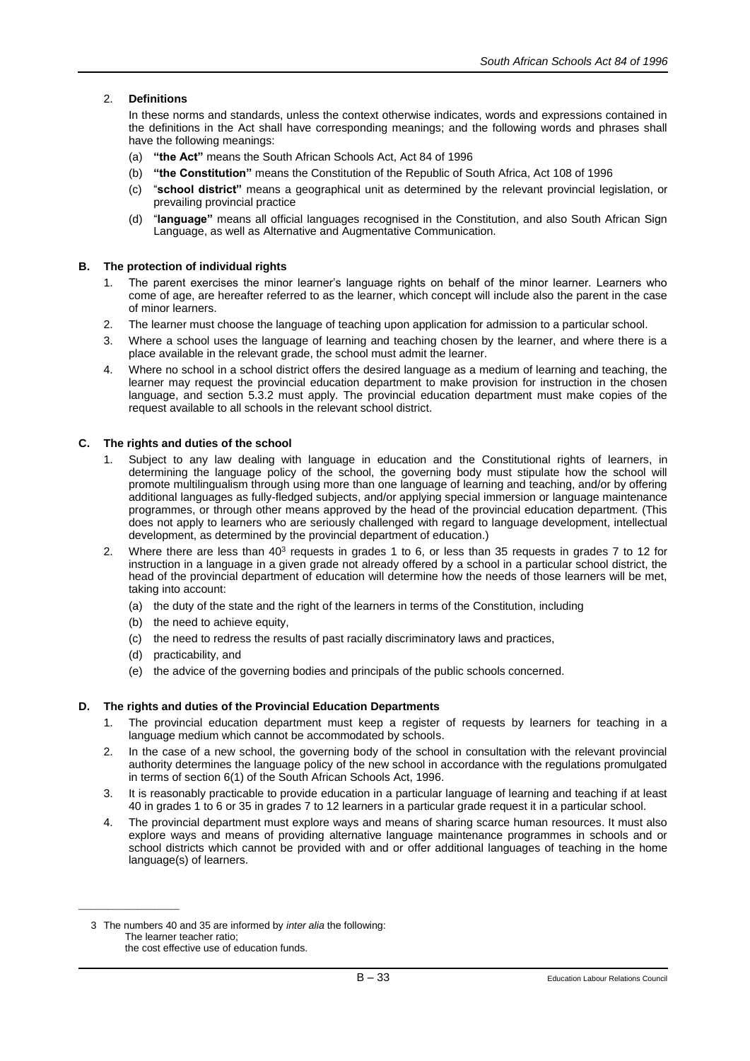2. **Definitions**

In these norms and standards, unless the context otherwise indicates, words and expressions contained in the definitions in the Act shall have corresponding meanings; and the following words and phrases shall have the following meanings:

(a) **"the Act"** means the South African Schools Act, Act 84 of 1996

(b) **"the Constitution"** means the Constitution of the Republic of South Africa, Act 108 of 1996

(c) "**school district"** means a geographical unit as determined by the relevant provincial legislation, or prevailing provincial practice

(d) "**language"** means all official languages recognised in the Constitution, and also South African Sign Language, as well as Alternative and Augmentative Communication.

## B. The protection of individual rights

1. The parent exercises the minor learner's language rights on behalf of the minor learner. Learners who come of age, are hereafter referred to as the learner, which concept will include also the parent in the case of minor learners.
2. The learner must choose the language of teaching upon application for admission to a particular school.
3. Where a school uses the language of learning and teaching chosen by the learner, and where there is a place available in the relevant grade, the school must admit the learner.
4. Where no school in a school district offers the desired language as a medium of learning and teaching, the learner may request the provincial education department to make provision for instruction in the chosen language, and section 5.3.2 must apply. The provincial education department must make copies of the request available to all schools in the relevant school district.

## C. The rights and duties of the school

1. Subject to any law dealing with language in education and the Constitutional rights of learners, in determining the language policy of the school, the governing body must stipulate how the school will promote multilingualism through using more than one language of learning and teaching, and/or by offering additional languages as fully-fledged subjects, and/or applying special immersion or language maintenance programmes, or through other means approved by the head of the provincial education department. (This does not apply to learners who are seriously challenged with regard to language development, intellectual development, as determined by the provincial department of education.)
2. Where there are less than 40[3] requests in grades 1 to 6, or less than 35 requests in grades 7 to 12 for instruction in a language in a given grade not already offered by a school in a particular school district, the head of the provincial department of education will determine how the needs of those learners will be met, taking into account:
   (a) the duty of the state and the right of the learners in terms of the Constitution, including
   (b) the need to achieve equity,
   (c) the need to redress the results of past racially discriminatory laws and practices,
   (d) practicability, and
   (e) the advice of the governing bodies and principals of the public schools concerned.

## D. The rights and duties of the Provincial Education Departments

1. The provincial education department must keep a register of requests by learners for teaching in a language medium which cannot be accommodated by schools.
2. In the case of a new school, the governing body of the school in consultation with the relevant provincial authority determines the language policy of the new school in accordance with the regulations promulgated in terms of section 6(1) of the South African Schools Act, 1996.
3. It is reasonably practicable to provide education in a particular language of learning and teaching if at least 40 in grades 1 to 6 or 35 in grades 7 to 12 learners in a particular grade request it in a particular school.
4. The provincial department must explore ways and means of sharing scarce human resources. It must also explore ways and means of providing alternative language maintenance programmes in schools and or school districts which cannot be provided with and or offer additional languages of teaching in the home language(s) of learners.

---

3 The numbers 40 and 35 are informed by *inter alia* the following:
The learner teacher ratio;
the cost effective use of education funds.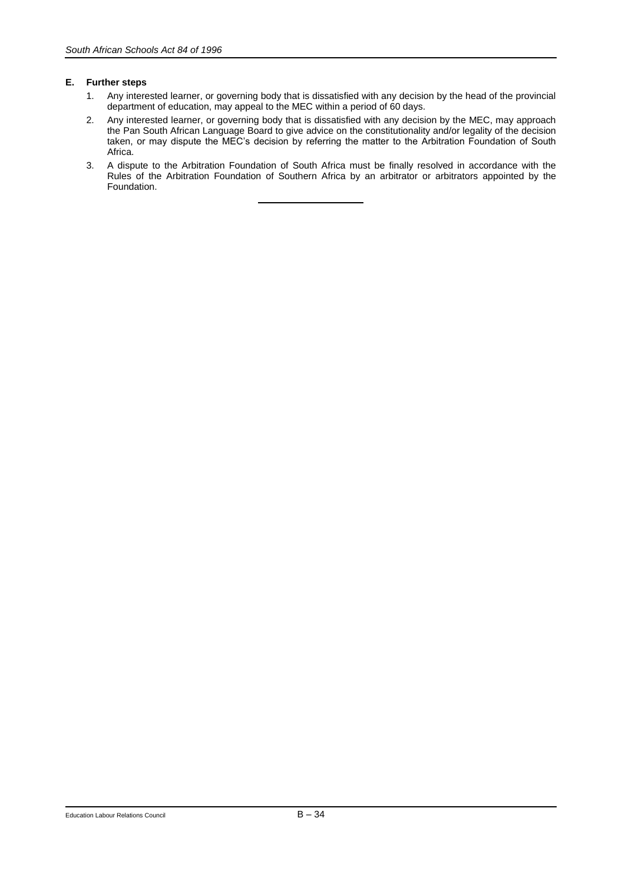### E. Further steps

1. Any interested learner, or governing body that is dissatisfied with any decision by the head of the provincial department of education, may appeal to the MEC within a period of 60 days.
2. Any interested learner, or governing body that is dissatisfied with any decision by the MEC, may approach the Pan South African Language Board to give advice on the constitutionality and/or legality of the decision taken, or may dispute the MEC's decision by referring the matter to the Arbitration Foundation of South Africa.
3. A dispute to the Arbitration Foundation of South Africa must be finally resolved in accordance with the Rules of the Arbitration Foundation of Southern Africa by an arbitrator or arbitrators appointed by the Foundation.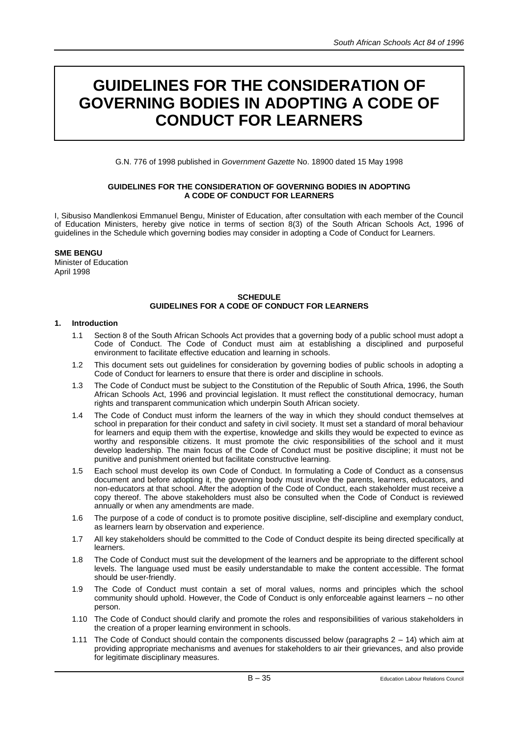# GUIDELINES FOR THE CONSIDERATION OF GOVERNING BODIES IN ADOPTING A CODE OF CONDUCT FOR LEARNERS

G.N. 776 of 1998 published in *Government Gazette* No. 18900 dated 15 May 1998

**GUIDELINES FOR THE CONSIDERATION OF GOVERNING BODIES IN ADOPTING A CODE OF CONDUCT FOR LEARNERS**

I, Sibusiso Mandlenkosi Emmanuel Bengu, Minister of Education, after consultation with each member of the Council of Education Ministers, hereby give notice in terms of section 8(3) of the South African Schools Act, 1996 of guidelines in the Schedule which governing bodies may consider in adopting a Code of Conduct for Learners.

**SME BENGU**
Minister of Education
April 1998

**SCHEDULE**
**GUIDELINES FOR A CODE OF CONDUCT FOR LEARNERS**

**1. Introduction**

1.1 Section 8 of the South African Schools Act provides that a governing body of a public school must adopt a Code of Conduct. The Code of Conduct must aim at establishing a disciplined and purposeful environment to facilitate effective education and learning in schools.

1.2 This document sets out guidelines for consideration by governing bodies of public schools in adopting a Code of Conduct for learners to ensure that there is order and discipline in schools.

1.3 The Code of Conduct must be subject to the Constitution of the Republic of South Africa, 1996, the South African Schools Act, 1996 and provincial legislation. It must reflect the constitutional democracy, human rights and transparent communication which underpin South African society.

1.4 The Code of Conduct must inform the learners of the way in which they should conduct themselves at school in preparation for their conduct and safety in civil society. It must set a standard of moral behaviour for learners and equip them with the expertise, knowledge and skills they would be expected to evince as worthy and responsible citizens. It must promote the civic responsibilities of the school and it must develop leadership. The main focus of the Code of Conduct must be positive discipline; it must not be punitive and punishment oriented but facilitate constructive learning.

1.5 Each school must develop its own Code of Conduct. In formulating a Code of Conduct as a consensus document and before adopting it, the governing body must involve the parents, learners, educators, and non-educators at that school. After the adoption of the Code of Conduct, each stakeholder must receive a copy thereof. The above stakeholders must also be consulted when the Code of Conduct is reviewed annually or when any amendments are made.

1.6 The purpose of a code of conduct is to promote positive discipline, self-discipline and exemplary conduct, as learners learn by observation and experience.

1.7 All key stakeholders should be committed to the Code of Conduct despite its being directed specifically at learners.

1.8 The Code of Conduct must suit the development of the learners and be appropriate to the different school levels. The language used must be easily understandable to make the content accessible. The format should be user-friendly.

1.9 The Code of Conduct must contain a set of moral values, norms and principles which the school community should uphold. However, the Code of Conduct is only enforceable against learners – no other person.

1.10 The Code of Conduct should clarify and promote the roles and responsibilities of various stakeholders in the creation of a proper learning environment in schools.

1.11 The Code of Conduct should contain the components discussed below (paragraphs 2 – 14) which aim at providing appropriate mechanisms and avenues for stakeholders to air their grievances, and also provide for legitimate disciplinary measures.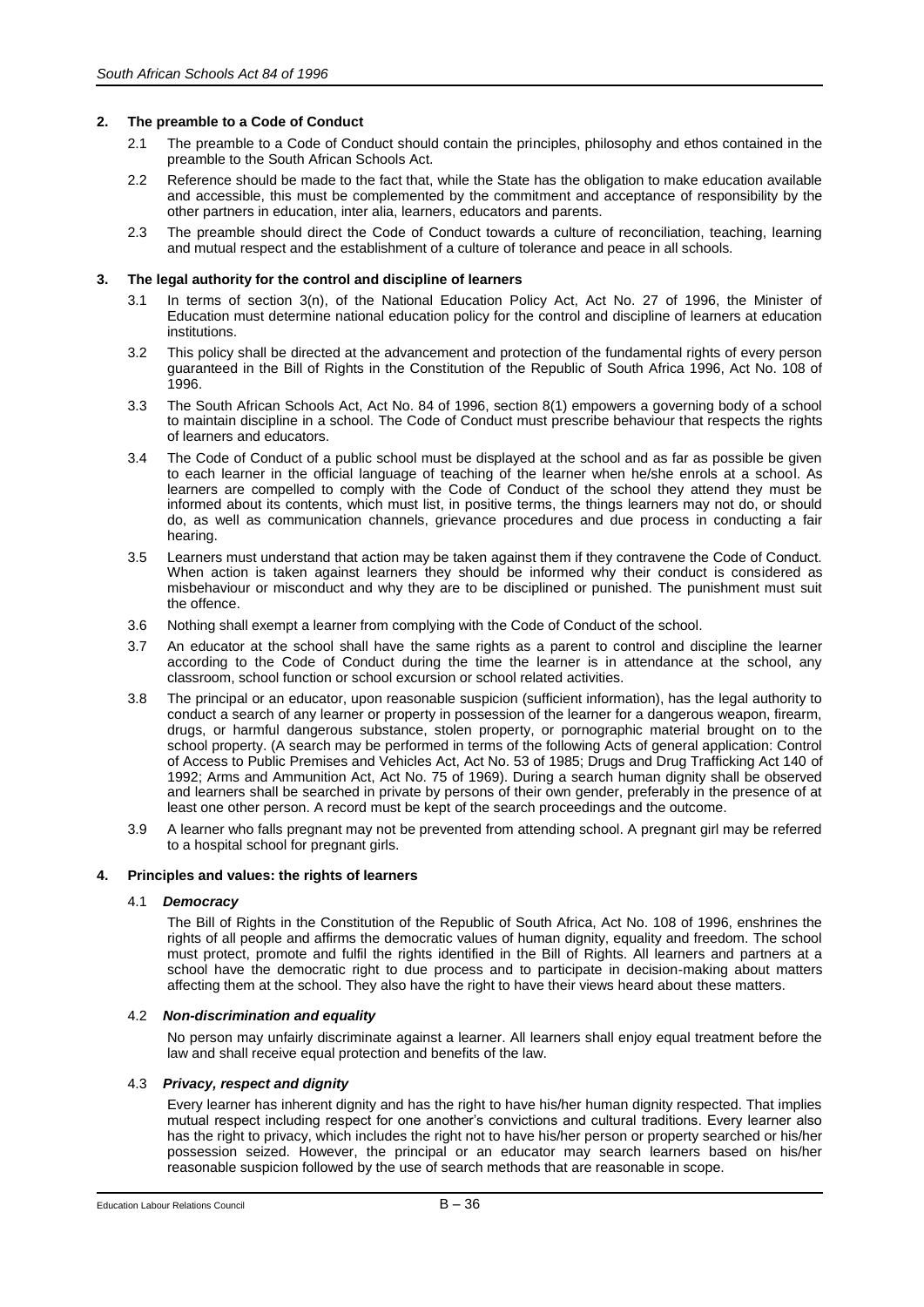## 2. The preamble to a Code of Conduct

2.1 The preamble to a Code of Conduct should contain the principles, philosophy and ethos contained in the preamble to the South African Schools Act.

2.2 Reference should be made to the fact that, while the State has the obligation to make education available and accessible, this must be complemented by the commitment and acceptance of responsibility by the other partners in education, inter alia, learners, educators and parents.

2.3 The preamble should direct the Code of Conduct towards a culture of reconciliation, teaching, learning and mutual respect and the establishment of a culture of tolerance and peace in all schools.

## 3. The legal authority for the control and discipline of learners

3.1 In terms of section 3(n), of the National Education Policy Act, Act No. 27 of 1996, the Minister of Education must determine national education policy for the control and discipline of learners at education institutions.

3.2 This policy shall be directed at the advancement and protection of the fundamental rights of every person guaranteed in the Bill of Rights in the Constitution of the Republic of South Africa 1996, Act No. 108 of 1996.

3.3 The South African Schools Act, Act No. 84 of 1996, section 8(1) empowers a governing body of a school to maintain discipline in a school. The Code of Conduct must prescribe behaviour that respects the rights of learners and educators.

3.4 The Code of Conduct of a public school must be displayed at the school and as far as possible be given to each learner in the official language of teaching of the learner when he/she enrols at a school. As learners are compelled to comply with the Code of Conduct of the school they attend they must be informed about its contents, which must list, in positive terms, the things learners may not do, or should do, as well as communication channels, grievance procedures and due process in conducting a fair hearing.

3.5 Learners must understand that action may be taken against them if they contravene the Code of Conduct. When action is taken against learners they should be informed why their conduct is considered as misbehaviour or misconduct and why they are to be disciplined or punished. The punishment must suit the offence.

3.6 Nothing shall exempt a learner from complying with the Code of Conduct of the school.

3.7 An educator at the school shall have the same rights as a parent to control and discipline the learner according to the Code of Conduct during the time the learner is in attendance at the school, any classroom, school function or school excursion or school related activities.

3.8 The principal or an educator, upon reasonable suspicion (sufficient information), has the legal authority to conduct a search of any learner or property in possession of the learner for a dangerous weapon, firearm, drugs, or harmful dangerous substance, stolen property, or pornographic material brought on to the school property. (A search may be performed in terms of the following Acts of general application: Control of Access to Public Premises and Vehicles Act, Act No. 53 of 1985; Drugs and Drug Trafficking Act 140 of 1992; Arms and Ammunition Act, Act No. 75 of 1969). During a search human dignity shall be observed and learners shall be searched in private by persons of their own gender, preferably in the presence of at least one other person. A record must be kept of the search proceedings and the outcome.

3.9 A learner who falls pregnant may not be prevented from attending school. A pregnant girl may be referred to a hospital school for pregnant girls.

## 4. Principles and values: the rights of learners

### 4.1 *Democracy*

The Bill of Rights in the Constitution of the Republic of South Africa, Act No. 108 of 1996, enshrines the rights of all people and affirms the democratic values of human dignity, equality and freedom. The school must protect, promote and fulfil the rights identified in the Bill of Rights. All learners and partners at a school have the democratic right to due process and to participate in decision-making about matters affecting them at the school. They also have the right to have their views heard about these matters.

### 4.2 *Non-discrimination and equality*

No person may unfairly discriminate against a learner. All learners shall enjoy equal treatment before the law and shall receive equal protection and benefits of the law.

### 4.3 *Privacy, respect and dignity*

Every learner has inherent dignity and has the right to have his/her human dignity respected. That implies mutual respect including respect for one another's convictions and cultural traditions. Every learner also has the right to privacy, which includes the right not to have his/her person or property searched or his/her possession seized. However, the principal or an educator may search learners based on his/her reasonable suspicion followed by the use of search methods that are reasonable in scope.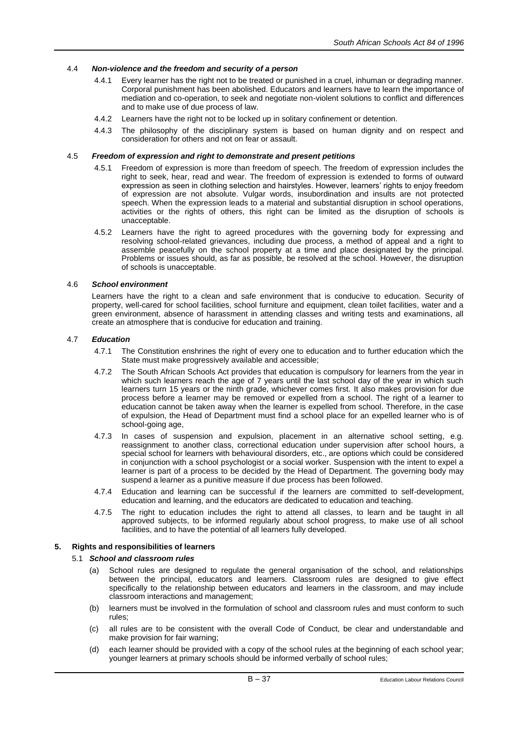#### 4.4 *Non-violence and the freedom and security of a person*

4.4.1 Every learner has the right not to be treated or punished in a cruel, inhuman or degrading manner. Corporal punishment has been abolished. Educators and learners have to learn the importance of mediation and co-operation, to seek and negotiate non-violent solutions to conflict and differences and to make use of due process of law.

4.4.2 Learners have the right not to be locked up in solitary confinement or detention.

4.4.3 The philosophy of the disciplinary system is based on human dignity and on respect and consideration for others and not on fear or assault.

#### 4.5 *Freedom of expression and right to demonstrate and present petitions*

4.5.1 Freedom of expression is more than freedom of speech. The freedom of expression includes the right to seek, hear, read and wear. The freedom of expression is extended to forms of outward expression as seen in clothing selection and hairstyles. However, learners' rights to enjoy freedom of expression are not absolute. Vulgar words, insubordination and insults are not protected speech. When the expression leads to a material and substantial disruption in school operations, activities or the rights of others, this right can be limited as the disruption of schools is unacceptable.

4.5.2 Learners have the right to agreed procedures with the governing body for expressing and resolving school-related grievances, including due process, a method of appeal and a right to assemble peacefully on the school property at a time and place designated by the principal. Problems or issues should, as far as possible, be resolved at the school. However, the disruption of schools is unacceptable.

#### 4.6 *School environment*

Learners have the right to a clean and safe environment that is conducive to education. Security of property, well-cared for school facilities, school furniture and equipment, clean toilet facilities, water and a green environment, absence of harassment in attending classes and writing tests and examinations, all create an atmosphere that is conducive for education and training.

#### 4.7 *Education*

4.7.1 The Constitution enshrines the right of every one to education and to further education which the State must make progressively available and accessible;

4.7.2 The South African Schools Act provides that education is compulsory for learners from the year in which such learners reach the age of 7 years until the last school day of the year in which such learners turn 15 years or the ninth grade, whichever comes first. It also makes provision for due process before a learner may be removed or expelled from a school. The right of a learner to education cannot be taken away when the learner is expelled from school. Therefore, in the case of expulsion, the Head of Department must find a school place for an expelled learner who is of school-going age,

4.7.3 In cases of suspension and expulsion, placement in an alternative school setting, e.g. reassignment to another class, correctional education under supervision after school hours, a special school for learners with behavioural disorders, etc., are options which could be considered in conjunction with a school psychologist or a social worker. Suspension with the intent to expel a learner is part of a process to be decided by the Head of Department. The governing body may suspend a learner as a punitive measure if due process has been followed.

4.7.4 Education and learning can be successful if the learners are committed to self-development, education and learning, and the educators are dedicated to education and teaching.

4.7.5 The right to education includes the right to attend all classes, to learn and be taught in all approved subjects, to be informed regularly about school progress, to make use of all school facilities, and to have the potential of all learners fully developed.

### 5. Rights and responsibilities of learners

#### 5.1 *School and classroom rules*

(a) School rules are designed to regulate the general organisation of the school, and relationships between the principal, educators and learners. Classroom rules are designed to give effect specifically to the relationship between educators and learners in the classroom, and may include classroom interactions and management;

(b) learners must be involved in the formulation of school and classroom rules and must conform to such rules;

(c) all rules are to be consistent with the overall Code of Conduct, be clear and understandable and make provision for fair warning;

(d) each learner should be provided with a copy of the school rules at the beginning of each school year; younger learners at primary schools should be informed verbally of school rules;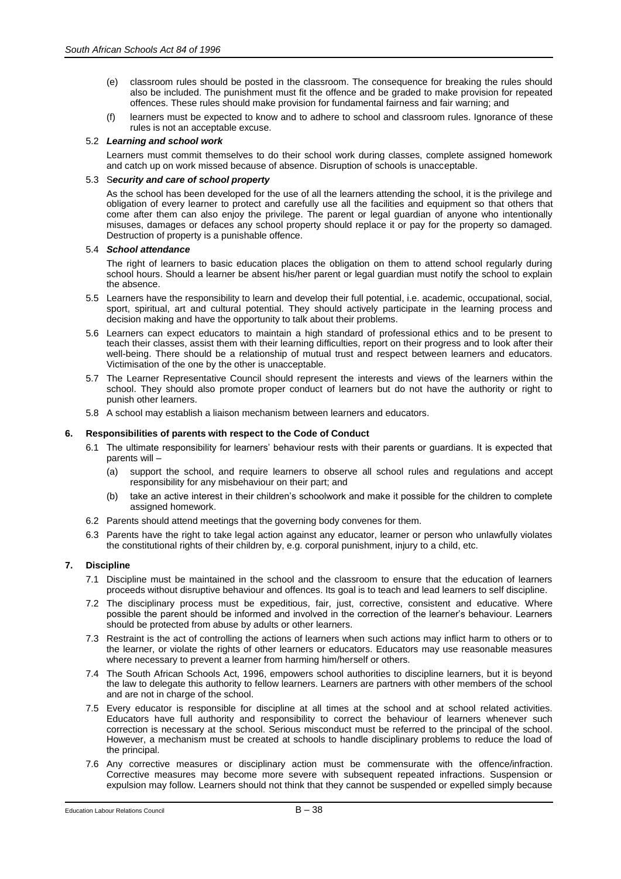(e) classroom rules should be posted in the classroom. The consequence for breaking the rules should also be included. The punishment must fit the offence and be graded to make provision for repeated offences. These rules should make provision for fundamental fairness and fair warning; and

(f) learners must be expected to know and to adhere to school and classroom rules. Ignorance of these rules is not an acceptable excuse.

5.2 ***Learning and school work***

Learners must commit themselves to do their school work during classes, complete assigned homework and catch up on work missed because of absence. Disruption of schools is unacceptable.

5.3 S***ecurity and care of school property***

As the school has been developed for the use of all the learners attending the school, it is the privilege and obligation of every learner to protect and carefully use all the facilities and equipment so that others that come after them can also enjoy the privilege. The parent or legal guardian of anyone who intentionally misuses, damages or defaces any school property should replace it or pay for the property so damaged. Destruction of property is a punishable offence.

5.4 ***School attendance***

The right of learners to basic education places the obligation on them to attend school regularly during school hours. Should a learner be absent his/her parent or legal guardian must notify the school to explain the absence.

5.5 Learners have the responsibility to learn and develop their full potential, i.e. academic, occupational, social, sport, spiritual, art and cultural potential. They should actively participate in the learning process and decision making and have the opportunity to talk about their problems.

5.6 Learners can expect educators to maintain a high standard of professional ethics and to be present to teach their classes, assist them with their learning difficulties, report on their progress and to look after their well-being. There should be a relationship of mutual trust and respect between learners and educators. Victimisation of the one by the other is unacceptable.

5.7 The Learner Representative Council should represent the interests and views of the learners within the school. They should also promote proper conduct of learners but do not have the authority or right to punish other learners.

5.8 A school may establish a liaison mechanism between learners and educators.

**6. Responsibilities of parents with respect to the Code of Conduct**

6.1 The ultimate responsibility for learners' behaviour rests with their parents or guardians. It is expected that parents will –

(a) support the school, and require learners to observe all school rules and regulations and accept responsibility for any misbehaviour on their part; and

(b) take an active interest in their children's schoolwork and make it possible for the children to complete assigned homework.

6.2 Parents should attend meetings that the governing body convenes for them.

6.3 Parents have the right to take legal action against any educator, learner or person who unlawfully violates the constitutional rights of their children by, e.g. corporal punishment, injury to a child, etc.

**7. Discipline**

7.1 Discipline must be maintained in the school and the classroom to ensure that the education of learners proceeds without disruptive behaviour and offences. Its goal is to teach and lead learners to self discipline.

7.2 The disciplinary process must be expeditious, fair, just, corrective, consistent and educative. Where possible the parent should be informed and involved in the correction of the learner's behaviour. Learners should be protected from abuse by adults or other learners.

7.3 Restraint is the act of controlling the actions of learners when such actions may inflict harm to others or to the learner, or violate the rights of other learners or educators. Educators may use reasonable measures where necessary to prevent a learner from harming him/herself or others.

7.4 The South African Schools Act, 1996, empowers school authorities to discipline learners, but it is beyond the law to delegate this authority to fellow learners. Learners are partners with other members of the school and are not in charge of the school.

7.5 Every educator is responsible for discipline at all times at the school and at school related activities. Educators have full authority and responsibility to correct the behaviour of learners whenever such correction is necessary at the school. Serious misconduct must be referred to the principal of the school. However, a mechanism must be created at schools to handle disciplinary problems to reduce the load of the principal.

7.6 Any corrective measures or disciplinary action must be commensurate with the offence/infraction. Corrective measures may become more severe with subsequent repeated infractions. Suspension or expulsion may follow. Learners should not think that they cannot be suspended or expelled simply because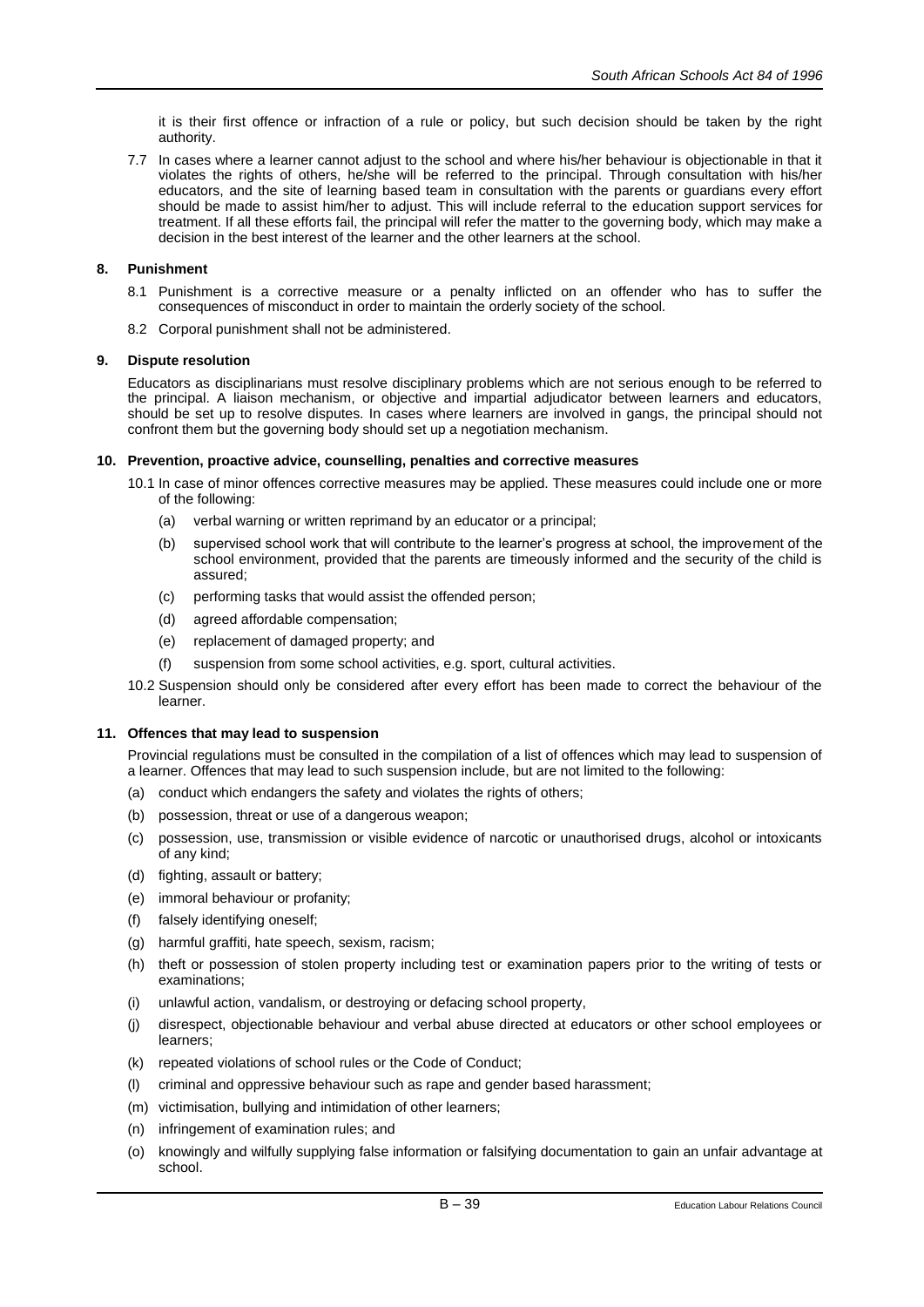it is their first offence or infraction of a rule or policy, but such decision should be taken by the right authority.

7.7 In cases where a learner cannot adjust to the school and where his/her behaviour is objectionable in that it violates the rights of others, he/she will be referred to the principal. Through consultation with his/her educators, and the site of learning based team in consultation with the parents or guardians every effort should be made to assist him/her to adjust. This will include referral to the education support services for treatment. If all these efforts fail, the principal will refer the matter to the governing body, which may make a decision in the best interest of the learner and the other learners at the school.

**8. Punishment**

8.1 Punishment is a corrective measure or a penalty inflicted on an offender who has to suffer the consequences of misconduct in order to maintain the orderly society of the school.

8.2 Corporal punishment shall not be administered.

**9. Dispute resolution**

Educators as disciplinarians must resolve disciplinary problems which are not serious enough to be referred to the principal. A liaison mechanism, or objective and impartial adjudicator between learners and educators, should be set up to resolve disputes. In cases where learners are involved in gangs, the principal should not confront them but the governing body should set up a negotiation mechanism.

**10. Prevention, proactive advice, counselling, penalties and corrective measures**

10.1 In case of minor offences corrective measures may be applied. These measures could include one or more of the following:

(a) verbal warning or written reprimand by an educator or a principal;

(b) supervised school work that will contribute to the learner's progress at school, the improvement of the school environment, provided that the parents are timeously informed and the security of the child is assured;

(c) performing tasks that would assist the offended person;

(d) agreed affordable compensation;

(e) replacement of damaged property; and

(f) suspension from some school activities, e.g. sport, cultural activities.

10.2 Suspension should only be considered after every effort has been made to correct the behaviour of the learner.

**11. Offences that may lead to suspension**

Provincial regulations must be consulted in the compilation of a list of offences which may lead to suspension of a learner. Offences that may lead to such suspension include, but are not limited to the following:

(a) conduct which endangers the safety and violates the rights of others;

(b) possession, threat or use of a dangerous weapon;

(c) possession, use, transmission or visible evidence of narcotic or unauthorised drugs, alcohol or intoxicants of any kind;

(d) fighting, assault or battery;

(e) immoral behaviour or profanity;

(f) falsely identifying oneself;

(g) harmful graffiti, hate speech, sexism, racism;

(h) theft or possession of stolen property including test or examination papers prior to the writing of tests or examinations;

(i) unlawful action, vandalism, or destroying or defacing school property,

(j) disrespect, objectionable behaviour and verbal abuse directed at educators or other school employees or learners;

(k) repeated violations of school rules or the Code of Conduct;

(l) criminal and oppressive behaviour such as rape and gender based harassment;

(m) victimisation, bullying and intimidation of other learners;

(n) infringement of examination rules; and

(o) knowingly and wilfully supplying false information or falsifying documentation to gain an unfair advantage at school.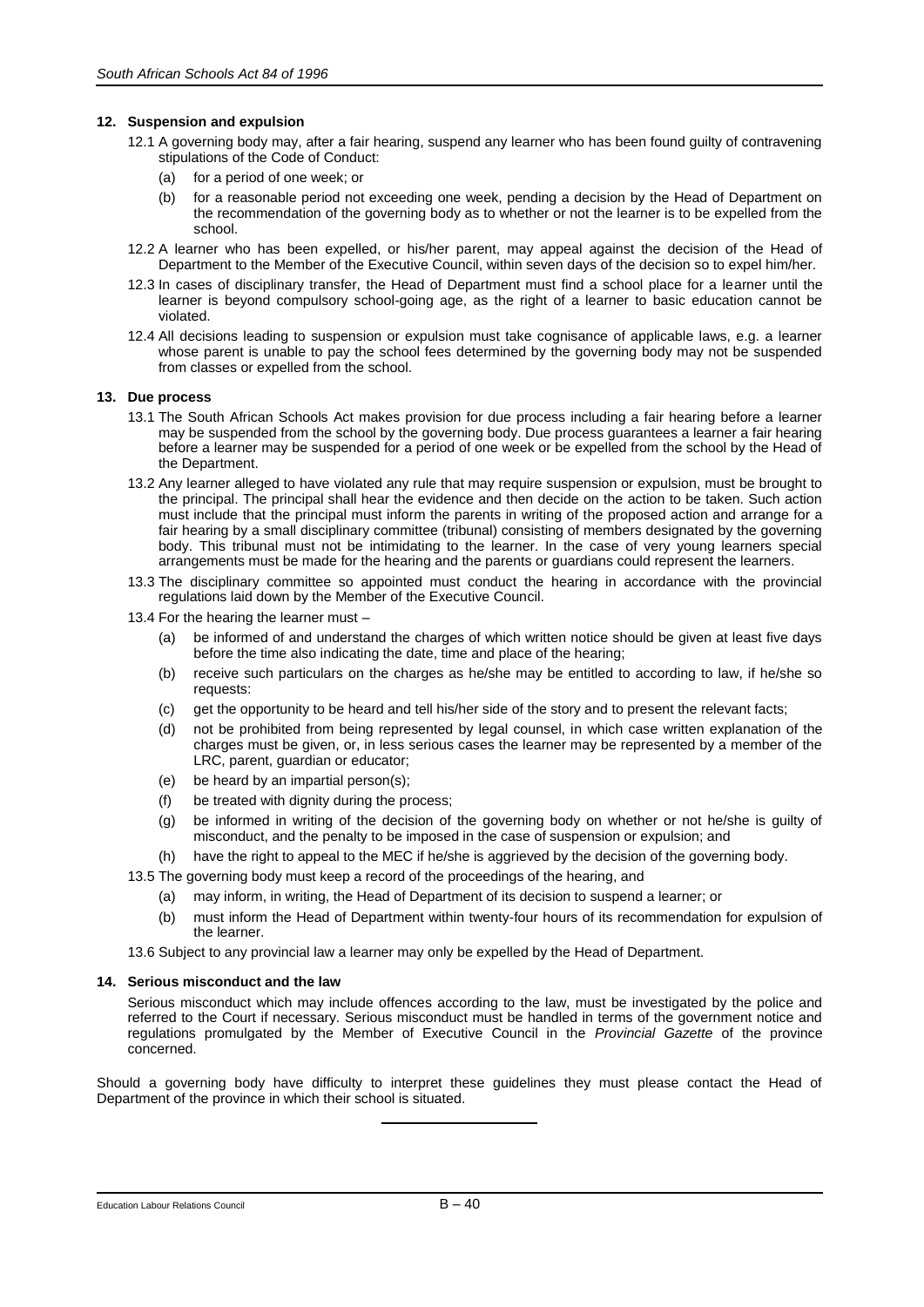## 12. Suspension and expulsion

12.1 A governing body may, after a fair hearing, suspend any learner who has been found guilty of contravening stipulations of the Code of Conduct:

(a) for a period of one week; or

(b) for a reasonable period not exceeding one week, pending a decision by the Head of Department on the recommendation of the governing body as to whether or not the learner is to be expelled from the school.

12.2 A learner who has been expelled, or his/her parent, may appeal against the decision of the Head of Department to the Member of the Executive Council, within seven days of the decision so to expel him/her.

12.3 In cases of disciplinary transfer, the Head of Department must find a school place for a learner until the learner is beyond compulsory school-going age, as the right of a learner to basic education cannot be violated.

12.4 All decisions leading to suspension or expulsion must take cognisance of applicable laws, e.g. a learner whose parent is unable to pay the school fees determined by the governing body may not be suspended from classes or expelled from the school.

## 13. Due process

13.1 The South African Schools Act makes provision for due process including a fair hearing before a learner may be suspended from the school by the governing body. Due process guarantees a learner a fair hearing before a learner may be suspended for a period of one week or be expelled from the school by the Head of the Department.

13.2 Any learner alleged to have violated any rule that may require suspension or expulsion, must be brought to the principal. The principal shall hear the evidence and then decide on the action to be taken. Such action must include that the principal must inform the parents in writing of the proposed action and arrange for a fair hearing by a small disciplinary committee (tribunal) consisting of members designated by the governing body. This tribunal must not be intimidating to the learner. In the case of very young learners special arrangements must be made for the hearing and the parents or guardians could represent the learners.

13.3 The disciplinary committee so appointed must conduct the hearing in accordance with the provincial regulations laid down by the Member of the Executive Council.

13.4 For the hearing the learner must –

(a) be informed of and understand the charges of which written notice should be given at least five days before the time also indicating the date, time and place of the hearing;

(b) receive such particulars on the charges as he/she may be entitled to according to law, if he/she so requests:

(c) get the opportunity to be heard and tell his/her side of the story and to present the relevant facts;

(d) not be prohibited from being represented by legal counsel, in which case written explanation of the charges must be given, or, in less serious cases the learner may be represented by a member of the LRC, parent, guardian or educator;

(e) be heard by an impartial person(s);

(f) be treated with dignity during the process;

(g) be informed in writing of the decision of the governing body on whether or not he/she is guilty of misconduct, and the penalty to be imposed in the case of suspension or expulsion; and

(h) have the right to appeal to the MEC if he/she is aggrieved by the decision of the governing body.

13.5 The governing body must keep a record of the proceedings of the hearing, and

(a) may inform, in writing, the Head of Department of its decision to suspend a learner; or

(b) must inform the Head of Department within twenty-four hours of its recommendation for expulsion of the learner.

13.6 Subject to any provincial law a learner may only be expelled by the Head of Department.

## 14. Serious misconduct and the law

Serious misconduct which may include offences according to the law, must be investigated by the police and referred to the Court if necessary. Serious misconduct must be handled in terms of the government notice and regulations promulgated by the Member of Executive Council in the *Provincial Gazette* of the province concerned.

Should a governing body have difficulty to interpret these guidelines they must please contact the Head of Department of the province in which their school is situated.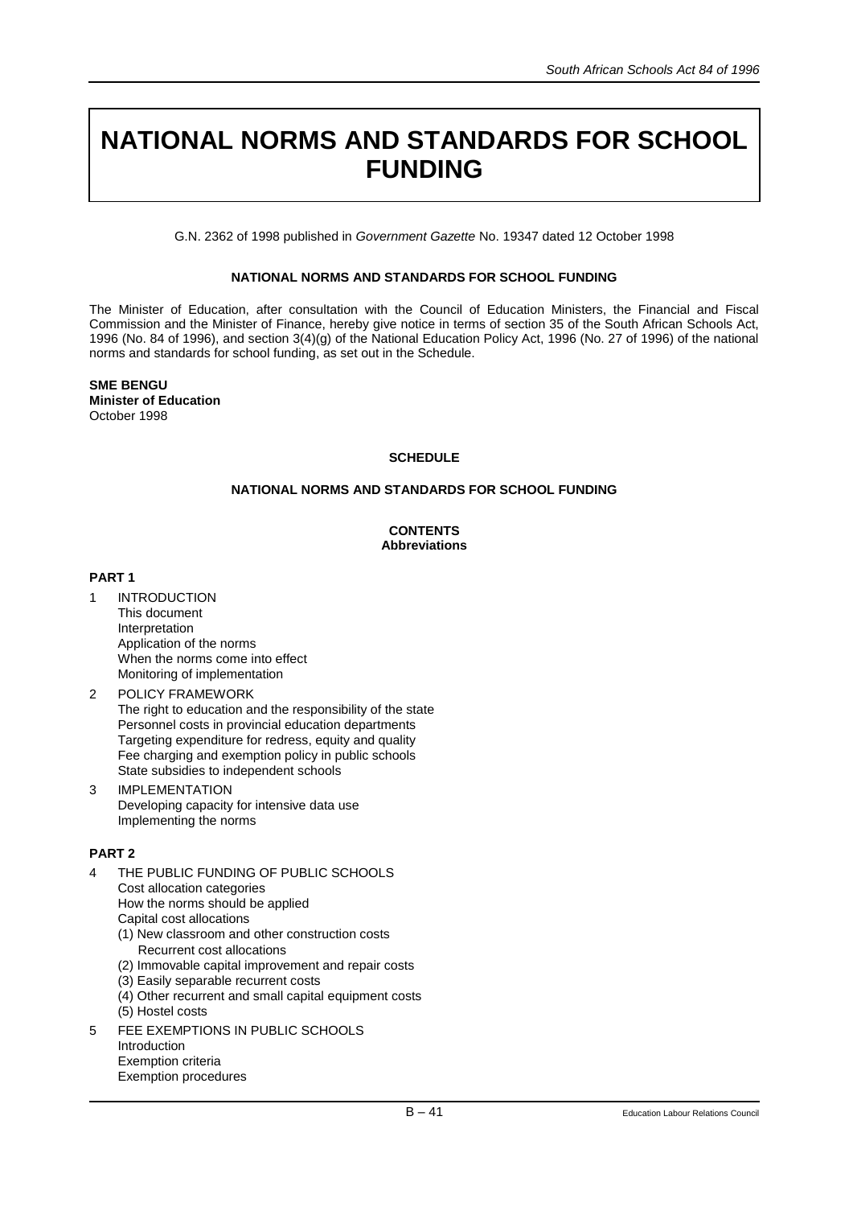# NATIONAL NORMS AND STANDARDS FOR SCHOOL FUNDING

G.N. 2362 of 1998 published in *Government Gazette* No. 19347 dated 12 October 1998

**NATIONAL NORMS AND STANDARDS FOR SCHOOL FUNDING**

The Minister of Education, after consultation with the Council of Education Ministers, the Financial and Fiscal Commission and the Minister of Finance, hereby give notice in terms of section 35 of the South African Schools Act, 1996 (No. 84 of 1996), and section 3(4)(g) of the National Education Policy Act, 1996 (No. 27 of 1996) of the national norms and standards for school funding, as set out in the Schedule.

**SME BENGU**
**Minister of Education**
October 1998

**SCHEDULE**

**NATIONAL NORMS AND STANDARDS FOR SCHOOL FUNDING**

**CONTENTS**
**Abbreviations**

**PART 1**

1 INTRODUCTION
   This document
   Interpretation
   Application of the norms
   When the norms come into effect
   Monitoring of implementation

2 POLICY FRAMEWORK
   The right to education and the responsibility of the state
   Personnel costs in provincial education departments
   Targeting expenditure for redress, equity and quality
   Fee charging and exemption policy in public schools
   State subsidies to independent schools

3 IMPLEMENTATION
   Developing capacity for intensive data use
   Implementing the norms

**PART 2**

4 THE PUBLIC FUNDING OF PUBLIC SCHOOLS
   Cost allocation categories
   How the norms should be applied
   Capital cost allocations
   (1) New classroom and other construction costs
      Recurrent cost allocations
   (2) Immovable capital improvement and repair costs
   (3) Easily separable recurrent costs
   (4) Other recurrent and small capital equipment costs
   (5) Hostel costs

5 FEE EXEMPTIONS IN PUBLIC SCHOOLS
   Introduction
   Exemption criteria
   Exemption procedures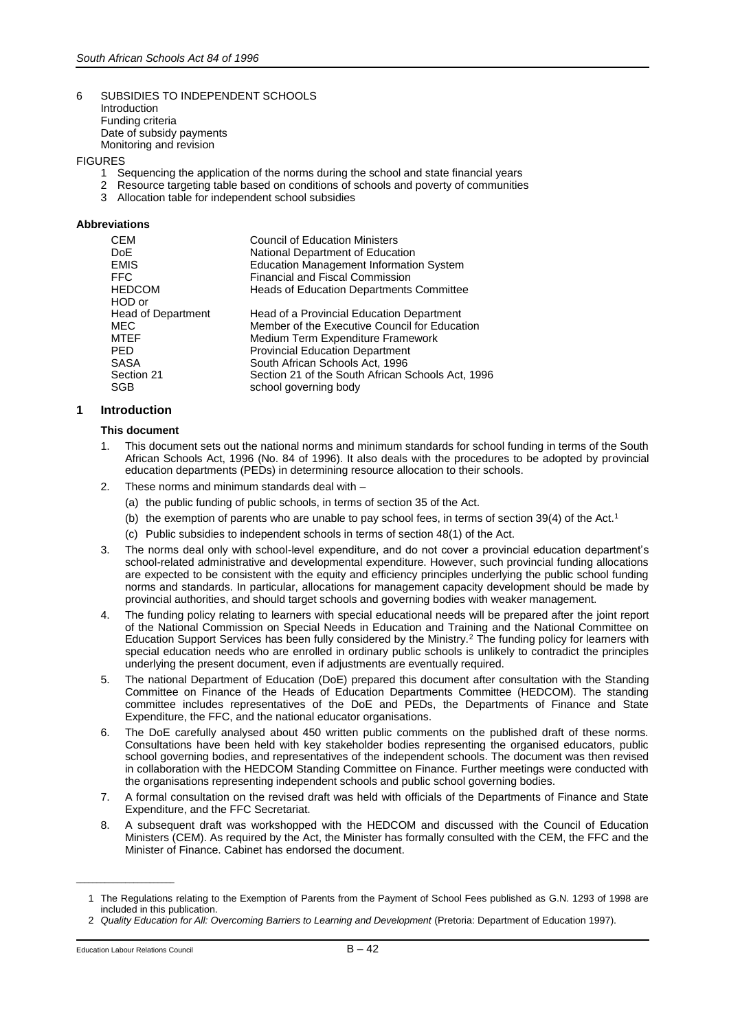6 SUBSIDIES TO INDEPENDENT SCHOOLS
Introduction
Funding criteria
Date of subsidy payments
Monitoring and revision

FIGURES
1 Sequencing the application of the norms during the school and state financial years
2 Resource targeting table based on conditions of schools and poverty of communities
3 Allocation table for independent school subsidies

**Abbreviations**

| | |
|---|---|
| CEM | Council of Education Ministers |
| DoE | National Department of Education |
| EMIS | Education Management Information System |
| FFC | Financial and Fiscal Commission |
| HEDCOM | Heads of Education Departments Committee |
| HOD or Head of Department | Head of a Provincial Education Department |
| MEC | Member of the Executive Council for Education |
| MTEF | Medium Term Expenditure Framework |
| PED | Provincial Education Department |
| SASA | South African Schools Act, 1996 |
| Section 21 | Section 21 of the South African Schools Act, 1996 |
| SGB | school governing body |

## 1 Introduction

### This document

1. This document sets out the national norms and minimum standards for school funding in terms of the South African Schools Act, 1996 (No. 84 of 1996). It also deals with the procedures to be adopted by provincial education departments (PEDs) in determining resource allocation to their schools.
2. These norms and minimum standards deal with –
   (a) the public funding of public schools, in terms of section 35 of the Act.
   (b) the exemption of parents who are unable to pay school fees, in terms of section 39(4) of the Act.[1]
   (c) Public subsidies to independent schools in terms of section 48(1) of the Act.
3. The norms deal only with school-level expenditure, and do not cover a provincial education department's school-related administrative and developmental expenditure. However, such provincial funding allocations are expected to be consistent with the equity and efficiency principles underlying the public school funding norms and standards. In particular, allocations for management capacity development should be made by provincial authorities, and should target schools and governing bodies with weaker management.
4. The funding policy relating to learners with special educational needs will be prepared after the joint report of the National Commission on Special Needs in Education and Training and the National Committee on Education Support Services has been fully considered by the Ministry.[2] The funding policy for learners with special education needs who are enrolled in ordinary public schools is unlikely to contradict the principles underlying the present document, even if adjustments are eventually required.
5. The national Department of Education (DoE) prepared this document after consultation with the Standing Committee on Finance of the Heads of Education Departments Committee (HEDCOM). The standing committee includes representatives of the DoE and PEDs, the Departments of Finance and State Expenditure, the FFC, and the national educator organisations.
6. The DoE carefully analysed about 450 written public comments on the published draft of these norms. Consultations have been held with key stakeholder bodies representing the organised educators, public school governing bodies, and representatives of the independent schools. The document was then revised in collaboration with the HEDCOM Standing Committee on Finance. Further meetings were conducted with the organisations representing independent schools and public school governing bodies.
7. A formal consultation on the revised draft was held with officials of the Departments of Finance and State Expenditure, and the FFC Secretariat.
8. A subsequent draft was workshopped with the HEDCOM and discussed with the Council of Education Ministers (CEM). As required by the Act, the Minister has formally consulted with the CEM, the FFC and the Minister of Finance. Cabinet has endorsed the document.

---

1 The Regulations relating to the Exemption of Parents from the Payment of School Fees published as G.N. 1293 of 1998 are included in this publication.
2 *Quality Education for All: Overcoming Barriers to Learning and Development* (Pretoria: Department of Education 1997).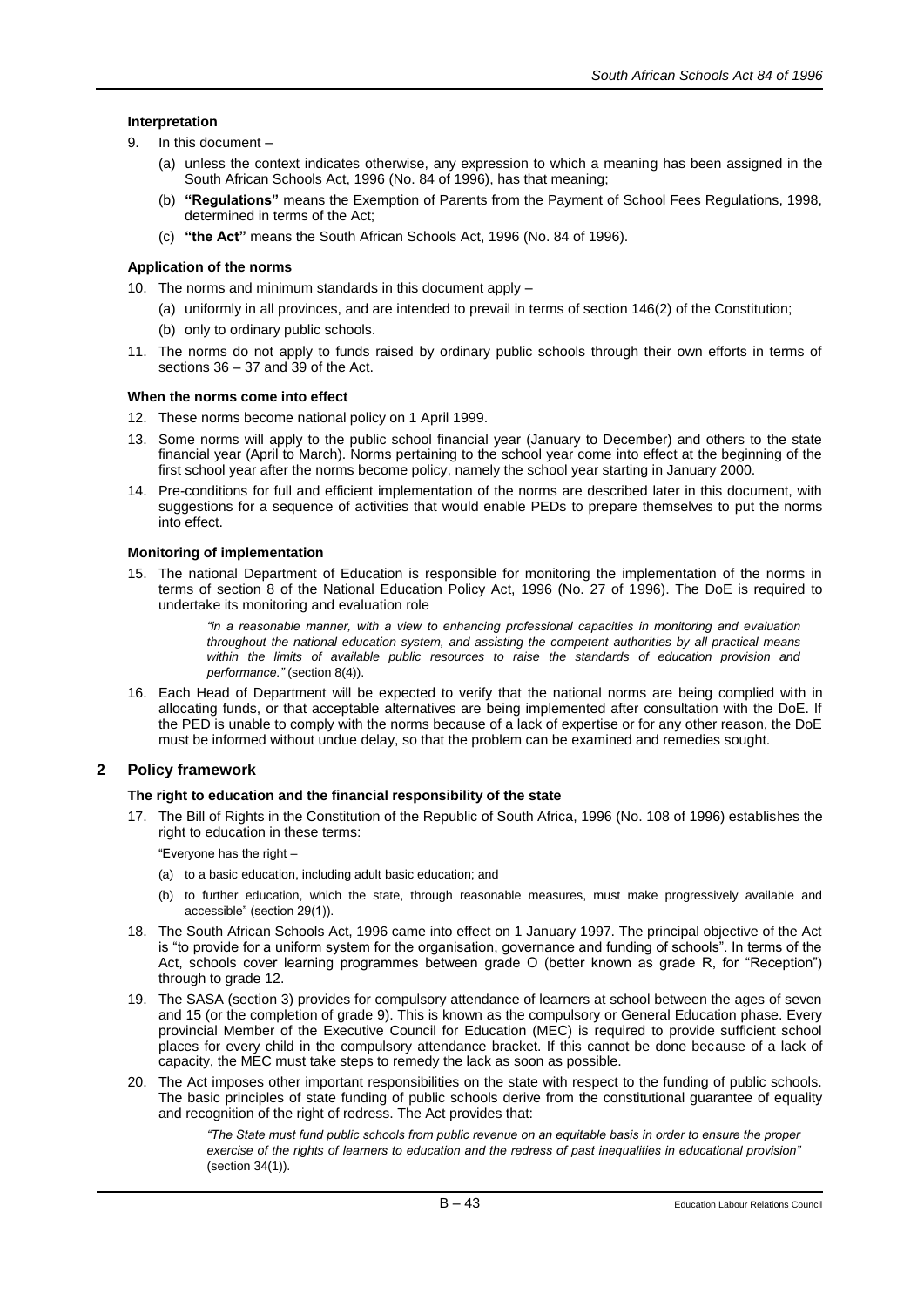#### Interpretation

9. In this document –
   (a) unless the context indicates otherwise, any expression to which a meaning has been assigned in the South African Schools Act, 1996 (No. 84 of 1996), has that meaning;
   (b) **"Regulations"** means the Exemption of Parents from the Payment of School Fees Regulations, 1998, determined in terms of the Act;
   (c) **"the Act"** means the South African Schools Act, 1996 (No. 84 of 1996).

#### Application of the norms

10. The norms and minimum standards in this document apply –
    (a) uniformly in all provinces, and are intended to prevail in terms of section 146(2) of the Constitution;
    (b) only to ordinary public schools.
11. The norms do not apply to funds raised by ordinary public schools through their own efforts in terms of sections 36 – 37 and 39 of the Act.

#### When the norms come into effect

12. These norms become national policy on 1 April 1999.
13. Some norms will apply to the public school financial year (January to December) and others to the state financial year (April to March). Norms pertaining to the school year come into effect at the beginning of the first school year after the norms become policy, namely the school year starting in January 2000.
14. Pre-conditions for full and efficient implementation of the norms are described later in this document, with suggestions for a sequence of activities that would enable PEDs to prepare themselves to put the norms into effect.

#### Monitoring of implementation

15. The national Department of Education is responsible for monitoring the implementation of the norms in terms of section 8 of the National Education Policy Act, 1996 (No. 27 of 1996). The DoE is required to undertake its monitoring and evaluation role

    > *"in a reasonable manner, with a view to enhancing professional capacities in monitoring and evaluation throughout the national education system, and assisting the competent authorities by all practical means within the limits of available public resources to raise the standards of education provision and performance."* (section 8(4)).

16. Each Head of Department will be expected to verify that the national norms are being complied with in allocating funds, or that acceptable alternatives are being implemented after consultation with the DoE. If the PED is unable to comply with the norms because of a lack of expertise or for any other reason, the DoE must be informed without undue delay, so that the problem can be examined and remedies sought.

## 2 Policy framework

#### The right to education and the financial responsibility of the state

17. The Bill of Rights in the Constitution of the Republic of South Africa, 1996 (No. 108 of 1996) establishes the right to education in these terms:

    "Everyone has the right –

    (a) to a basic education, including adult basic education; and
    (b) to further education, which the state, through reasonable measures, must make progressively available and accessible" (section 29(1)).

18. The South African Schools Act, 1996 came into effect on 1 January 1997. The principal objective of the Act is "to provide for a uniform system for the organisation, governance and funding of schools". In terms of the Act, schools cover learning programmes between grade O (better known as grade R, for "Reception") through to grade 12.
19. The SASA (section 3) provides for compulsory attendance of learners at school between the ages of seven and 15 (or the completion of grade 9). This is known as the compulsory or General Education phase. Every provincial Member of the Executive Council for Education (MEC) is required to provide sufficient school places for every child in the compulsory attendance bracket. If this cannot be done because of a lack of capacity, the MEC must take steps to remedy the lack as soon as possible.
20. The Act imposes other important responsibilities on the state with respect to the funding of public schools. The basic principles of state funding of public schools derive from the constitutional guarantee of equality and recognition of the right of redress. The Act provides that:

    > *"The State must fund public schools from public revenue on an equitable basis in order to ensure the proper exercise of the rights of learners to education and the redress of past inequalities in educational provision"* (section 34(1)).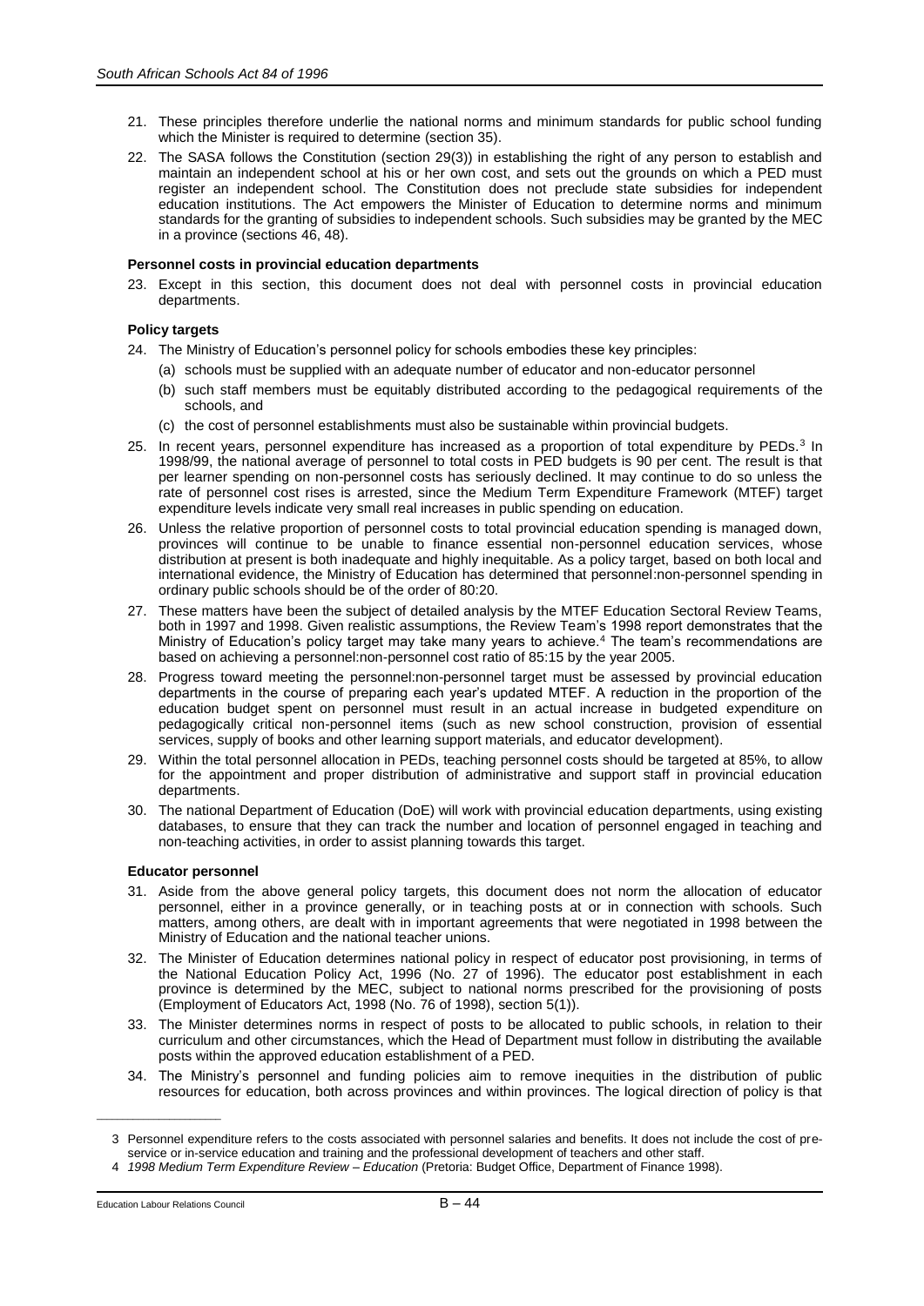21. These principles therefore underlie the national norms and minimum standards for public school funding which the Minister is required to determine (section 35).

22. The SASA follows the Constitution (section 29(3)) in establishing the right of any person to establish and maintain an independent school at his or her own cost, and sets out the grounds on which a PED must register an independent school. The Constitution does not preclude state subsidies for independent education institutions. The Act empowers the Minister of Education to determine norms and minimum standards for the granting of subsidies to independent schools. Such subsidies may be granted by the MEC in a province (sections 46, 48).

#### Personnel costs in provincial education departments

23. Except in this section, this document does not deal with personnel costs in provincial education departments.

#### Policy targets

24. The Ministry of Education's personnel policy for schools embodies these key principles:
    (a) schools must be supplied with an adequate number of educator and non-educator personnel
    (b) such staff members must be equitably distributed according to the pedagogical requirements of the schools, and
    (c) the cost of personnel establishments must also be sustainable within provincial budgets.

25. In recent years, personnel expenditure has increased as a proportion of total expenditure by PEDs.[3] In 1998/99, the national average of personnel to total costs in PED budgets is 90 per cent. The result is that per learner spending on non-personnel costs has seriously declined. It may continue to do so unless the rate of personnel cost rises is arrested, since the Medium Term Expenditure Framework (MTEF) target expenditure levels indicate very small real increases in public spending on education.

26. Unless the relative proportion of personnel costs to total provincial education spending is managed down, provinces will continue to be unable to finance essential non-personnel education services, whose distribution at present is both inadequate and highly inequitable. As a policy target, based on both local and international evidence, the Ministry of Education has determined that personnel:non-personnel spending in ordinary public schools should be of the order of 80:20.

27. These matters have been the subject of detailed analysis by the MTEF Education Sectoral Review Teams, both in 1997 and 1998. Given realistic assumptions, the Review Team's 1998 report demonstrates that the Ministry of Education's policy target may take many years to achieve.[4] The team's recommendations are based on achieving a personnel:non-personnel cost ratio of 85:15 by the year 2005.

28. Progress toward meeting the personnel:non-personnel target must be assessed by provincial education departments in the course of preparing each year's updated MTEF. A reduction in the proportion of the education budget spent on personnel must result in an actual increase in budgeted expenditure on pedagogically critical non-personnel items (such as new school construction, provision of essential services, supply of books and other learning support materials, and educator development).

29. Within the total personnel allocation in PEDs, teaching personnel costs should be targeted at 85%, to allow for the appointment and proper distribution of administrative and support staff in provincial education departments.

30. The national Department of Education (DoE) will work with provincial education departments, using existing databases, to ensure that they can track the number and location of personnel engaged in teaching and non-teaching activities, in order to assist planning towards this target.

#### Educator personnel

31. Aside from the above general policy targets, this document does not norm the allocation of educator personnel, either in a province generally, or in teaching posts at or in connection with schools. Such matters, among others, are dealt with in important agreements that were negotiated in 1998 between the Ministry of Education and the national teacher unions.

32. The Minister of Education determines national policy in respect of educator post provisioning, in terms of the National Education Policy Act, 1996 (No. 27 of 1996). The educator post establishment in each province is determined by the MEC, subject to national norms prescribed for the provisioning of posts (Employment of Educators Act, 1998 (No. 76 of 1998), section 5(1)).

33. The Minister determines norms in respect of posts to be allocated to public schools, in relation to their curriculum and other circumstances, which the Head of Department must follow in distributing the available posts within the approved education establishment of a PED.

34. The Ministry's personnel and funding policies aim to remove inequities in the distribution of public resources for education, both across provinces and within provinces. The logical direction of policy is that

---

3 Personnel expenditure refers to the costs associated with personnel salaries and benefits. It does not include the cost of pre-service or in-service education and training and the professional development of teachers and other staff.

4 *1998 Medium Term Expenditure Review – Education* (Pretoria: Budget Office, Department of Finance 1998).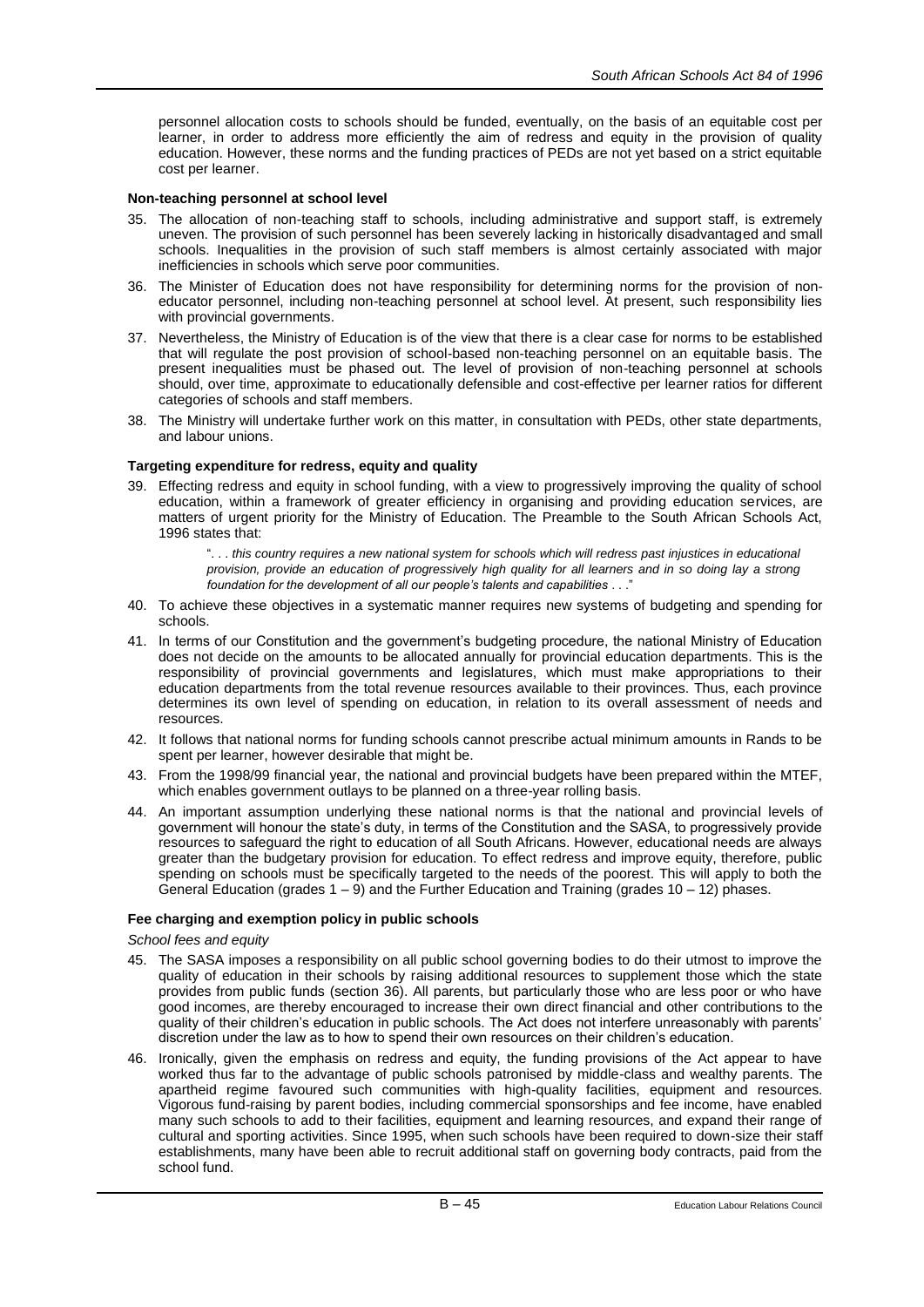personnel allocation costs to schools should be funded, eventually, on the basis of an equitable cost per learner, in order to address more efficiently the aim of redress and equity in the provision of quality education. However, these norms and the funding practices of PEDs are not yet based on a strict equitable cost per learner.

**Non-teaching personnel at school level**

35. The allocation of non-teaching staff to schools, including administrative and support staff, is extremely uneven. The provision of such personnel has been severely lacking in historically disadvantaged and small schools. Inequalities in the provision of such staff members is almost certainly associated with major inefficiencies in schools which serve poor communities.

36. The Minister of Education does not have responsibility for determining norms for the provision of non-educator personnel, including non-teaching personnel at school level. At present, such responsibility lies with provincial governments.

37. Nevertheless, the Ministry of Education is of the view that there is a clear case for norms to be established that will regulate the post provision of school-based non-teaching personnel on an equitable basis. The present inequalities must be phased out. The level of provision of non-teaching personnel at schools should, over time, approximate to educationally defensible and cost-effective per learner ratios for different categories of schools and staff members.

38. The Ministry will undertake further work on this matter, in consultation with PEDs, other state departments, and labour unions.

**Targeting expenditure for redress, equity and quality**

39. Effecting redress and equity in school funding, with a view to progressively improving the quality of school education, within a framework of greater efficiency in organising and providing education services, are matters of urgent priority for the Ministry of Education. The Preamble to the South African Schools Act, 1996 states that:

    ". . . *this country requires a new national system for schools which will redress past injustices in educational provision, provide an education of progressively high quality for all learners and in so doing lay a strong foundation for the development of all our people's talents and capabilities* . . ."

40. To achieve these objectives in a systematic manner requires new systems of budgeting and spending for schools.

41. In terms of our Constitution and the government's budgeting procedure, the national Ministry of Education does not decide on the amounts to be allocated annually for provincial education departments. This is the responsibility of provincial governments and legislatures, which must make appropriations to their education departments from the total revenue resources available to their provinces. Thus, each province determines its own level of spending on education, in relation to its overall assessment of needs and resources.

42. It follows that national norms for funding schools cannot prescribe actual minimum amounts in Rands to be spent per learner, however desirable that might be.

43. From the 1998/99 financial year, the national and provincial budgets have been prepared within the MTEF, which enables government outlays to be planned on a three-year rolling basis.

44. An important assumption underlying these national norms is that the national and provincial levels of government will honour the state's duty, in terms of the Constitution and the SASA, to progressively provide resources to safeguard the right to education of all South Africans. However, educational needs are always greater than the budgetary provision for education. To effect redress and improve equity, therefore, public spending on schools must be specifically targeted to the needs of the poorest. This will apply to both the General Education (grades 1 – 9) and the Further Education and Training (grades 10 – 12) phases.

**Fee charging and exemption policy in public schools**

*School fees and equity*

45. The SASA imposes a responsibility on all public school governing bodies to do their utmost to improve the quality of education in their schools by raising additional resources to supplement those which the state provides from public funds (section 36). All parents, but particularly those who are less poor or who have good incomes, are thereby encouraged to increase their own direct financial and other contributions to the quality of their children's education in public schools. The Act does not interfere unreasonably with parents' discretion under the law as to how to spend their own resources on their children's education.

46. Ironically, given the emphasis on redress and equity, the funding provisions of the Act appear to have worked thus far to the advantage of public schools patronised by middle-class and wealthy parents. The apartheid regime favoured such communities with high-quality facilities, equipment and resources. Vigorous fund-raising by parent bodies, including commercial sponsorships and fee income, have enabled many such schools to add to their facilities, equipment and learning resources, and expand their range of cultural and sporting activities. Since 1995, when such schools have been required to down-size their staff establishments, many have been able to recruit additional staff on governing body contracts, paid from the school fund.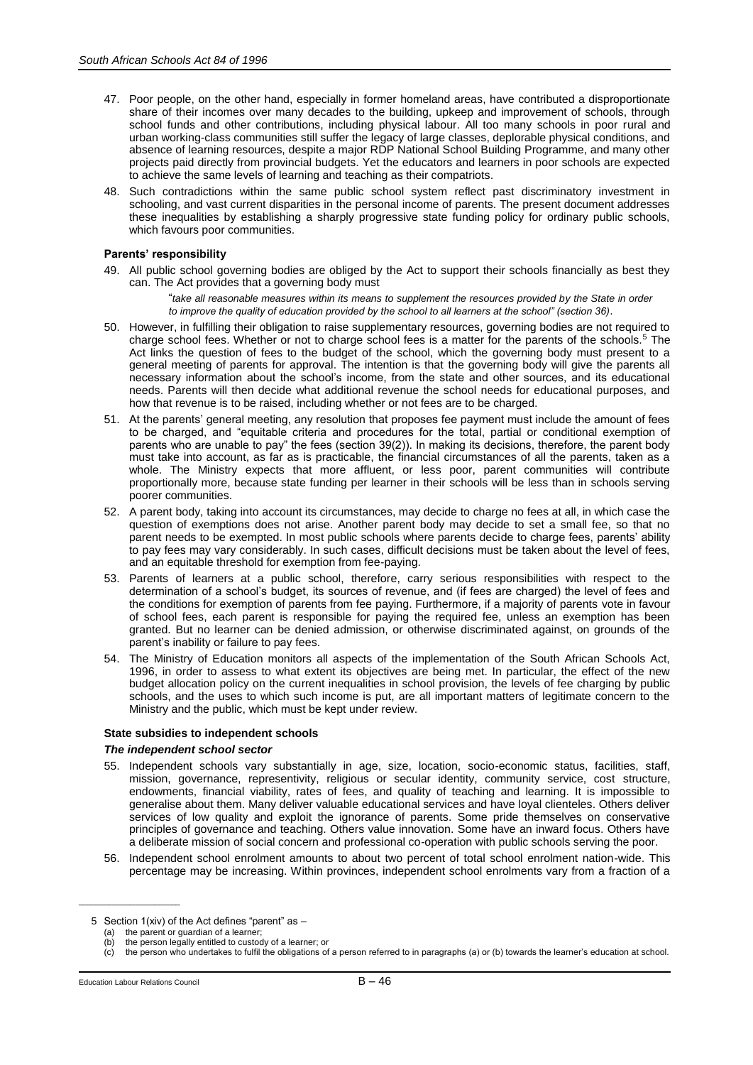47. Poor people, on the other hand, especially in former homeland areas, have contributed a disproportionate share of their incomes over many decades to the building, upkeep and improvement of schools, through school funds and other contributions, including physical labour. All too many schools in poor rural and urban working-class communities still suffer the legacy of large classes, deplorable physical conditions, and absence of learning resources, despite a major RDP National School Building Programme, and many other projects paid directly from provincial budgets. Yet the educators and learners in poor schools are expected to achieve the same levels of learning and teaching as their compatriots.

48. Such contradictions within the same public school system reflect past discriminatory investment in schooling, and vast current disparities in the personal income of parents. The present document addresses these inequalities by establishing a sharply progressive state funding policy for ordinary public schools, which favours poor communities.

#### Parents' responsibility

49. All public school governing bodies are obliged by the Act to support their schools financially as best they can. The Act provides that a governing body must

> "*take all reasonable measures within its means to supplement the resources provided by the State in order to improve the quality of education provided by the school to all learners at the school" (section 36)*.

50. However, in fulfilling their obligation to raise supplementary resources, governing bodies are not required to charge school fees. Whether or not to charge school fees is a matter for the parents of the schools.[5] The Act links the question of fees to the budget of the school, which the governing body must present to a general meeting of parents for approval. The intention is that the governing body will give the parents all necessary information about the school's income, from the state and other sources, and its educational needs. Parents will then decide what additional revenue the school needs for educational purposes, and how that revenue is to be raised, including whether or not fees are to be charged.

51. At the parents' general meeting, any resolution that proposes fee payment must include the amount of fees to be charged, and "equitable criteria and procedures for the total, partial or conditional exemption of parents who are unable to pay" the fees (section 39(2)). In making its decisions, therefore, the parent body must take into account, as far as is practicable, the financial circumstances of all the parents, taken as a whole. The Ministry expects that more affluent, or less poor, parent communities will contribute proportionally more, because state funding per learner in their schools will be less than in schools serving poorer communities.

52. A parent body, taking into account its circumstances, may decide to charge no fees at all, in which case the question of exemptions does not arise. Another parent body may decide to set a small fee, so that no parent needs to be exempted. In most public schools where parents decide to charge fees, parents' ability to pay fees may vary considerably. In such cases, difficult decisions must be taken about the level of fees, and an equitable threshold for exemption from fee-paying.

53. Parents of learners at a public school, therefore, carry serious responsibilities with respect to the determination of a school's budget, its sources of revenue, and (if fees are charged) the level of fees and the conditions for exemption of parents from fee paying. Furthermore, if a majority of parents vote in favour of school fees, each parent is responsible for paying the required fee, unless an exemption has been granted. But no learner can be denied admission, or otherwise discriminated against, on grounds of the parent's inability or failure to pay fees.

54. The Ministry of Education monitors all aspects of the implementation of the South African Schools Act, 1996, in order to assess to what extent its objectives are being met. In particular, the effect of the new budget allocation policy on the current inequalities in school provision, the levels of fee charging by public schools, and the uses to which such income is put, are all important matters of legitimate concern to the Ministry and the public, which must be kept under review.

#### State subsidies to independent schools

##### *The independent school sector*

55. Independent schools vary substantially in age, size, location, socio-economic status, facilities, staff, mission, governance, representivity, religious or secular identity, community service, cost structure, endowments, financial viability, rates of fees, and quality of teaching and learning. It is impossible to generalise about them. Many deliver valuable educational services and have loyal clienteles. Others deliver services of low quality and exploit the ignorance of parents. Some pride themselves on conservative principles of governance and teaching. Others value innovation. Some have an inward focus. Others have a deliberate mission of social concern and professional co-operation with public schools serving the poor.

56. Independent school enrolment amounts to about two percent of total school enrolment nation-wide. This percentage may be increasing. Within provinces, independent school enrolments vary from a fraction of a

---

5 Section 1(xiv) of the Act defines "parent" as –
(a) the parent or guardian of a learner;
(b) the person legally entitled to custody of a learner; or
(c) the person who undertakes to fulfil the obligations of a person referred to in paragraphs (a) or (b) towards the learner's education at school.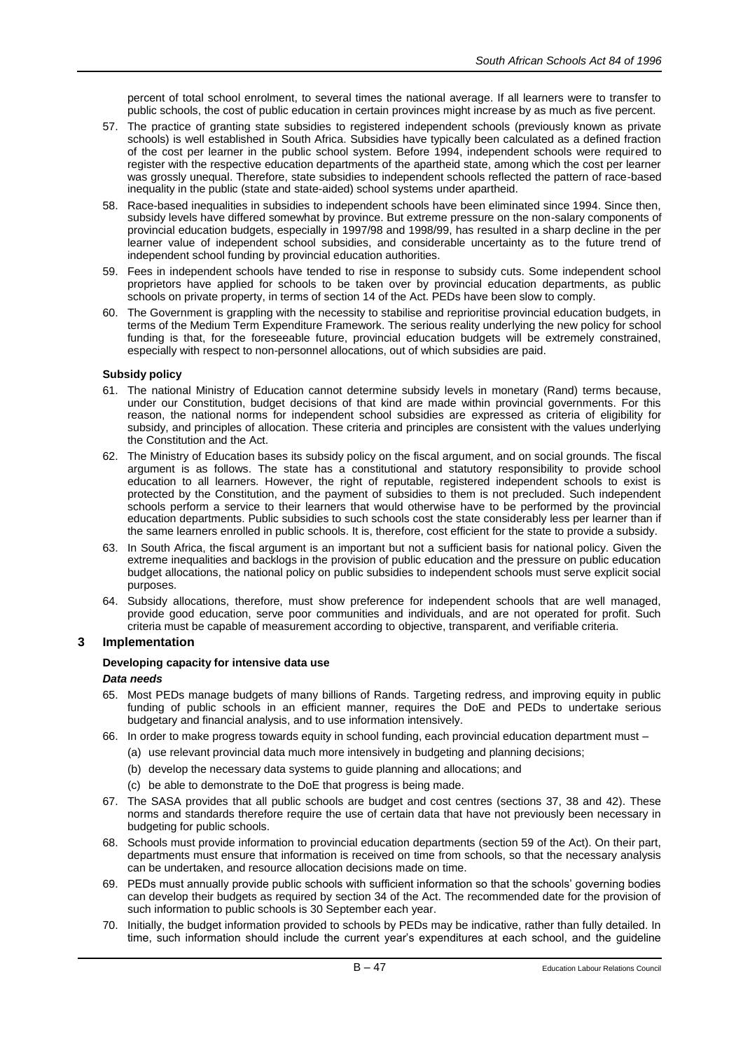percent of total school enrolment, to several times the national average. If all learners were to transfer to public schools, the cost of public education in certain provinces might increase by as much as five percent.

57. The practice of granting state subsidies to registered independent schools (previously known as private schools) is well established in South Africa. Subsidies have typically been calculated as a defined fraction of the cost per learner in the public school system. Before 1994, independent schools were required to register with the respective education departments of the apartheid state, among which the cost per learner was grossly unequal. Therefore, state subsidies to independent schools reflected the pattern of race-based inequality in the public (state and state-aided) school systems under apartheid.

58. Race-based inequalities in subsidies to independent schools have been eliminated since 1994. Since then, subsidy levels have differed somewhat by province. But extreme pressure on the non-salary components of provincial education budgets, especially in 1997/98 and 1998/99, has resulted in a sharp decline in the per learner value of independent school subsidies, and considerable uncertainty as to the future trend of independent school funding by provincial education authorities.

59. Fees in independent schools have tended to rise in response to subsidy cuts. Some independent school proprietors have applied for schools to be taken over by provincial education departments, as public schools on private property, in terms of section 14 of the Act. PEDs have been slow to comply.

60. The Government is grappling with the necessity to stabilise and reprioritise provincial education budgets, in terms of the Medium Term Expenditure Framework. The serious reality underlying the new policy for school funding is that, for the foreseeable future, provincial education budgets will be extremely constrained, especially with respect to non-personnel allocations, out of which subsidies are paid.

**Subsidy policy**

61. The national Ministry of Education cannot determine subsidy levels in monetary (Rand) terms because, under our Constitution, budget decisions of that kind are made within provincial governments. For this reason, the national norms for independent school subsidies are expressed as criteria of eligibility for subsidy, and principles of allocation. These criteria and principles are consistent with the values underlying the Constitution and the Act.

62. The Ministry of Education bases its subsidy policy on the fiscal argument, and on social grounds. The fiscal argument is as follows. The state has a constitutional and statutory responsibility to provide school education to all learners. However, the right of reputable, registered independent schools to exist is protected by the Constitution, and the payment of subsidies to them is not precluded. Such independent schools perform a service to their learners that would otherwise have to be performed by the provincial education departments. Public subsidies to such schools cost the state considerably less per learner than if the same learners enrolled in public schools. It is, therefore, cost efficient for the state to provide a subsidy.

63. In South Africa, the fiscal argument is an important but not a sufficient basis for national policy. Given the extreme inequalities and backlogs in the provision of public education and the pressure on public education budget allocations, the national policy on public subsidies to independent schools must serve explicit social purposes.

64. Subsidy allocations, therefore, must show preference for independent schools that are well managed, provide good education, serve poor communities and individuals, and are not operated for profit. Such criteria must be capable of measurement according to objective, transparent, and verifiable criteria.

## 3 Implementation

**Developing capacity for intensive data use**

***Data needs***

65. Most PEDs manage budgets of many billions of Rands. Targeting redress, and improving equity in public funding of public schools in an efficient manner, requires the DoE and PEDs to undertake serious budgetary and financial analysis, and to use information intensively.

66. In order to make progress towards equity in school funding, each provincial education department must –
    (a) use relevant provincial data much more intensively in budgeting and planning decisions;
    (b) develop the necessary data systems to guide planning and allocations; and
    (c) be able to demonstrate to the DoE that progress is being made.

67. The SASA provides that all public schools are budget and cost centres (sections 37, 38 and 42). These norms and standards therefore require the use of certain data that have not previously been necessary in budgeting for public schools.

68. Schools must provide information to provincial education departments (section 59 of the Act). On their part, departments must ensure that information is received on time from schools, so that the necessary analysis can be undertaken, and resource allocation decisions made on time.

69. PEDs must annually provide public schools with sufficient information so that the schools' governing bodies can develop their budgets as required by section 34 of the Act. The recommended date for the provision of such information to public schools is 30 September each year.

70. Initially, the budget information provided to schools by PEDs may be indicative, rather than fully detailed. In time, such information should include the current year's expenditures at each school, and the guideline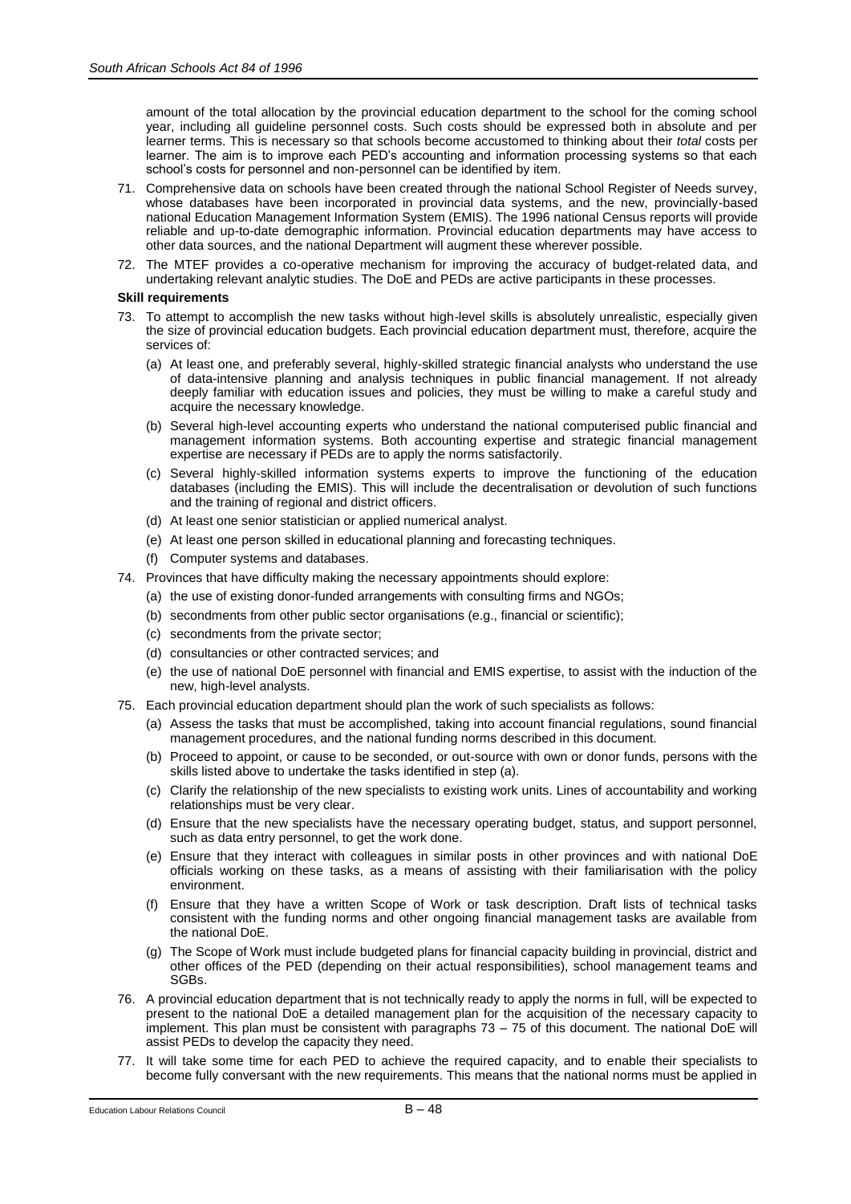amount of the total allocation by the provincial education department to the school for the coming school year, including all guideline personnel costs. Such costs should be expressed both in absolute and per learner terms. This is necessary so that schools become accustomed to thinking about their *total* costs per learner. The aim is to improve each PED's accounting and information processing systems so that each school's costs for personnel and non-personnel can be identified by item.

71. Comprehensive data on schools have been created through the national School Register of Needs survey, whose databases have been incorporated in provincial data systems, and the new, provincially-based national Education Management Information System (EMIS). The 1996 national Census reports will provide reliable and up-to-date demographic information. Provincial education departments may have access to other data sources, and the national Department will augment these wherever possible.

72. The MTEF provides a co-operative mechanism for improving the accuracy of budget-related data, and undertaking relevant analytic studies. The DoE and PEDs are active participants in these processes.

**Skill requirements**

73. To attempt to accomplish the new tasks without high-level skills is absolutely unrealistic, especially given the size of provincial education budgets. Each provincial education department must, therefore, acquire the services of:
    (a) At least one, and preferably several, highly-skilled strategic financial analysts who understand the use of data-intensive planning and analysis techniques in public financial management. If not already deeply familiar with education issues and policies, they must be willing to make a careful study and acquire the necessary knowledge.
    (b) Several high-level accounting experts who understand the national computerised public financial and management information systems. Both accounting expertise and strategic financial management expertise are necessary if PEDs are to apply the norms satisfactorily.
    (c) Several highly-skilled information systems experts to improve the functioning of the education databases (including the EMIS). This will include the decentralisation or devolution of such functions and the training of regional and district officers.
    (d) At least one senior statistician or applied numerical analyst.
    (e) At least one person skilled in educational planning and forecasting techniques.
    (f) Computer systems and databases.

74. Provinces that have difficulty making the necessary appointments should explore:
    (a) the use of existing donor-funded arrangements with consulting firms and NGOs;
    (b) secondments from other public sector organisations (e.g., financial or scientific);
    (c) secondments from the private sector;
    (d) consultancies or other contracted services; and
    (e) the use of national DoE personnel with financial and EMIS expertise, to assist with the induction of the new, high-level analysts.

75. Each provincial education department should plan the work of such specialists as follows:
    (a) Assess the tasks that must be accomplished, taking into account financial regulations, sound financial management procedures, and the national funding norms described in this document.
    (b) Proceed to appoint, or cause to be seconded, or out-source with own or donor funds, persons with the skills listed above to undertake the tasks identified in step (a).
    (c) Clarify the relationship of the new specialists to existing work units. Lines of accountability and working relationships must be very clear.
    (d) Ensure that the new specialists have the necessary operating budget, status, and support personnel, such as data entry personnel, to get the work done.
    (e) Ensure that they interact with colleagues in similar posts in other provinces and with national DoE officials working on these tasks, as a means of assisting with their familiarisation with the policy environment.
    (f) Ensure that they have a written Scope of Work or task description. Draft lists of technical tasks consistent with the funding norms and other ongoing financial management tasks are available from the national DoE.
    (g) The Scope of Work must include budgeted plans for financial capacity building in provincial, district and other offices of the PED (depending on their actual responsibilities), school management teams and SGBs.

76. A provincial education department that is not technically ready to apply the norms in full, will be expected to present to the national DoE a detailed management plan for the acquisition of the necessary capacity to implement. This plan must be consistent with paragraphs 73 – 75 of this document. The national DoE will assist PEDs to develop the capacity they need.

77. It will take some time for each PED to achieve the required capacity, and to enable their specialists to become fully conversant with the new requirements. This means that the national norms must be applied in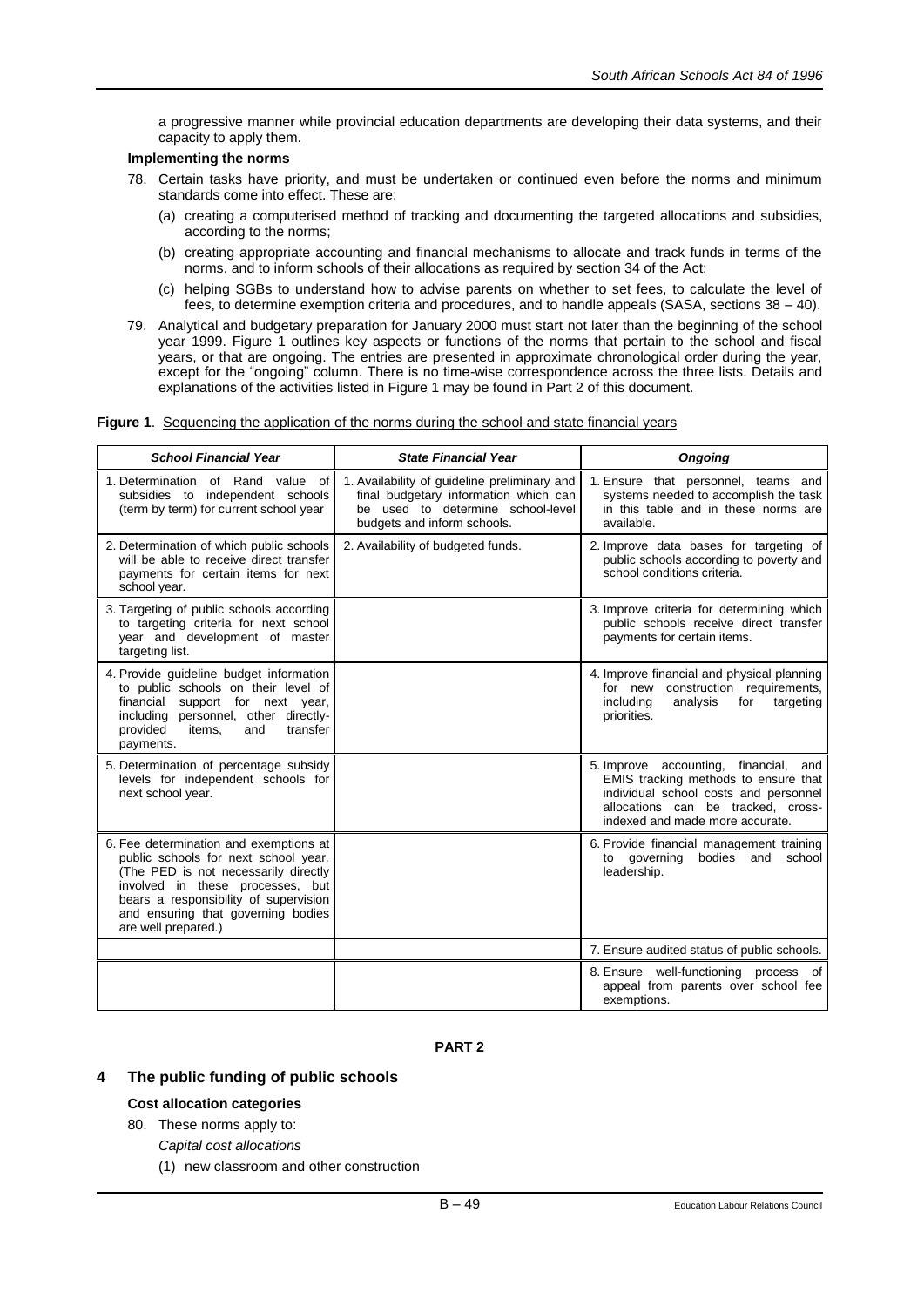a progressive manner while provincial education departments are developing their data systems, and their capacity to apply them.

**Implementing the norms**

78. Certain tasks have priority, and must be undertaken or continued even before the norms and minimum standards come into effect. These are:

    (a) creating a computerised method of tracking and documenting the targeted allocations and subsidies, according to the norms;

    (b) creating appropriate accounting and financial mechanisms to allocate and track funds in terms of the norms, and to inform schools of their allocations as required by section 34 of the Act;

    (c) helping SGBs to understand how to advise parents on whether to set fees, to calculate the level of fees, to determine exemption criteria and procedures, and to handle appeals (SASA, sections 38 – 40).

79. Analytical and budgetary preparation for January 2000 must start not later than the beginning of the school year 1999. Figure 1 outlines key aspects or functions of the norms that pertain to the school and fiscal years, or that are ongoing. The entries are presented in approximate chronological order during the year, except for the "ongoing" column. There is no time-wise correspondence across the three lists. Details and explanations of the activities listed in Figure 1 may be found in Part 2 of this document.

**Figure 1**. Sequencing the application of the norms during the school and state financial years

| *School Financial Year* | *State Financial Year* | *Ongoing* |
|---|---|---|
| 1. Determination of Rand value of subsidies to independent schools (term by term) for current school year | 1. Availability of guideline preliminary and final budgetary information which can be used to determine school-level budgets and inform schools. | 1. Ensure that personnel, teams and systems needed to accomplish the task in this table and in these norms are available. |
| 2. Determination of which public schools will be able to receive direct transfer payments for certain items for next school year. | 2. Availability of budgeted funds. | 2. Improve data bases for targeting of public schools according to poverty and school conditions criteria. |
| 3. Targeting of public schools according to targeting criteria for next school year and development of master targeting list. | | 3. Improve criteria for determining which public schools receive direct transfer payments for certain items. |
| 4. Provide guideline budget information to public schools on their level of financial support for next year, including personnel, other directly-provided items, and transfer payments. | | 4. Improve financial and physical planning for new construction requirements, including analysis for targeting priorities. |
| 5. Determination of percentage subsidy levels for independent schools for next school year. | | 5. Improve accounting, financial, and EMIS tracking methods to ensure that individual school costs and personnel allocations can be tracked, cross-indexed and made more accurate. |
| 6. Fee determination and exemptions at public schools for next school year. (The PED is not necessarily directly involved in these processes, but bears a responsibility of supervision and ensuring that governing bodies are well prepared.) | | 6. Provide financial management training to governing bodies and school leadership. |
| | | 7. Ensure audited status of public schools. |
| | | 8. Ensure well-functioning process of appeal from parents over school fee exemptions. |

**PART 2**

## 4 The public funding of public schools

**Cost allocation categories**

80. These norms apply to:

    *Capital cost allocations*

    (1) new classroom and other construction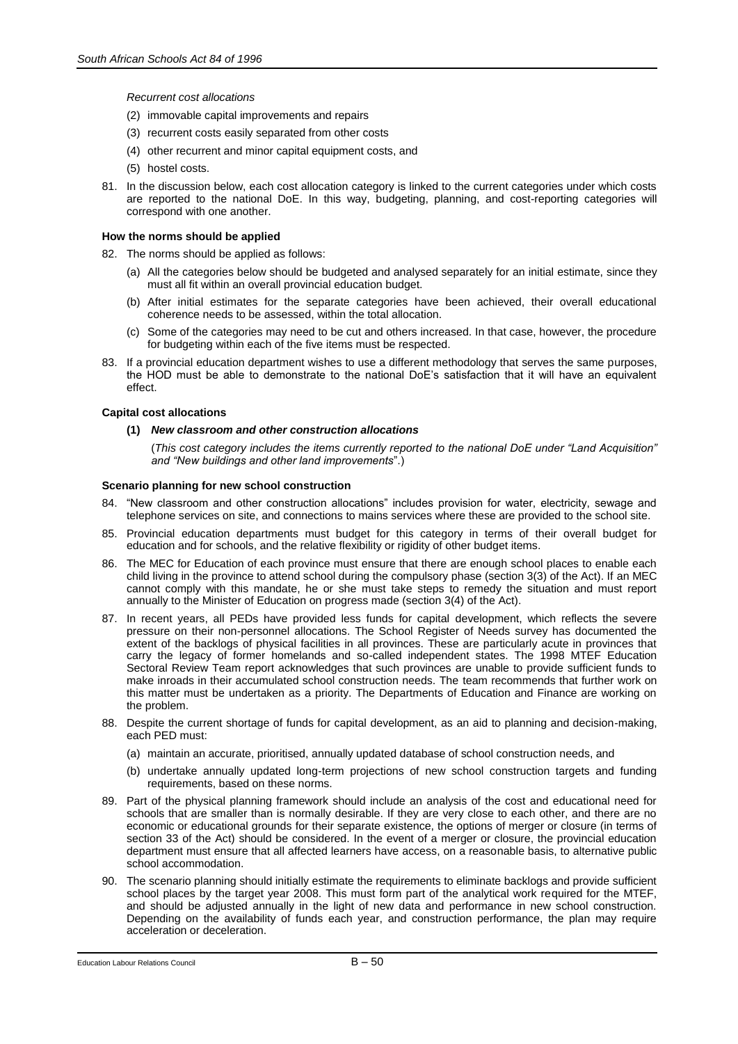*Recurrent cost allocations*

(2) immovable capital improvements and repairs

(3) recurrent costs easily separated from other costs

(4) other recurrent and minor capital equipment costs, and

(5) hostel costs.

81. In the discussion below, each cost allocation category is linked to the current categories under which costs are reported to the national DoE. In this way, budgeting, planning, and cost-reporting categories will correspond with one another.

**How the norms should be applied**

82. The norms should be applied as follows:

    (a) All the categories below should be budgeted and analysed separately for an initial estimate, since they must all fit within an overall provincial education budget.

    (b) After initial estimates for the separate categories have been achieved, their overall educational coherence needs to be assessed, within the total allocation.

    (c) Some of the categories may need to be cut and others increased. In that case, however, the procedure for budgeting within each of the five items must be respected.

83. If a provincial education department wishes to use a different methodology that serves the same purposes, the HOD must be able to demonstrate to the national DoE's satisfaction that it will have an equivalent effect.

**Capital cost allocations**

**(1)** ***New classroom and other construction allocations***

(*This cost category includes the items currently reported to the national DoE under "Land Acquisition" and "New buildings and other land improvements*".)

**Scenario planning for new school construction**

84. "New classroom and other construction allocations" includes provision for water, electricity, sewage and telephone services on site, and connections to mains services where these are provided to the school site.

85. Provincial education departments must budget for this category in terms of their overall budget for education and for schools, and the relative flexibility or rigidity of other budget items.

86. The MEC for Education of each province must ensure that there are enough school places to enable each child living in the province to attend school during the compulsory phase (section 3(3) of the Act). If an MEC cannot comply with this mandate, he or she must take steps to remedy the situation and must report annually to the Minister of Education on progress made (section 3(4) of the Act).

87. In recent years, all PEDs have provided less funds for capital development, which reflects the severe pressure on their non-personnel allocations. The School Register of Needs survey has documented the extent of the backlogs of physical facilities in all provinces. These are particularly acute in provinces that carry the legacy of former homelands and so-called independent states. The 1998 MTEF Education Sectoral Review Team report acknowledges that such provinces are unable to provide sufficient funds to make inroads in their accumulated school construction needs. The team recommends that further work on this matter must be undertaken as a priority. The Departments of Education and Finance are working on the problem.

88. Despite the current shortage of funds for capital development, as an aid to planning and decision-making, each PED must:

    (a) maintain an accurate, prioritised, annually updated database of school construction needs, and

    (b) undertake annually updated long-term projections of new school construction targets and funding requirements, based on these norms.

89. Part of the physical planning framework should include an analysis of the cost and educational need for schools that are smaller than is normally desirable. If they are very close to each other, and there are no economic or educational grounds for their separate existence, the options of merger or closure (in terms of section 33 of the Act) should be considered. In the event of a merger or closure, the provincial education department must ensure that all affected learners have access, on a reasonable basis, to alternative public school accommodation.

90. The scenario planning should initially estimate the requirements to eliminate backlogs and provide sufficient school places by the target year 2008. This must form part of the analytical work required for the MTEF, and should be adjusted annually in the light of new data and performance in new school construction. Depending on the availability of funds each year, and construction performance, the plan may require acceleration or deceleration.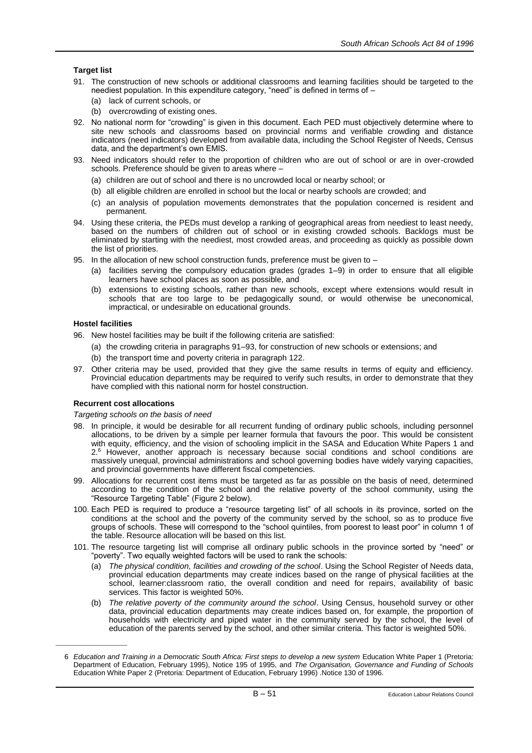### Target list

91. The construction of new schools or additional classrooms and learning facilities should be targeted to the neediest population. In this expenditure category, "need" is defined in terms of –
    (a) lack of current schools, or
    (b) overcrowding of existing ones.
92. No national norm for "crowding" is given in this document. Each PED must objectively determine where to site new schools and classrooms based on provincial norms and verifiable crowding and distance indicators (need indicators) developed from available data, including the School Register of Needs, Census data, and the department's own EMIS.
93. Need indicators should refer to the proportion of children who are out of school or are in over-crowded schools. Preference should be given to areas where –
    (a) children are out of school and there is no uncrowded local or nearby school; or
    (b) all eligible children are enrolled in school but the local or nearby schools are crowded; and
    (c) an analysis of population movements demonstrates that the population concerned is resident and permanent.
94. Using these criteria, the PEDs must develop a ranking of geographical areas from neediest to least needy, based on the numbers of children out of school or in existing crowded schools. Backlogs must be eliminated by starting with the neediest, most crowded areas, and proceeding as quickly as possible down the list of priorities.
95. In the allocation of new school construction funds, preference must be given to –
    (a) facilities serving the compulsory education grades (grades 1–9) in order to ensure that all eligible learners have school places as soon as possible, and
    (b) extensions to existing schools, rather than new schools, except where extensions would result in schools that are too large to be pedagogically sound, or would otherwise be uneconomical, impractical, or undesirable on educational grounds.

### Hostel facilities

96. New hostel facilities may be built if the following criteria are satisfied:
    (a) the crowding criteria in paragraphs 91–93, for construction of new schools or extensions; and
    (b) the transport time and poverty criteria in paragraph 122.
97. Other criteria may be used, provided that they give the same results in terms of equity and efficiency. Provincial education departments may be required to verify such results, in order to demonstrate that they have complied with this national norm for hostel construction.

### Recurrent cost allocations

*Targeting schools on the basis of need*

98. In principle, it would be desirable for all recurrent funding of ordinary public schools, including personnel allocations, to be driven by a simple per learner formula that favours the poor. This would be consistent with equity, efficiency, and the vision of schooling implicit in the SASA and Education White Papers 1 and 2.[6] However, another approach is necessary because social conditions and school conditions are massively unequal, provincial administrations and school governing bodies have widely varying capacities, and provincial governments have different fiscal competencies.
99. Allocations for recurrent cost items must be targeted as far as possible on the basis of need, determined according to the condition of the school and the relative poverty of the school community, using the "Resource Targeting Table" (Figure 2 below).
100. Each PED is required to produce a "resource targeting list" of all schools in its province, sorted on the conditions at the school and the poverty of the community served by the school, so as to produce five groups of schools. These will correspond to the "school quintiles, from poorest to least poor" in column 1 of the table. Resource allocation will be based on this list.
101. The resource targeting list will comprise all ordinary public schools in the province sorted by "need" or "poverty". Two equally weighted factors will be used to rank the schools:
    (a) *The physical condition, facilities and crowding of the school*. Using the School Register of Needs data, provincial education departments may create indices based on the range of physical facilities at the school, learner:classroom ratio, the overall condition and need for repairs, availability of basic services. This factor is weighted 50%.
    (b) *The relative poverty of the community around the school*. Using Census, household survey or other data, provincial education departments may create indices based on, for example, the proportion of households with electricity and piped water in the community served by the school, the level of education of the parents served by the school, and other similar criteria. This factor is weighted 50%.

---

6 *Education and Training in a Democratic South Africa: First steps to develop a new system* Education White Paper 1 (Pretoria: Department of Education, February 1995), Notice 195 of 1995, and *The Organisation, Governance and Funding of Schools* Education White Paper 2 (Pretoria: Department of Education, February 1996) .Notice 130 of 1996.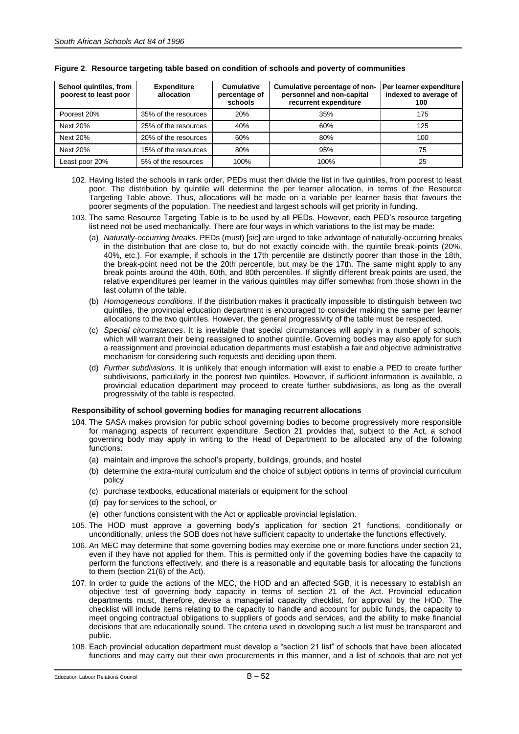**Figure 2**. **Resource targeting table based on condition of schools and poverty of communities**

| School quintiles, from poorest to least poor | Expenditure allocation | Cumulative percentage of schools | Cumulative percentage of non-personnel and non-capital recurrent expenditure | Per learner expenditure indexed to average of 100 |
|---|---|---|---|---|
| Poorest 20% | 35% of the resources | 20% | 35% | 175 |
| Next 20% | 25% of the resources | 40% | 60% | 125 |
| Next 20% | 20% of the resources | 60% | 80% | 100 |
| Next 20% | 15% of the resources | 80% | 95% | 75 |
| Least poor 20% | 5% of the resources | 100% | 100% | 25 |

102. Having listed the schools in rank order, PEDs must then divide the list in five quintiles, from poorest to least poor. The distribution by quintile will determine the per learner allocation, in terms of the Resource Targeting Table above. Thus, allocations will be made on a variable per learner basis that favours the poorer segments of the population. The neediest and largest schools will get priority in funding.

103. The same Resource Targeting Table is to be used by all PEDs. However, each PED's resource targeting list need not be used mechanically. There are four ways in which variations to the list may be made:

    (a) *Naturally-occurring breaks*. PEDs (must) [*sic*] are urged to take advantage of naturally-occurring breaks in the distribution that are close to, but do not exactly coincide with, the quintile break-points (20%, 40%, etc.). For example, if schools in the 17th percentile are distinctly poorer than those in the 18th, the break-point need not be the 20th percentile, but may be the 17th. The same might apply to any break points around the 40th, 60th, and 80th percentiles. If slightly different break points are used, the relative expenditures per learner in the various quintiles may differ somewhat from those shown in the last column of the table.

    (b) *Homogeneous conditions*. If the distribution makes it practically impossible to distinguish between two quintiles, the provincial education department is encouraged to consider making the same per learner allocations to the two quintiles. However, the general progressivity of the table must be respected.

    (c) *Special circumstances*. It is inevitable that special circumstances will apply in a number of schools, which will warrant their being reassigned to another quintile. Governing bodies may also apply for such a reassignment and provincial education departments must establish a fair and objective administrative mechanism for considering such requests and deciding upon them.

    (d) *Further subdivisions*. It is unlikely that enough information will exist to enable a PED to create further subdivisions, particularly in the poorest two quintiles. However, if sufficient information is available, a provincial education department may proceed to create further subdivisions, as long as the overall progressivity of the table is respected.

### Responsibility of school governing bodies for managing recurrent allocations

104. The SASA makes provision for public school governing bodies to become progressively more responsible for managing aspects of recurrent expenditure. Section 21 provides that, subject to the Act, a school governing body may apply in writing to the Head of Department to be allocated any of the following functions:

    (a) maintain and improve the school's property, buildings, grounds, and hostel

    (b) determine the extra-mural curriculum and the choice of subject options in terms of provincial curriculum policy

    (c) purchase textbooks, educational materials or equipment for the school

    (d) pay for services to the school, or

    (e) other functions consistent with the Act or applicable provincial legislation.

105. The HOD must approve a governing body's application for section 21 functions, conditionally or unconditionally, unless the SOB does not have sufficient capacity to undertake the functions effectively.

106. An MEC may determine that some governing bodies may exercise one or more functions under section 21, even if they have not applied for them. This is permitted only if the governing bodies have the capacity to perform the functions effectively, and there is a reasonable and equitable basis for allocating the functions to them (section 21(6) of the Act).

107. In order to guide the actions of the MEC, the HOD and an affected SGB, it is necessary to establish an objective test of governing body capacity in terms of section 21 of the Act. Provincial education departments must, therefore, devise a managerial capacity checklist, for approval by the HOD. The checklist will include items relating to the capacity to handle and account for public funds, the capacity to meet ongoing contractual obligations to suppliers of goods and services, and the ability to make financial decisions that are educationally sound. The criteria used in developing such a list must be transparent and public.

108. Each provincial education department must develop a "section 21 list" of schools that have been allocated functions and may carry out their own procurements in this manner, and a list of schools that are not yet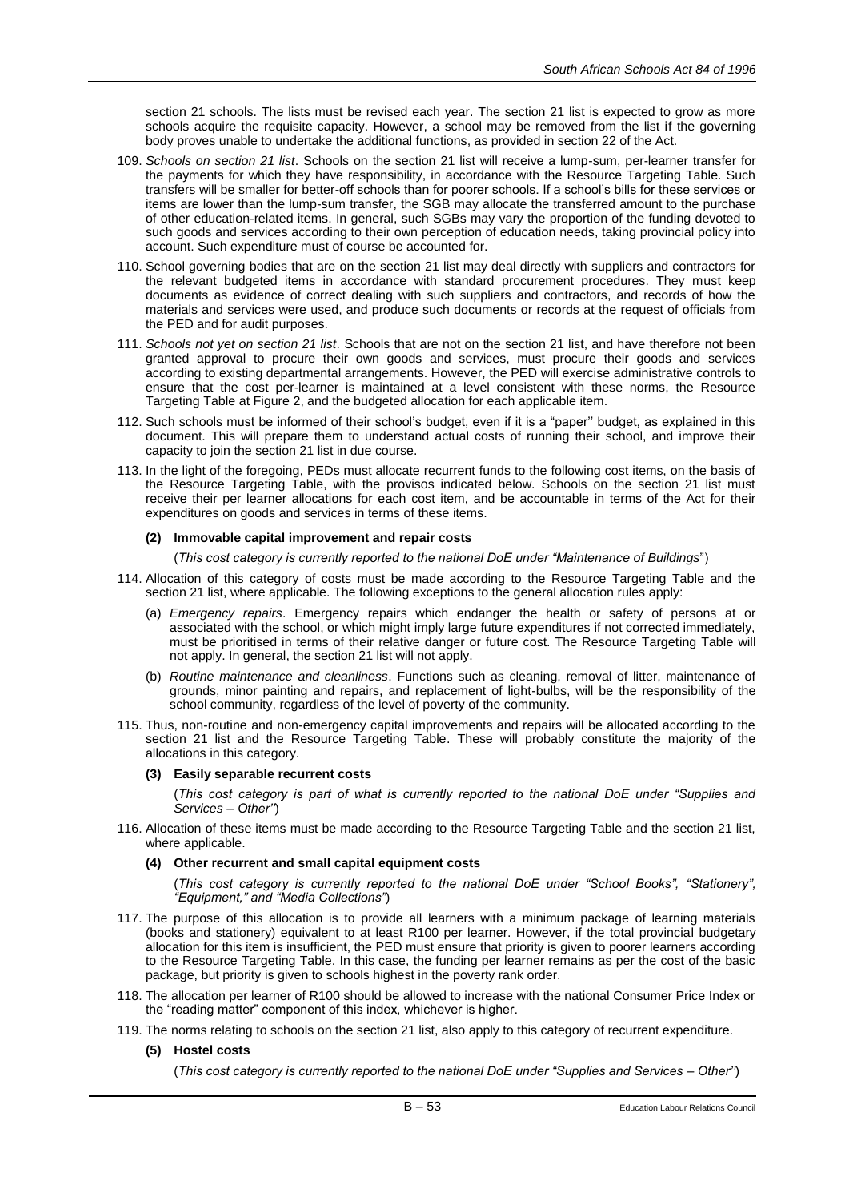section 21 schools. The lists must be revised each year. The section 21 list is expected to grow as more schools acquire the requisite capacity. However, a school may be removed from the list if the governing body proves unable to undertake the additional functions, as provided in section 22 of the Act.

109. *Schools on section 21 list*. Schools on the section 21 list will receive a lump-sum, per-learner transfer for the payments for which they have responsibility, in accordance with the Resource Targeting Table. Such transfers will be smaller for better-off schools than for poorer schools. If a school's bills for these services or items are lower than the lump-sum transfer, the SGB may allocate the transferred amount to the purchase of other education-related items. In general, such SGBs may vary the proportion of the funding devoted to such goods and services according to their own perception of education needs, taking provincial policy into account. Such expenditure must of course be accounted for.

110. School governing bodies that are on the section 21 list may deal directly with suppliers and contractors for the relevant budgeted items in accordance with standard procurement procedures. They must keep documents as evidence of correct dealing with such suppliers and contractors, and records of how the materials and services were used, and produce such documents or records at the request of officials from the PED and for audit purposes.

111. *Schools not yet on section 21 list*. Schools that are not on the section 21 list, and have therefore not been granted approval to procure their own goods and services, must procure their goods and services according to existing departmental arrangements. However, the PED will exercise administrative controls to ensure that the cost per-learner is maintained at a level consistent with these norms, the Resource Targeting Table at Figure 2, and the budgeted allocation for each applicable item.

112. Such schools must be informed of their school's budget, even if it is a "paper'' budget, as explained in this document. This will prepare them to understand actual costs of running their school, and improve their capacity to join the section 21 list in due course.

113. In the light of the foregoing, PEDs must allocate recurrent funds to the following cost items, on the basis of the Resource Targeting Table, with the provisos indicated below. Schools on the section 21 list must receive their per learner allocations for each cost item, and be accountable in terms of the Act for their expenditures on goods and services in terms of these items.

#### (2) Immovable capital improvement and repair costs

(*This cost category is currently reported to the national DoE under "Maintenance of Buildings*")

114. Allocation of this category of costs must be made according to the Resource Targeting Table and the section 21 list, where applicable. The following exceptions to the general allocation rules apply:

    (a) *Emergency repairs*. Emergency repairs which endanger the health or safety of persons at or associated with the school, or which might imply large future expenditures if not corrected immediately, must be prioritised in terms of their relative danger or future cost. The Resource Targeting Table will not apply. In general, the section 21 list will not apply.

    (b) *Routine maintenance and cleanliness*. Functions such as cleaning, removal of litter, maintenance of grounds, minor painting and repairs, and replacement of light-bulbs, will be the responsibility of the school community, regardless of the level of poverty of the community.

115. Thus, non-routine and non-emergency capital improvements and repairs will be allocated according to the section 21 list and the Resource Targeting Table. These will probably constitute the majority of the allocations in this category.

#### (3) Easily separable recurrent costs

(*This cost category is part of what is currently reported to the national DoE under "Supplies and Services – Other'*')

116. Allocation of these items must be made according to the Resource Targeting Table and the section 21 list, where applicable.

#### (4) Other recurrent and small capital equipment costs

(*This cost category is currently reported to the national DoE under "School Books", "Stationery", "Equipment," and "Media Collections"*)

117. The purpose of this allocation is to provide all learners with a minimum package of learning materials (books and stationery) equivalent to at least R100 per learner. However, if the total provincial budgetary allocation for this item is insufficient, the PED must ensure that priority is given to poorer learners according to the Resource Targeting Table. In this case, the funding per learner remains as per the cost of the basic package, but priority is given to schools highest in the poverty rank order.

118. The allocation per learner of R100 should be allowed to increase with the national Consumer Price Index or the "reading matter" component of this index, whichever is higher.

119. The norms relating to schools on the section 21 list, also apply to this category of recurrent expenditure.

#### (5) Hostel costs

(*This cost category is currently reported to the national DoE under "Supplies and Services – Other'*')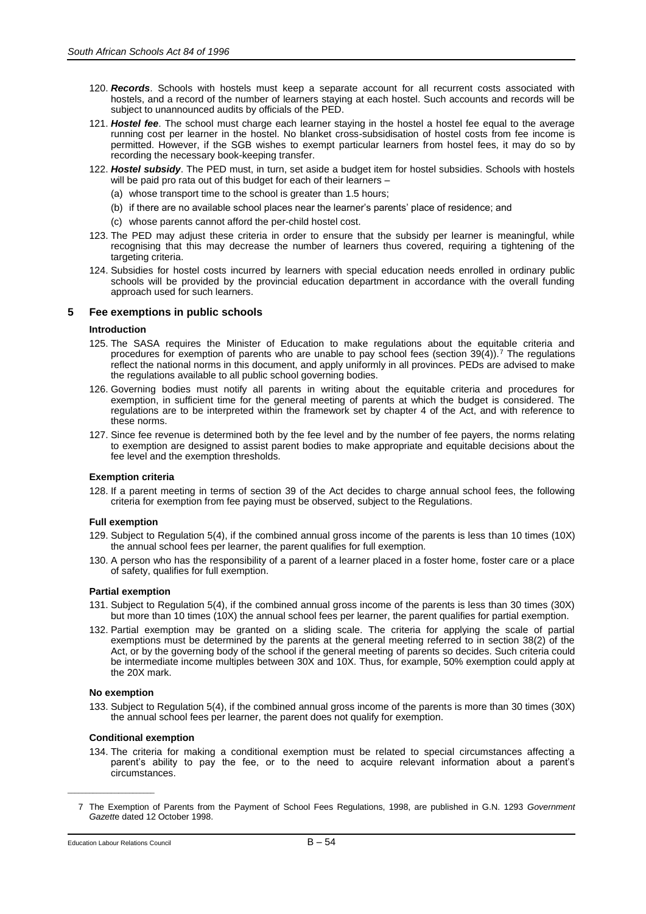120. ***Records***. Schools with hostels must keep a separate account for all recurrent costs associated with hostels, and a record of the number of learners staying at each hostel. Such accounts and records will be subject to unannounced audits by officials of the PED.

121. ***Hostel fee***. The school must charge each learner staying in the hostel a hostel fee equal to the average running cost per learner in the hostel. No blanket cross-subsidisation of hostel costs from fee income is permitted. However, if the SGB wishes to exempt particular learners from hostel fees, it may do so by recording the necessary book-keeping transfer.

122. ***Hostel subsidy***. The PED must, in turn, set aside a budget item for hostel subsidies. Schools with hostels will be paid pro rata out of this budget for each of their learners –

    (a) whose transport time to the school is greater than 1.5 hours;

    (b) if there are no available school places near the learner's parents' place of residence; and

    (c) whose parents cannot afford the per-child hostel cost.

123. The PED may adjust these criteria in order to ensure that the subsidy per learner is meaningful, while recognising that this may decrease the number of learners thus covered, requiring a tightening of the targeting criteria.

124. Subsidies for hostel costs incurred by learners with special education needs enrolled in ordinary public schools will be provided by the provincial education department in accordance with the overall funding approach used for such learners.

## 5 Fee exemptions in public schools

### Introduction

125. The SASA requires the Minister of Education to make regulations about the equitable criteria and procedures for exemption of parents who are unable to pay school fees (section 39(4)).[7] The regulations reflect the national norms in this document, and apply uniformly in all provinces. PEDs are advised to make the regulations available to all public school governing bodies.

126. Governing bodies must notify all parents in writing about the equitable criteria and procedures for exemption, in sufficient time for the general meeting of parents at which the budget is considered. The regulations are to be interpreted within the framework set by chapter 4 of the Act, and with reference to these norms.

127. Since fee revenue is determined both by the fee level and by the number of fee payers, the norms relating to exemption are designed to assist parent bodies to make appropriate and equitable decisions about the fee level and the exemption thresholds.

### Exemption criteria

128. If a parent meeting in terms of section 39 of the Act decides to charge annual school fees, the following criteria for exemption from fee paying must be observed, subject to the Regulations.

### Full exemption

129. Subject to Regulation 5(4), if the combined annual gross income of the parents is less than 10 times (10X) the annual school fees per learner, the parent qualifies for full exemption.

130. A person who has the responsibility of a parent of a learner placed in a foster home, foster care or a place of safety, qualifies for full exemption.

### Partial exemption

131. Subject to Regulation 5(4), if the combined annual gross income of the parents is less than 30 times (30X) but more than 10 times (10X) the annual school fees per learner, the parent qualifies for partial exemption.

132. Partial exemption may be granted on a sliding scale. The criteria for applying the scale of partial exemptions must be determined by the parents at the general meeting referred to in section 38(2) of the Act, or by the governing body of the school if the general meeting of parents so decides. Such criteria could be intermediate income multiples between 30X and 10X. Thus, for example, 50% exemption could apply at the 20X mark.

### No exemption

133. Subject to Regulation 5(4), if the combined annual gross income of the parents is more than 30 times (30X) the annual school fees per learner, the parent does not qualify for exemption.

### Conditional exemption

134. The criteria for making a conditional exemption must be related to special circumstances affecting a parent's ability to pay the fee, or to the need to acquire relevant information about a parent's circumstances.

---

7 The Exemption of Parents from the Payment of School Fees Regulations, 1998, are published in G.N. 1293 *Government Gazette* dated 12 October 1998.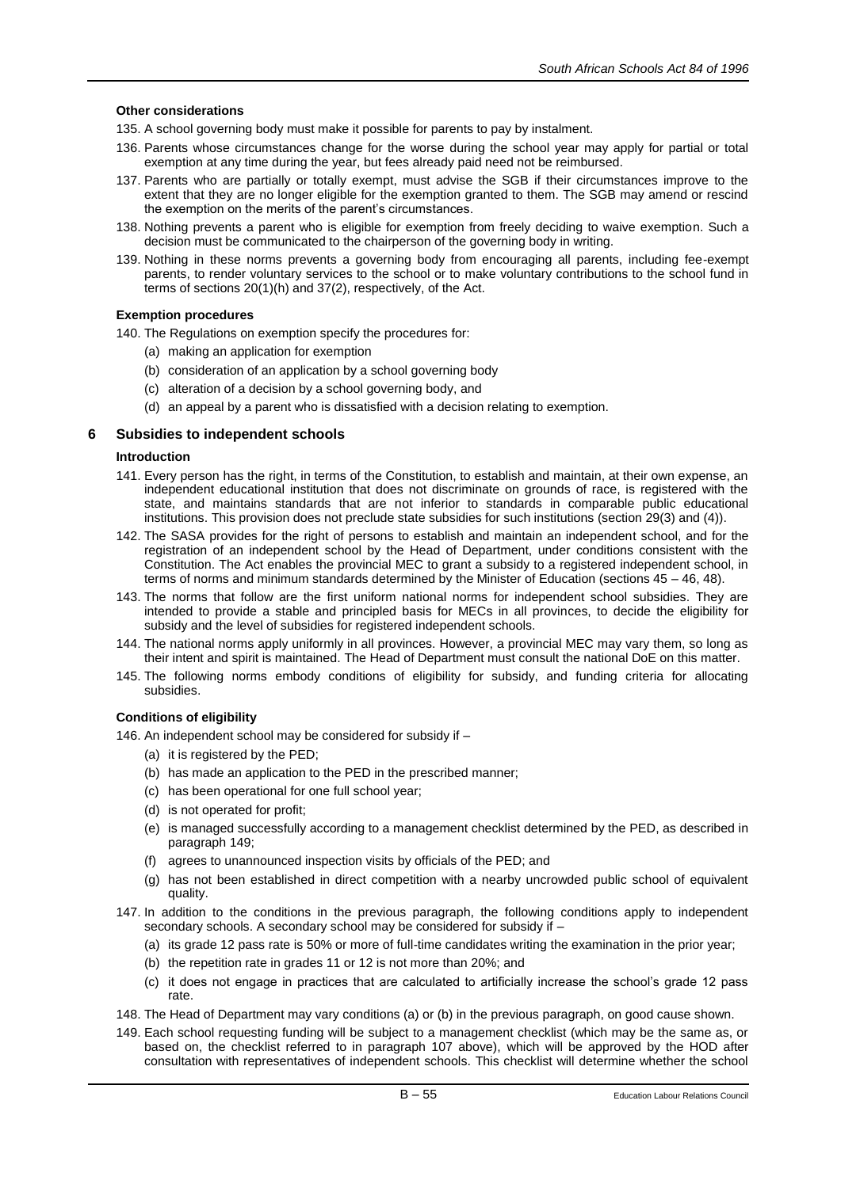#### Other considerations

135. A school governing body must make it possible for parents to pay by instalment.
136. Parents whose circumstances change for the worse during the school year may apply for partial or total exemption at any time during the year, but fees already paid need not be reimbursed.
137. Parents who are partially or totally exempt, must advise the SGB if their circumstances improve to the extent that they are no longer eligible for the exemption granted to them. The SGB may amend or rescind the exemption on the merits of the parent's circumstances.
138. Nothing prevents a parent who is eligible for exemption from freely deciding to waive exemption. Such a decision must be communicated to the chairperson of the governing body in writing.
139. Nothing in these norms prevents a governing body from encouraging all parents, including fee-exempt parents, to render voluntary services to the school or to make voluntary contributions to the school fund in terms of sections 20(1)(h) and 37(2), respectively, of the Act.

#### Exemption procedures

140. The Regulations on exemption specify the procedures for:
    - (a) making an application for exemption
    - (b) consideration of an application by a school governing body
    - (c) alteration of a decision by a school governing body, and
    - (d) an appeal by a parent who is dissatisfied with a decision relating to exemption.

### 6 Subsidies to independent schools

#### Introduction

141. Every person has the right, in terms of the Constitution, to establish and maintain, at their own expense, an independent educational institution that does not discriminate on grounds of race, is registered with the state, and maintains standards that are not inferior to standards in comparable public educational institutions. This provision does not preclude state subsidies for such institutions (section 29(3) and (4)).
142. The SASA provides for the right of persons to establish and maintain an independent school, and for the registration of an independent school by the Head of Department, under conditions consistent with the Constitution. The Act enables the provincial MEC to grant a subsidy to a registered independent school, in terms of norms and minimum standards determined by the Minister of Education (sections 45 – 46, 48).
143. The norms that follow are the first uniform national norms for independent school subsidies. They are intended to provide a stable and principled basis for MECs in all provinces, to decide the eligibility for subsidy and the level of subsidies for registered independent schools.
144. The national norms apply uniformly in all provinces. However, a provincial MEC may vary them, so long as their intent and spirit is maintained. The Head of Department must consult the national DoE on this matter.
145. The following norms embody conditions of eligibility for subsidy, and funding criteria for allocating subsidies.

#### Conditions of eligibility

146. An independent school may be considered for subsidy if –
    - (a) it is registered by the PED;
    - (b) has made an application to the PED in the prescribed manner;
    - (c) has been operational for one full school year;
    - (d) is not operated for profit;
    - (e) is managed successfully according to a management checklist determined by the PED, as described in paragraph 149;
    - (f) agrees to unannounced inspection visits by officials of the PED; and
    - (g) has not been established in direct competition with a nearby uncrowded public school of equivalent quality.
147. In addition to the conditions in the previous paragraph, the following conditions apply to independent secondary schools. A secondary school may be considered for subsidy if –
    - (a) its grade 12 pass rate is 50% or more of full-time candidates writing the examination in the prior year;
    - (b) the repetition rate in grades 11 or 12 is not more than 20%; and
    - (c) it does not engage in practices that are calculated to artificially increase the school's grade 12 pass rate.
148. The Head of Department may vary conditions (a) or (b) in the previous paragraph, on good cause shown.
149. Each school requesting funding will be subject to a management checklist (which may be the same as, or based on, the checklist referred to in paragraph 107 above), which will be approved by the HOD after consultation with representatives of independent schools. This checklist will determine whether the school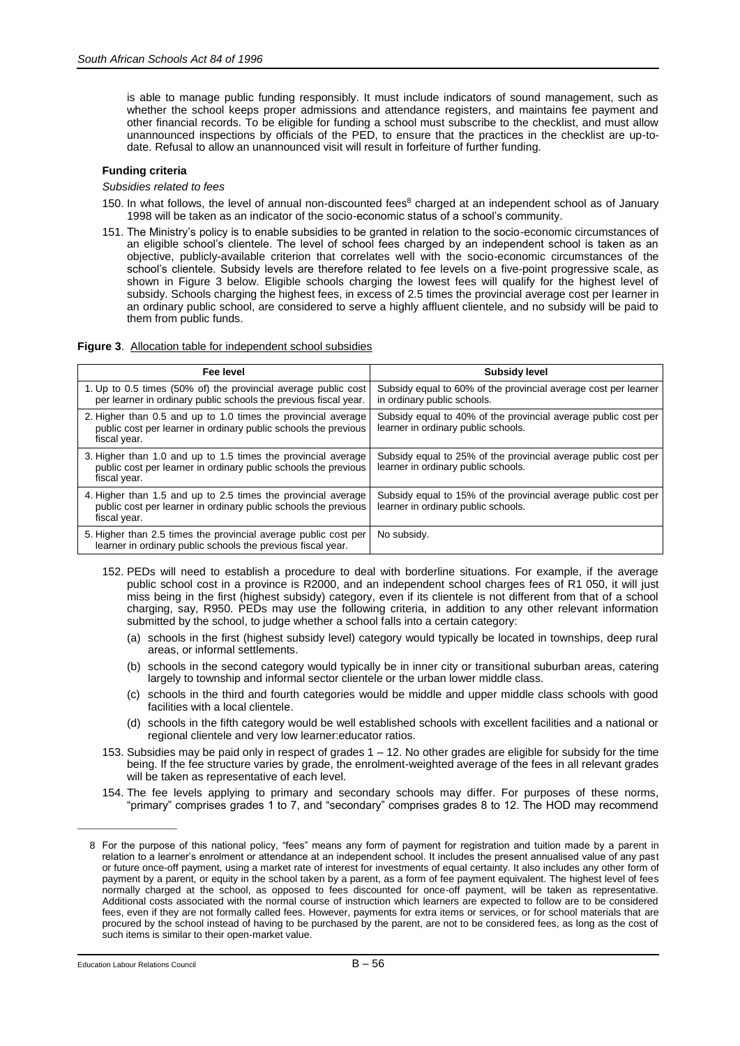is able to manage public funding responsibly. It must include indicators of sound management, such as whether the school keeps proper admissions and attendance registers, and maintains fee payment and other financial records. To be eligible for funding a school must subscribe to the checklist, and must allow unannounced inspections by officials of the PED, to ensure that the practices in the checklist are up-to-date. Refusal to allow an unannounced visit will result in forfeiture of further funding.

**Funding criteria**

*Subsidies related to fees*

150. In what follows, the level of annual non-discounted fees[8] charged at an independent school as of January 1998 will be taken as an indicator of the socio-economic status of a school's community.

151. The Ministry's policy is to enable subsidies to be granted in relation to the socio-economic circumstances of an eligible school's clientele. The level of school fees charged by an independent school is taken as an objective, publicly-available criterion that correlates well with the socio-economic circumstances of the school's clientele. Subsidy levels are therefore related to fee levels on a five-point progressive scale, as shown in Figure 3 below. Eligible schools charging the lowest fees will qualify for the highest level of subsidy. Schools charging the highest fees, in excess of 2.5 times the provincial average cost per learner in an ordinary public school, are considered to serve a highly affluent clientele, and no subsidy will be paid to them from public funds.

**Figure 3**. Allocation table for independent school subsidies

| Fee level | Subsidy level |
|---|---|
| 1. Up to 0.5 times (50% of) the provincial average public cost per learner in ordinary public schools the previous fiscal year. | Subsidy equal to 60% of the provincial average cost per learner in ordinary public schools. |
| 2. Higher than 0.5 and up to 1.0 times the provincial average public cost per learner in ordinary public schools the previous fiscal year. | Subsidy equal to 40% of the provincial average public cost per learner in ordinary public schools. |
| 3. Higher than 1.0 and up to 1.5 times the provincial average public cost per learner in ordinary public schools the previous fiscal year. | Subsidy equal to 25% of the provincial average public cost per learner in ordinary public schools. |
| 4. Higher than 1.5 and up to 2.5 times the provincial average public cost per learner in ordinary public schools the previous fiscal year. | Subsidy equal to 15% of the provincial average public cost per learner in ordinary public schools. |
| 5. Higher than 2.5 times the provincial average public cost per learner in ordinary public schools the previous fiscal year. | No subsidy. |

152. PEDs will need to establish a procedure to deal with borderline situations. For example, if the average public school cost in a province is R2000, and an independent school charges fees of R1 050, it will just miss being in the first (highest subsidy) category, even if its clientele is not different from that of a school charging, say, R950. PEDs may use the following criteria, in addition to any other relevant information submitted by the school, to judge whether a school falls into a certain category:

    (a) schools in the first (highest subsidy level) category would typically be located in townships, deep rural areas, or informal settlements.

    (b) schools in the second category would typically be in inner city or transitional suburban areas, catering largely to township and informal sector clientele or the urban lower middle class.

    (c) schools in the third and fourth categories would be middle and upper middle class schools with good facilities with a local clientele.

    (d) schools in the fifth category would be well established schools with excellent facilities and a national or regional clientele and very low learner:educator ratios.

153. Subsidies may be paid only in respect of grades 1 – 12. No other grades are eligible for subsidy for the time being. If the fee structure varies by grade, the enrolment-weighted average of the fees in all relevant grades will be taken as representative of each level.

154. The fee levels applying to primary and secondary schools may differ. For purposes of these norms, "primary" comprises grades 1 to 7, and "secondary" comprises grades 8 to 12. The HOD may recommend

---

8 For the purpose of this national policy, "fees" means any form of payment for registration and tuition made by a parent in relation to a learner's enrolment or attendance at an independent school. It includes the present annualised value of any past or future once-off payment, using a market rate of interest for investments of equal certainty. It also includes any other form of payment by a parent, or equity in the school taken by a parent, as a form of fee payment equivalent. The highest level of fees normally charged at the school, as opposed to fees discounted for once-off payment, will be taken as representative. Additional costs associated with the normal course of instruction which learners are expected to follow are to be considered fees, even if they are not formally called fees. However, payments for extra items or services, or for school materials that are procured by the school instead of having to be purchased by the parent, are not to be considered fees, as long as the cost of such items is similar to their open-market value.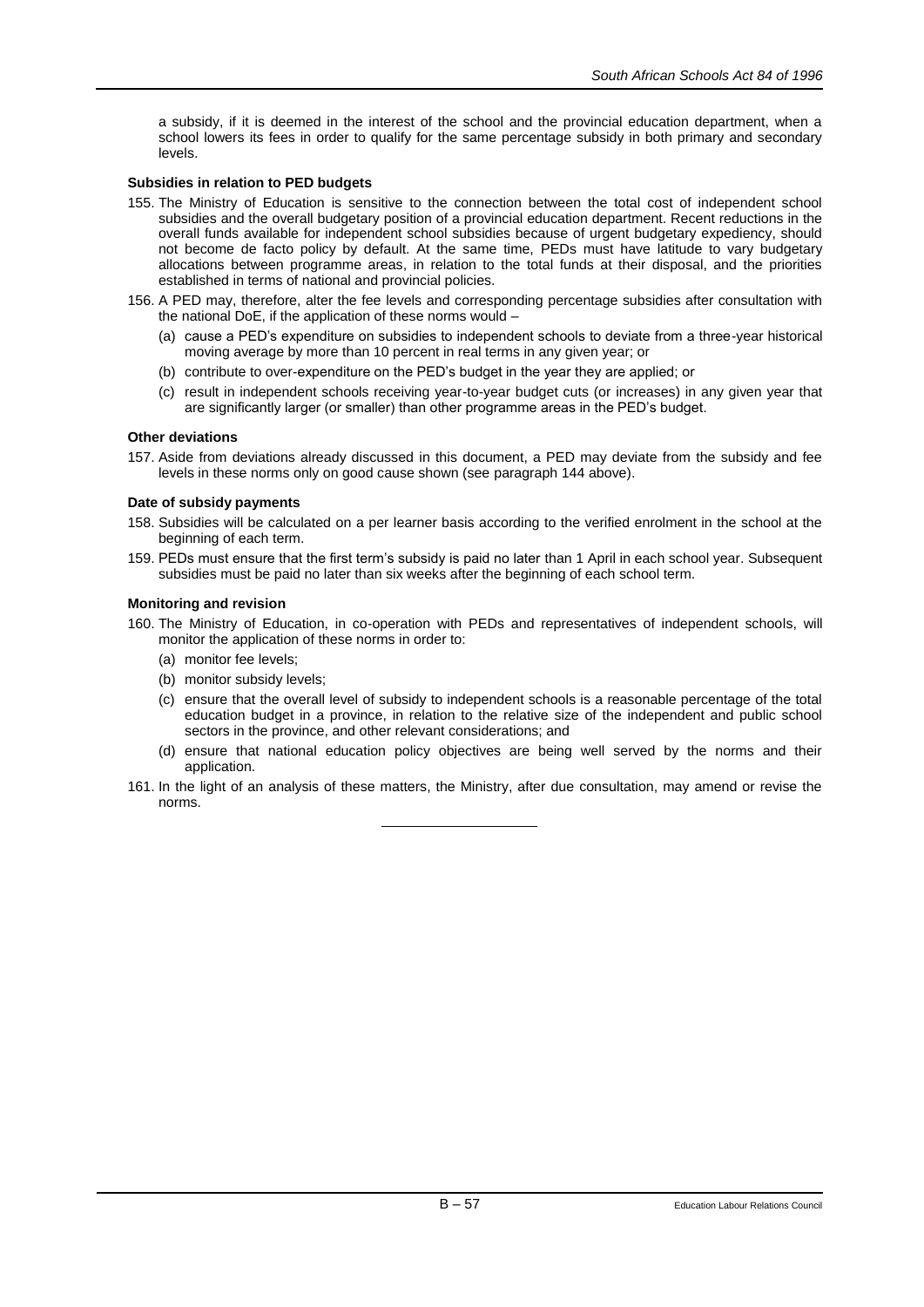a subsidy, if it is deemed in the interest of the school and the provincial education department, when a school lowers its fees in order to qualify for the same percentage subsidy in both primary and secondary levels.

**Subsidies in relation to PED budgets**

155. The Ministry of Education is sensitive to the connection between the total cost of independent school subsidies and the overall budgetary position of a provincial education department. Recent reductions in the overall funds available for independent school subsidies because of urgent budgetary expediency, should not become de facto policy by default. At the same time, PEDs must have latitude to vary budgetary allocations between programme areas, in relation to the total funds at their disposal, and the priorities established in terms of national and provincial policies.

156. A PED may, therefore, alter the fee levels and corresponding percentage subsidies after consultation with the national DoE, if the application of these norms would –
    (a) cause a PED's expenditure on subsidies to independent schools to deviate from a three-year historical moving average by more than 10 percent in real terms in any given year; or
    (b) contribute to over-expenditure on the PED's budget in the year they are applied; or
    (c) result in independent schools receiving year-to-year budget cuts (or increases) in any given year that are significantly larger (or smaller) than other programme areas in the PED's budget.

**Other deviations**

157. Aside from deviations already discussed in this document, a PED may deviate from the subsidy and fee levels in these norms only on good cause shown (see paragraph 144 above).

**Date of subsidy payments**

158. Subsidies will be calculated on a per learner basis according to the verified enrolment in the school at the beginning of each term.

159. PEDs must ensure that the first term's subsidy is paid no later than 1 April in each school year. Subsequent subsidies must be paid no later than six weeks after the beginning of each school term.

**Monitoring and revision**

160. The Ministry of Education, in co-operation with PEDs and representatives of independent schools, will monitor the application of these norms in order to:
    (a) monitor fee levels;
    (b) monitor subsidy levels;
    (c) ensure that the overall level of subsidy to independent schools is a reasonable percentage of the total education budget in a province, in relation to the relative size of the independent and public school sectors in the province, and other relevant considerations; and
    (d) ensure that national education policy objectives are being well served by the norms and their application.

161. In the light of an analysis of these matters, the Ministry, after due consultation, may amend or revise the norms.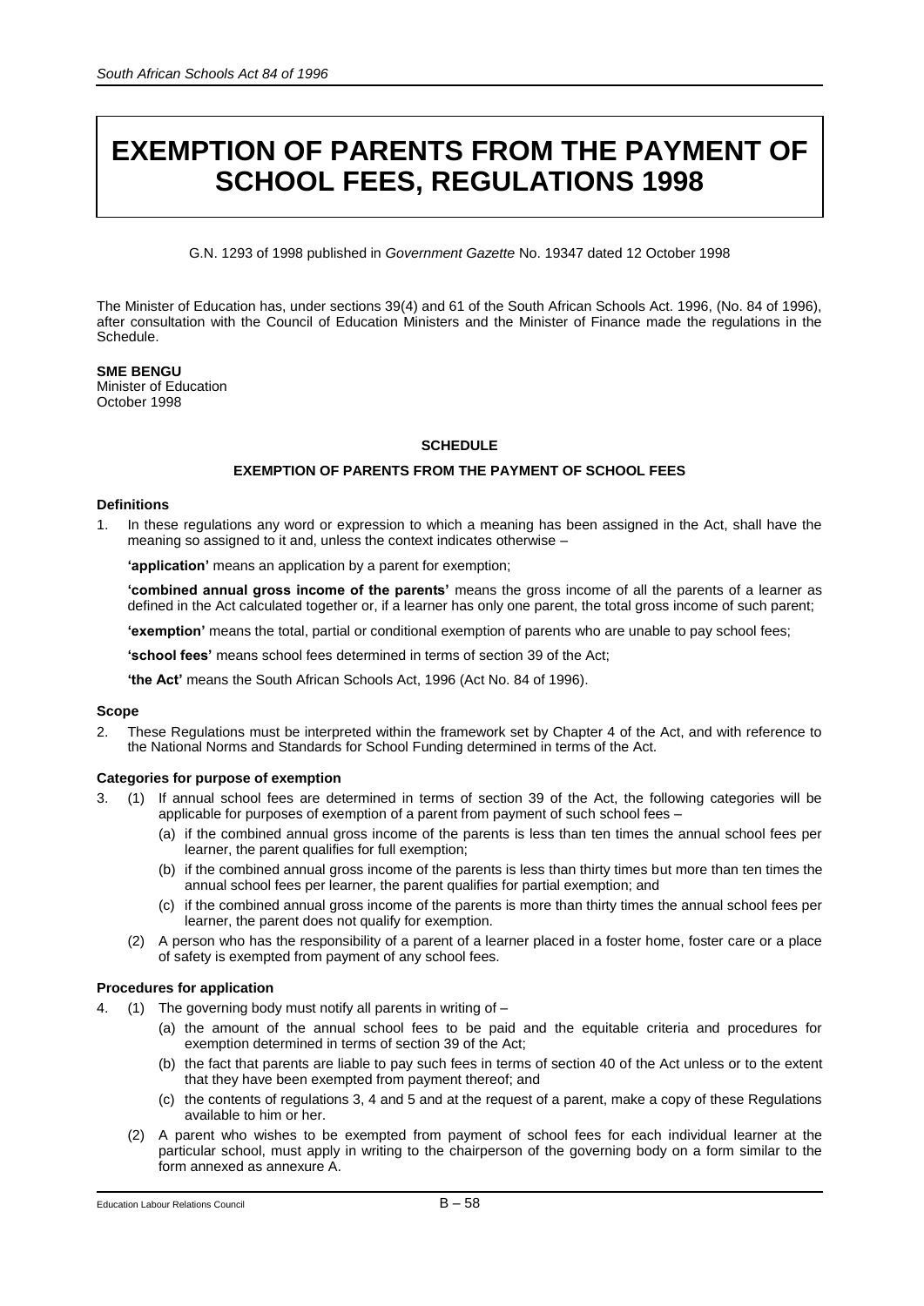# EXEMPTION OF PARENTS FROM THE PAYMENT OF SCHOOL FEES, REGULATIONS 1998

G.N. 1293 of 1998 published in *Government Gazette* No. 19347 dated 12 October 1998

The Minister of Education has, under sections 39(4) and 61 of the South African Schools Act. 1996, (No. 84 of 1996), after consultation with the Council of Education Ministers and the Minister of Finance made the regulations in the Schedule.

**SME BENGU**
Minister of Education
October 1998

**SCHEDULE**

**EXEMPTION OF PARENTS FROM THE PAYMENT OF SCHOOL FEES**

**Definitions**

1. In these regulations any word or expression to which a meaning has been assigned in the Act, shall have the meaning so assigned to it and, unless the context indicates otherwise –

   **'application'** means an application by a parent for exemption;

   **'combined annual gross income of the parents'** means the gross income of all the parents of a learner as defined in the Act calculated together or, if a learner has only one parent, the total gross income of such parent;

   **'exemption'** means the total, partial or conditional exemption of parents who are unable to pay school fees;

   **'school fees'** means school fees determined in terms of section 39 of the Act;

   **'the Act'** means the South African Schools Act, 1996 (Act No. 84 of 1996).

**Scope**

2. These Regulations must be interpreted within the framework set by Chapter 4 of the Act, and with reference to the National Norms and Standards for School Funding determined in terms of the Act.

**Categories for purpose of exemption**

3. (1) If annual school fees are determined in terms of section 39 of the Act, the following categories will be applicable for purposes of exemption of a parent from payment of such school fees –
   (a) if the combined annual gross income of the parents is less than ten times the annual school fees per learner, the parent qualifies for full exemption;
   (b) if the combined annual gross income of the parents is less than thirty times but more than ten times the annual school fees per learner, the parent qualifies for partial exemption; and
   (c) if the combined annual gross income of the parents is more than thirty times the annual school fees per learner, the parent does not qualify for exemption.

   (2) A person who has the responsibility of a parent of a learner placed in a foster home, foster care or a place of safety is exempted from payment of any school fees.

**Procedures for application**

4. (1) The governing body must notify all parents in writing of –
   (a) the amount of the annual school fees to be paid and the equitable criteria and procedures for exemption determined in terms of section 39 of the Act;
   (b) the fact that parents are liable to pay such fees in terms of section 40 of the Act unless or to the extent that they have been exempted from payment thereof; and
   (c) the contents of regulations 3, 4 and 5 and at the request of a parent, make a copy of these Regulations available to him or her.

   (2) A parent who wishes to be exempted from payment of school fees for each individual learner at the particular school, must apply in writing to the chairperson of the governing body on a form similar to the form annexed as annexure A.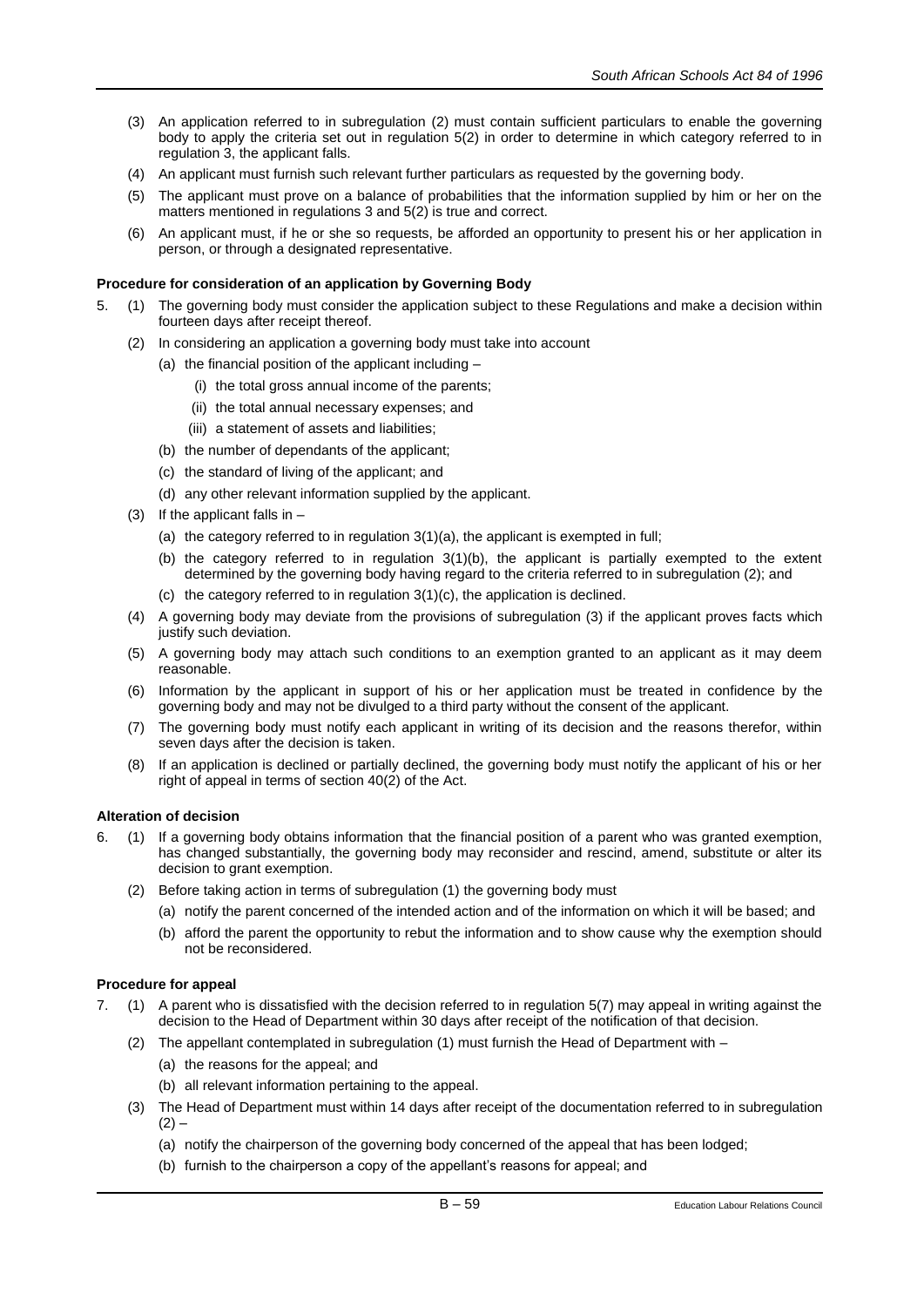(3) An application referred to in subregulation (2) must contain sufficient particulars to enable the governing body to apply the criteria set out in regulation 5(2) in order to determine in which category referred to in regulation 3, the applicant falls.

(4) An applicant must furnish such relevant further particulars as requested by the governing body.

(5) The applicant must prove on a balance of probabilities that the information supplied by him or her on the matters mentioned in regulations 3 and 5(2) is true and correct.

(6) An applicant must, if he or she so requests, be afforded an opportunity to present his or her application in person, or through a designated representative.

**Procedure for consideration of an application by Governing Body**

5. (1) The governing body must consider the application subject to these Regulations and make a decision within fourteen days after receipt thereof.

(2) In considering an application a governing body must take into account

(a) the financial position of the applicant including –

(i) the total gross annual income of the parents;

(ii) the total annual necessary expenses; and

(iii) a statement of assets and liabilities;

(b) the number of dependants of the applicant;

(c) the standard of living of the applicant; and

(d) any other relevant information supplied by the applicant.

(3) If the applicant falls in –

(a) the category referred to in regulation 3(1)(a), the applicant is exempted in full;

(b) the category referred to in regulation 3(1)(b), the applicant is partially exempted to the extent determined by the governing body having regard to the criteria referred to in subregulation (2); and

(c) the category referred to in regulation 3(1)(c), the application is declined.

(4) A governing body may deviate from the provisions of subregulation (3) if the applicant proves facts which justify such deviation.

(5) A governing body may attach such conditions to an exemption granted to an applicant as it may deem reasonable.

(6) Information by the applicant in support of his or her application must be treated in confidence by the governing body and may not be divulged to a third party without the consent of the applicant.

(7) The governing body must notify each applicant in writing of its decision and the reasons therefor, within seven days after the decision is taken.

(8) If an application is declined or partially declined, the governing body must notify the applicant of his or her right of appeal in terms of section 40(2) of the Act.

**Alteration of decision**

6. (1) If a governing body obtains information that the financial position of a parent who was granted exemption, has changed substantially, the governing body may reconsider and rescind, amend, substitute or alter its decision to grant exemption.

(2) Before taking action in terms of subregulation (1) the governing body must

(a) notify the parent concerned of the intended action and of the information on which it will be based; and

(b) afford the parent the opportunity to rebut the information and to show cause why the exemption should not be reconsidered.

**Procedure for appeal**

7. (1) A parent who is dissatisfied with the decision referred to in regulation 5(7) may appeal in writing against the decision to the Head of Department within 30 days after receipt of the notification of that decision.

(2) The appellant contemplated in subregulation (1) must furnish the Head of Department with –

(a) the reasons for the appeal; and

(b) all relevant information pertaining to the appeal.

(3) The Head of Department must within 14 days after receipt of the documentation referred to in subregulation (2) –

(a) notify the chairperson of the governing body concerned of the appeal that has been lodged;

(b) furnish to the chairperson a copy of the appellant's reasons for appeal; and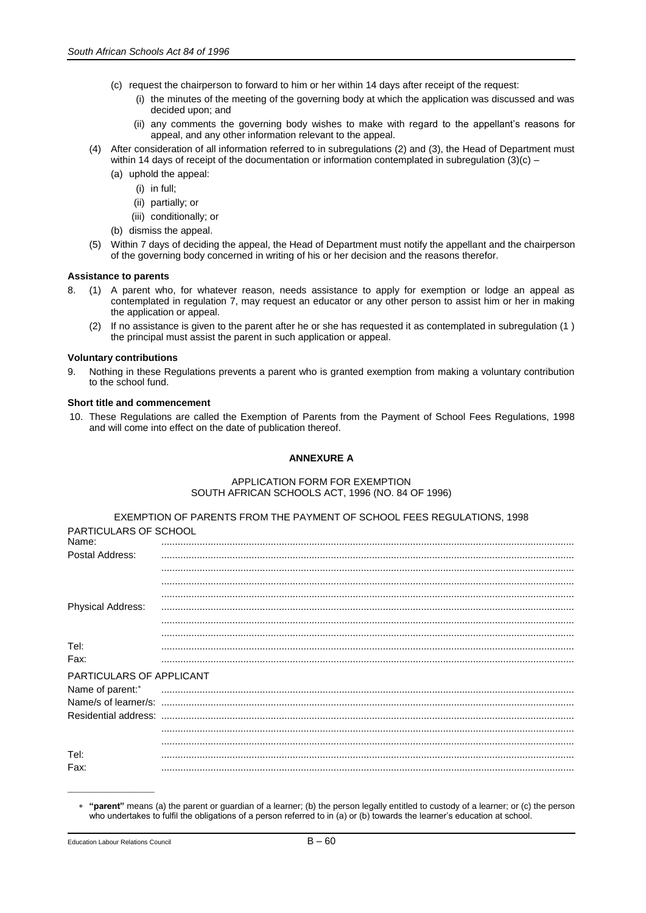(c) request the chairperson to forward to him or her within 14 days after receipt of the request:

  (i) the minutes of the meeting of the governing body at which the application was discussed and was decided upon; and

  (ii) any comments the governing body wishes to make with regard to the appellant's reasons for appeal, and any other information relevant to the appeal.

(4) After consideration of all information referred to in subregulations (2) and (3), the Head of Department must within 14 days of receipt of the documentation or information contemplated in subregulation (3)(c) –

  (a) uphold the appeal:

    (i) in full;

    (ii) partially; or

    (iii) conditionally; or

  (b) dismiss the appeal.

(5) Within 7 days of deciding the appeal, the Head of Department must notify the appellant and the chairperson of the governing body concerned in writing of his or her decision and the reasons therefor.

**Assistance to parents**

8. (1) A parent who, for whatever reason, needs assistance to apply for exemption or lodge an appeal as contemplated in regulation 7, may request an educator or any other person to assist him or her in making the application or appeal.

   (2) If no assistance is given to the parent after he or she has requested it as contemplated in subregulation (1 ) the principal must assist the parent in such application or appeal.

**Voluntary contributions**

9. Nothing in these Regulations prevents a parent who is granted exemption from making a voluntary contribution to the school fund.

**Short title and commencement**

10. These Regulations are called the Exemption of Parents from the Payment of School Fees Regulations, 1998 and will come into effect on the date of publication thereof.

**ANNEXURE A**

APPLICATION FORM FOR EXEMPTION
SOUTH AFRICAN SCHOOLS ACT, 1996 (NO. 84 OF 1996)

EXEMPTION OF PARENTS FROM THE PAYMENT OF SCHOOL FEES REGULATIONS, 1998

PARTICULARS OF SCHOOL

Name: ..................................................................................................................................

Postal Address: ..................................................................................................................................

..................................................................................................................................

..................................................................................................................................

..................................................................................................................................

Physical Address: ..................................................................................................................................

..................................................................................................................................

..................................................................................................................................

Tel: ..................................................................................................................................

Fax: ..................................................................................................................................

PARTICULARS OF APPLICANT

Name of parent:* ..................................................................................................................................

Name/s of learner/s: ..................................................................................................................................

Residential address: ..................................................................................................................................

..................................................................................................................................

..................................................................................................................................

Tel: ..................................................................................................................................

Fax: ..................................................................................................................................

* **"parent"** means (a) the parent or guardian of a learner; (b) the person legally entitled to custody of a learner; or (c) the person who undertakes to fulfil the obligations of a person referred to in (a) or (b) towards the learner's education at school.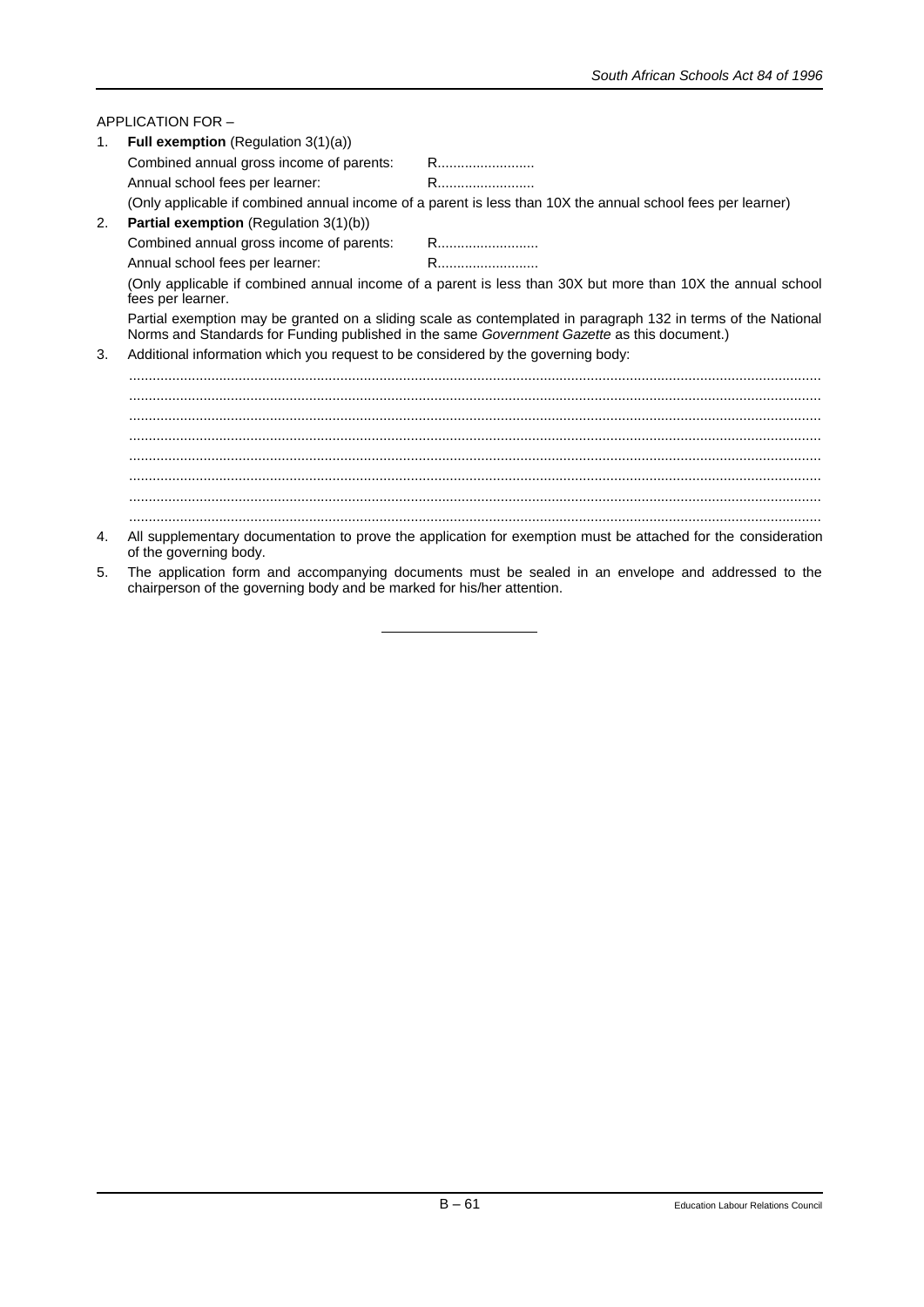APPLICATION FOR –

1. **Full exemption** (Regulation 3(1)(a))

   Combined annual gross income of parents: R.........................

   Annual school fees per learner: R.........................

   (Only applicable if combined annual income of a parent is less than 10X the annual school fees per learner)

2. **Partial exemption** (Regulation 3(1)(b))

   Combined annual gross income of parents: R..........................

   Annual school fees per learner: R..........................

   (Only applicable if combined annual income of a parent is less than 30X but more than 10X the annual school fees per learner.

   Partial exemption may be granted on a sliding scale as contemplated in paragraph 132 in terms of the National Norms and Standards for Funding published in the same *Government Gazette* as this document.)

3. Additional information which you request to be considered by the governing body:

   ..............................................................................................................................................................

   ..............................................................................................................................................................

   ..............................................................................................................................................................

   ..............................................................................................................................................................

   ..............................................................................................................................................................

   ..............................................................................................................................................................

   ..............................................................................................................................................................

   ..............................................................................................................................................................

4. All supplementary documentation to prove the application for exemption must be attached for the consideration of the governing body.

5. The application form and accompanying documents must be sealed in an envelope and addressed to the chairperson of the governing body and be marked for his/her attention.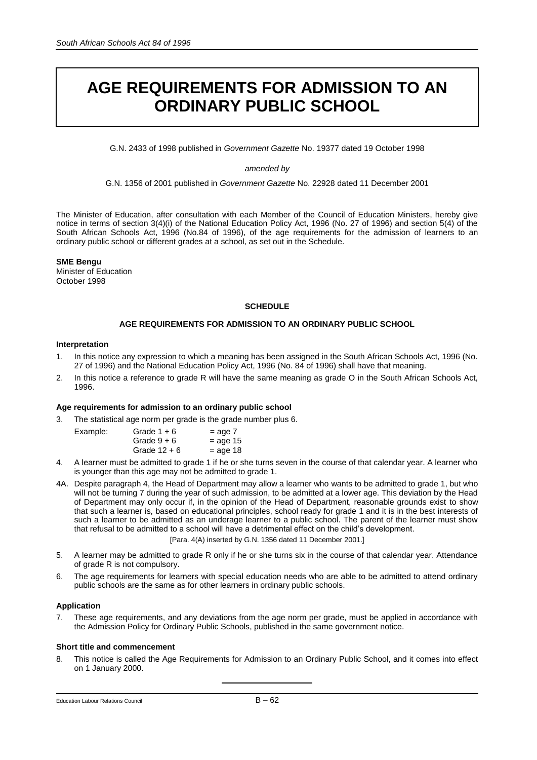# AGE REQUIREMENTS FOR ADMISSION TO AN ORDINARY PUBLIC SCHOOL

G.N. 2433 of 1998 published in *Government Gazette* No. 19377 dated 19 October 1998

*amended by*

G.N. 1356 of 2001 published in *Government Gazette* No. 22928 dated 11 December 2001

The Minister of Education, after consultation with each Member of the Council of Education Ministers, hereby give notice in terms of section 3(4)(i) of the National Education Policy Act, 1996 (No. 27 of 1996) and section 5(4) of the South African Schools Act, 1996 (No.84 of 1996), of the age requirements for the admission of learners to an ordinary public school or different grades at a school, as set out in the Schedule.

**SME Bengu**
Minister of Education
October 1998

**SCHEDULE**

**AGE REQUIREMENTS FOR ADMISSION TO AN ORDINARY PUBLIC SCHOOL**

**Interpretation**

1. In this notice any expression to which a meaning has been assigned in the South African Schools Act, 1996 (No. 27 of 1996) and the National Education Policy Act, 1996 (No. 84 of 1996) shall have that meaning.
2. In this notice a reference to grade R will have the same meaning as grade O in the South African Schools Act, 1996.

**Age requirements for admission to an ordinary public school**

3. The statistical age norm per grade is the grade number plus 6.

   Example:
   Grade 1 + 6 = age 7
   Grade 9 + 6 = age 15
   Grade 12 + 6 = age 18

4. A learner must be admitted to grade 1 if he or she turns seven in the course of that calendar year. A learner who is younger than this age may not be admitted to grade 1.

4A. Despite paragraph 4, the Head of Department may allow a learner who wants to be admitted to grade 1, but who will not be turning 7 during the year of such admission, to be admitted at a lower age. This deviation by the Head of Department may only occur if, in the opinion of the Head of Department, reasonable grounds exist to show that such a learner is, based on educational principles, school ready for grade 1 and it is in the best interests of such a learner to be admitted as an underage learner to a public school. The parent of the learner must show that refusal to be admitted to a school will have a detrimental effect on the child's development.

[Para. 4(A) inserted by G.N. 1356 dated 11 December 2001.]

5. A learner may be admitted to grade R only if he or she turns six in the course of that calendar year. Attendance of grade R is not compulsory.
6. The age requirements for learners with special education needs who are able to be admitted to attend ordinary public schools are the same as for other learners in ordinary public schools.

**Application**

7. These age requirements, and any deviations from the age norm per grade, must be applied in accordance with the Admission Policy for Ordinary Public Schools, published in the same government notice.

**Short title and commencement**

8. This notice is called the Age Requirements for Admission to an Ordinary Public School, and it comes into effect on 1 January 2000.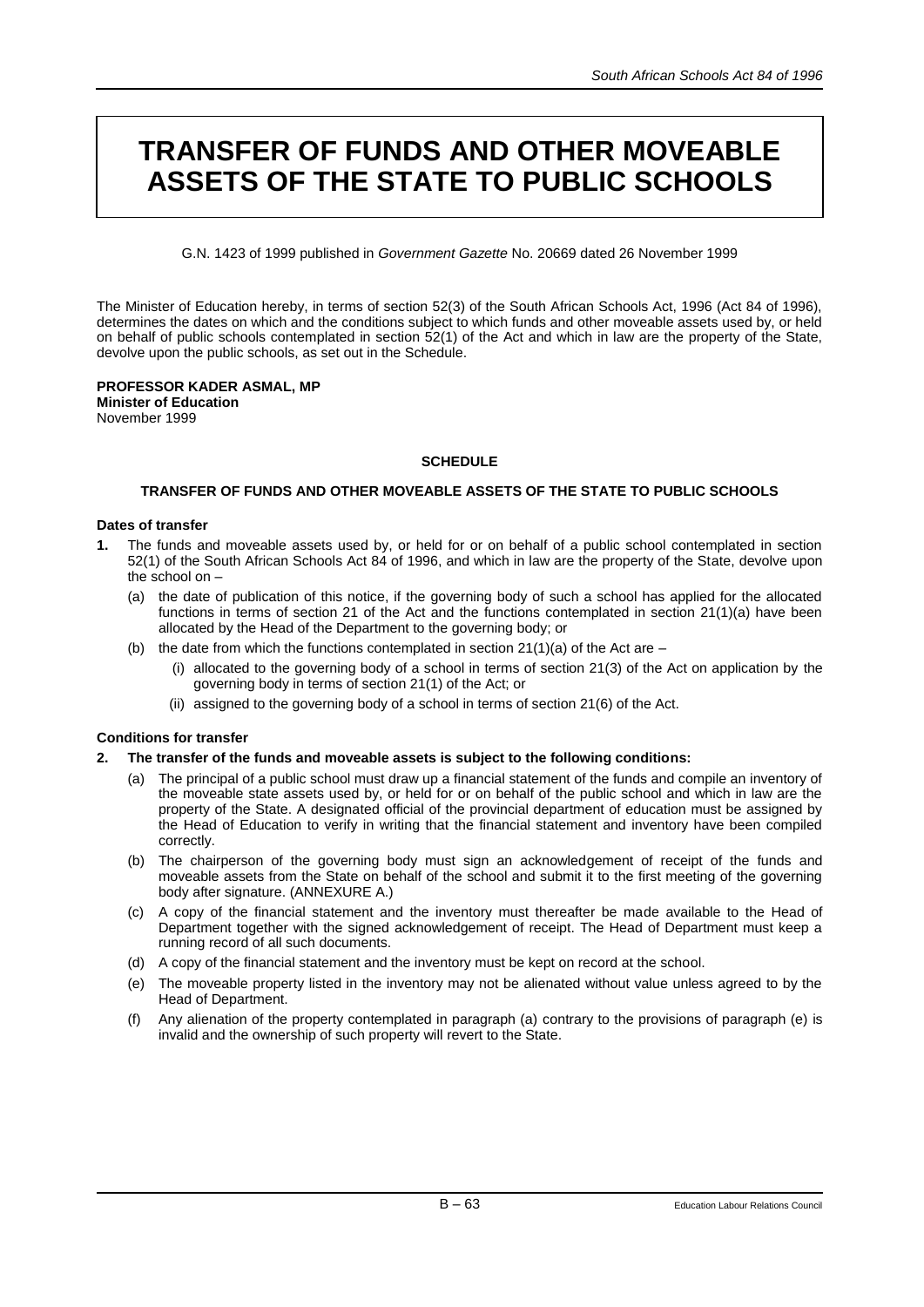# TRANSFER OF FUNDS AND OTHER MOVEABLE ASSETS OF THE STATE TO PUBLIC SCHOOLS

G.N. 1423 of 1999 published in *Government Gazette* No. 20669 dated 26 November 1999

The Minister of Education hereby, in terms of section 52(3) of the South African Schools Act, 1996 (Act 84 of 1996), determines the dates on which and the conditions subject to which funds and other moveable assets used by, or held on behalf of public schools contemplated in section 52(1) of the Act and which in law are the property of the State, devolve upon the public schools, as set out in the Schedule.

**PROFESSOR KADER ASMAL, MP**
**Minister of Education**
November 1999

**SCHEDULE**

**TRANSFER OF FUNDS AND OTHER MOVEABLE ASSETS OF THE STATE TO PUBLIC SCHOOLS**

**Dates of transfer**

**1.** The funds and moveable assets used by, or held for or on behalf of a public school contemplated in section 52(1) of the South African Schools Act 84 of 1996, and which in law are the property of the State, devolve upon the school on –

  (a) the date of publication of this notice, if the governing body of such a school has applied for the allocated functions in terms of section 21 of the Act and the functions contemplated in section 21(1)(a) have been allocated by the Head of the Department to the governing body; or

  (b) the date from which the functions contemplated in section 21(1)(a) of the Act are –

    (i) allocated to the governing body of a school in terms of section 21(3) of the Act on application by the governing body in terms of section 21(1) of the Act; or

    (ii) assigned to the governing body of a school in terms of section 21(6) of the Act.

**Conditions for transfer**

**2. The transfer of the funds and moveable assets is subject to the following conditions:**

  (a) The principal of a public school must draw up a financial statement of the funds and compile an inventory of the moveable state assets used by, or held for or on behalf of the public school and which in law are the property of the State. A designated official of the provincial department of education must be assigned by the Head of Education to verify in writing that the financial statement and inventory have been compiled correctly.

  (b) The chairperson of the governing body must sign an acknowledgement of receipt of the funds and moveable assets from the State on behalf of the school and submit it to the first meeting of the governing body after signature. (ANNEXURE A.)

  (c) A copy of the financial statement and the inventory must thereafter be made available to the Head of Department together with the signed acknowledgement of receipt. The Head of Department must keep a running record of all such documents.

  (d) A copy of the financial statement and the inventory must be kept on record at the school.

  (e) The moveable property listed in the inventory may not be alienated without value unless agreed to by the Head of Department.

  (f) Any alienation of the property contemplated in paragraph (a) contrary to the provisions of paragraph (e) is invalid and the ownership of such property will revert to the State.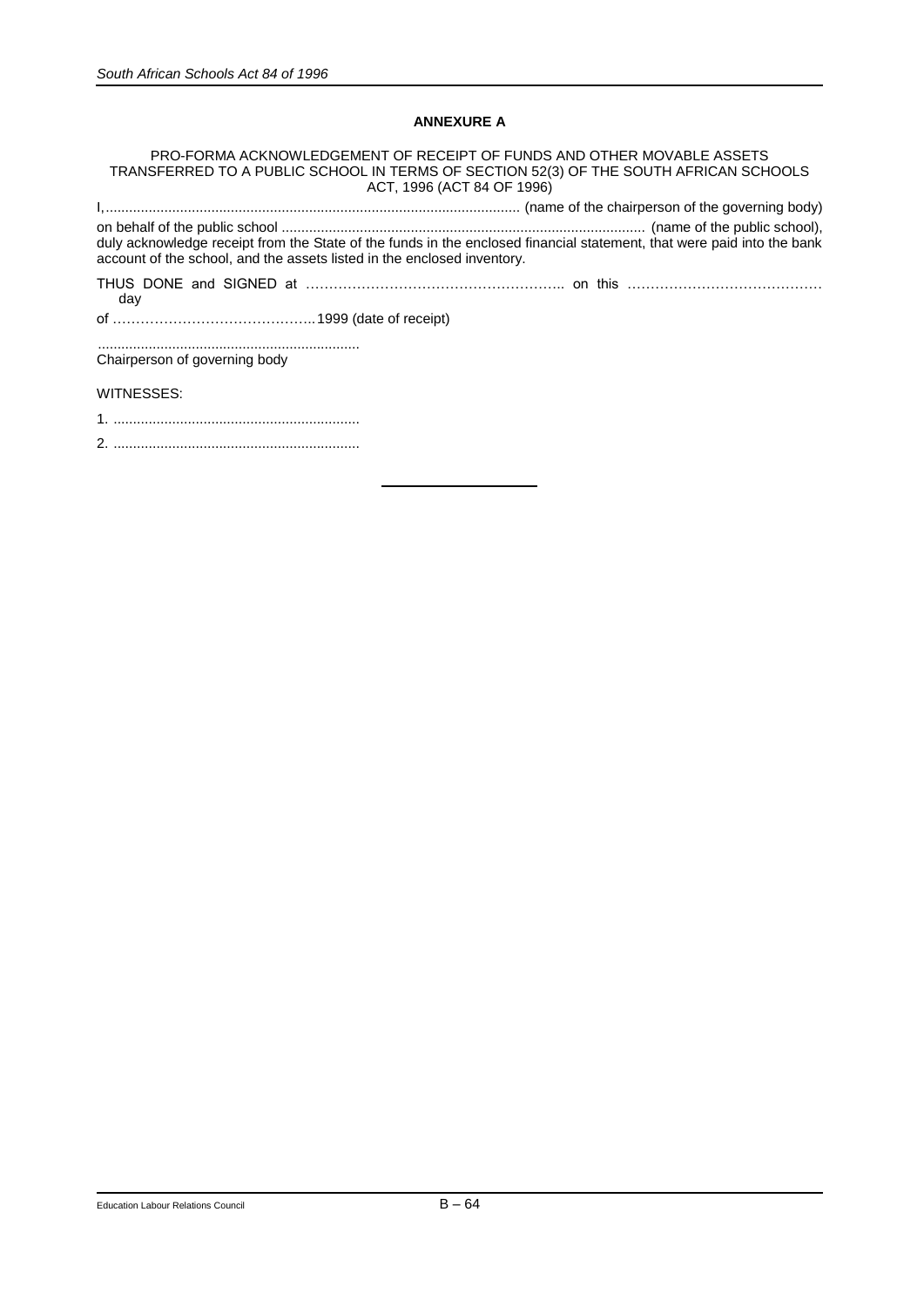## ANNEXURE A

PRO-FORMA ACKNOWLEDGEMENT OF RECEIPT OF FUNDS AND OTHER MOVABLE ASSETS TRANSFERRED TO A PUBLIC SCHOOL IN TERMS OF SECTION 52(3) OF THE SOUTH AFRICAN SCHOOLS ACT, 1996 (ACT 84 OF 1996)

I,........................................................................................................ (name of the chairperson of the governing body)

on behalf of the public school ............................................................................................ (name of the public school), duly acknowledge receipt from the State of the funds in the enclosed financial statement, that were paid into the bank account of the school, and the assets listed in the enclosed inventory.

THUS DONE and SIGNED at ……………………………………………….. on this …………………………………… day

of ……………………………………..1999 (date of receipt)

...................................................................
Chairperson of governing body

WITNESSES:

1. ..............................................................

2. ..............................................................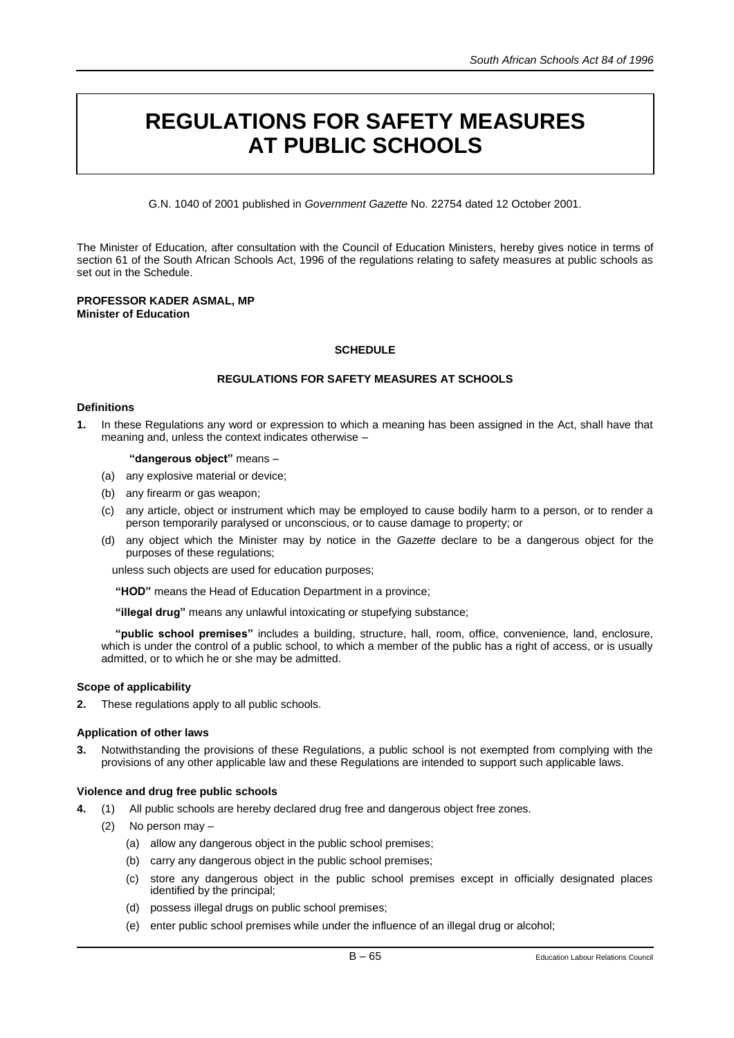# REGULATIONS FOR SAFETY MEASURES AT PUBLIC SCHOOLS

G.N. 1040 of 2001 published in *Government Gazette* No. 22754 dated 12 October 2001.

The Minister of Education, after consultation with the Council of Education Ministers, hereby gives notice in terms of section 61 of the South African Schools Act, 1996 of the regulations relating to safety measures at public schools as set out in the Schedule.

**PROFESSOR KADER ASMAL, MP**
**Minister of Education**

**SCHEDULE**

**REGULATIONS FOR SAFETY MEASURES AT SCHOOLS**

#### Definitions

**1.** In these Regulations any word or expression to which a meaning has been assigned in the Act, shall have that meaning and, unless the context indicates otherwise –

**"dangerous object"** means –

(a) any explosive material or device;

(b) any firearm or gas weapon;

(c) any article, object or instrument which may be employed to cause bodily harm to a person, or to render a person temporarily paralysed or unconscious, or to cause damage to property; or

(d) any object which the Minister may by notice in the *Gazette* declare to be a dangerous object for the purposes of these regulations;

unless such objects are used for education purposes;

**"HOD"** means the Head of Education Department in a province;

**"illegal drug"** means any unlawful intoxicating or stupefying substance;

**"public school premises"** includes a building, structure, hall, room, office, convenience, land, enclosure, which is under the control of a public school, to which a member of the public has a right of access, or is usually admitted, or to which he or she may be admitted.

#### Scope of applicability

**2.** These regulations apply to all public schools.

#### Application of other laws

**3.** Notwithstanding the provisions of these Regulations, a public school is not exempted from complying with the provisions of any other applicable law and these Regulations are intended to support such applicable laws.

#### Violence and drug free public schools

**4.** (1) All public schools are hereby declared drug free and dangerous object free zones.

(2) No person may –

(a) allow any dangerous object in the public school premises;

(b) carry any dangerous object in the public school premises;

(c) store any dangerous object in the public school premises except in officially designated places identified by the principal;

(d) possess illegal drugs on public school premises;

(e) enter public school premises while under the influence of an illegal drug or alcohol;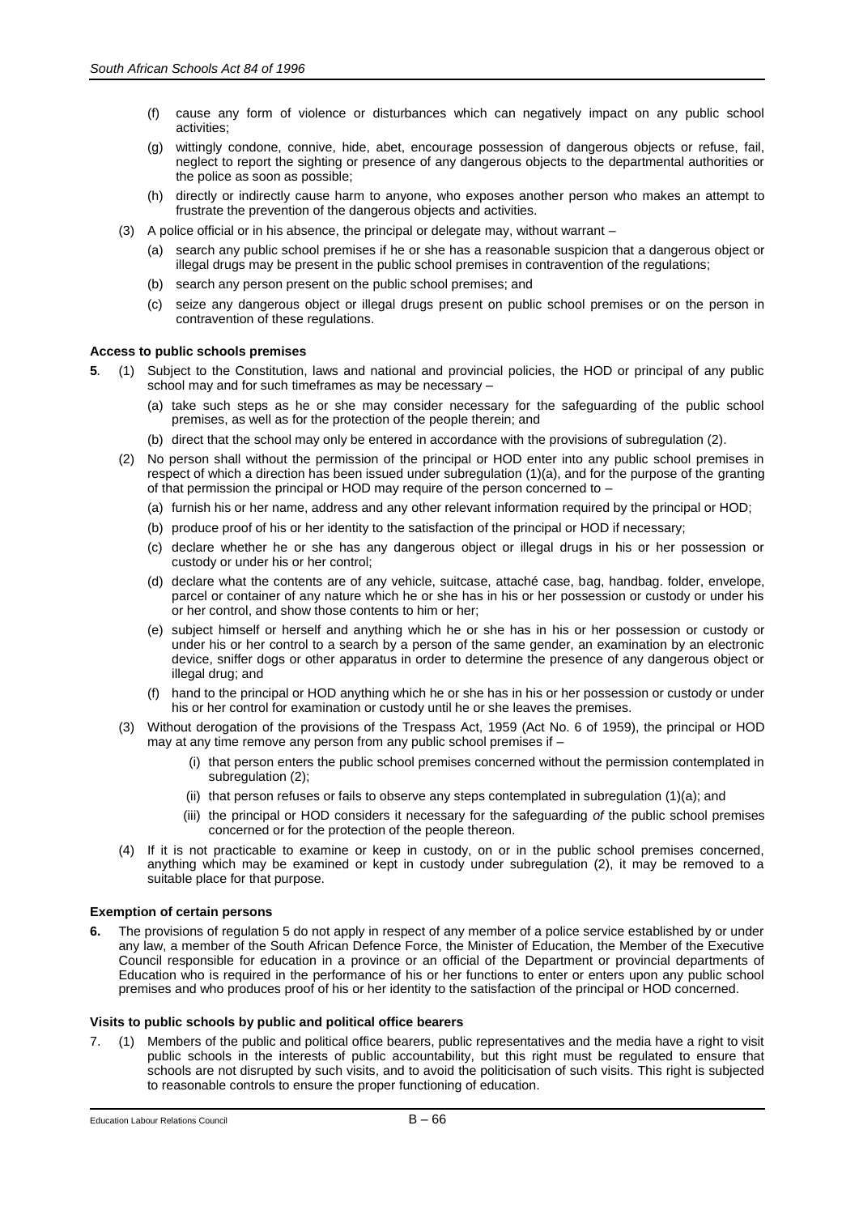(f) cause any form of violence or disturbances which can negatively impact on any public school activities;

(g) wittingly condone, connive, hide, abet, encourage possession of dangerous objects or refuse, fail, neglect to report the sighting or presence of any dangerous objects to the departmental authorities or the police as soon as possible;

(h) directly or indirectly cause harm to anyone, who exposes another person who makes an attempt to frustrate the prevention of the dangerous objects and activities.

(3) A police official or in his absence, the principal or delegate may, without warrant –

(a) search any public school premises if he or she has a reasonable suspicion that a dangerous object or illegal drugs may be present in the public school premises in contravention of the regulations;

(b) search any person present on the public school premises; and

(c) seize any dangerous object or illegal drugs present on public school premises or on the person in contravention of these regulations.

**Access to public schools premises**

**5**. (1) Subject to the Constitution, laws and national and provincial policies, the HOD or principal of any public school may and for such timeframes as may be necessary –

(a) take such steps as he or she may consider necessary for the safeguarding of the public school premises, as well as for the protection of the people therein; and

(b) direct that the school may only be entered in accordance with the provisions of subregulation (2).

(2) No person shall without the permission of the principal or HOD enter into any public school premises in respect of which a direction has been issued under subregulation (1)(a), and for the purpose of the granting of that permission the principal or HOD may require of the person concerned to –

(a) furnish his or her name, address and any other relevant information required by the principal or HOD;

(b) produce proof of his or her identity to the satisfaction of the principal or HOD if necessary;

(c) declare whether he or she has any dangerous object or illegal drugs in his or her possession or custody or under his or her control;

(d) declare what the contents are of any vehicle, suitcase, attaché case, bag, handbag. folder, envelope, parcel or container of any nature which he or she has in his or her possession or custody or under his or her control, and show those contents to him or her;

(e) subject himself or herself and anything which he or she has in his or her possession or custody or under his or her control to a search by a person of the same gender, an examination by an electronic device, sniffer dogs or other apparatus in order to determine the presence of any dangerous object or illegal drug; and

(f) hand to the principal or HOD anything which he or she has in his or her possession or custody or under his or her control for examination or custody until he or she leaves the premises.

(3) Without derogation of the provisions of the Trespass Act, 1959 (Act No. 6 of 1959), the principal or HOD may at any time remove any person from any public school premises if –

(i) that person enters the public school premises concerned without the permission contemplated in subregulation (2);

(ii) that person refuses or fails to observe any steps contemplated in subregulation (1)(a); and

(iii) the principal or HOD considers it necessary for the safeguarding *of* the public school premises concerned or for the protection of the people thereon.

(4) If it is not practicable to examine or keep in custody, on or in the public school premises concerned, anything which may be examined or kept in custody under subregulation (2), it may be removed to a suitable place for that purpose.

**Exemption of certain persons**

**6.** The provisions of regulation 5 do not apply in respect of any member of a police service established by or under any law, a member of the South African Defence Force, the Minister of Education, the Member of the Executive Council responsible for education in a province or an official of the Department or provincial departments of Education who is required in the performance of his or her functions to enter or enters upon any public school premises and who produces proof of his or her identity to the satisfaction of the principal or HOD concerned.

**Visits to public schools by public and political office bearers**

7. (1) Members of the public and political office bearers, public representatives and the media have a right to visit public schools in the interests of public accountability, but this right must be regulated to ensure that schools are not disrupted by such visits, and to avoid the politicisation of such visits. This right is subjected to reasonable controls to ensure the proper functioning of education.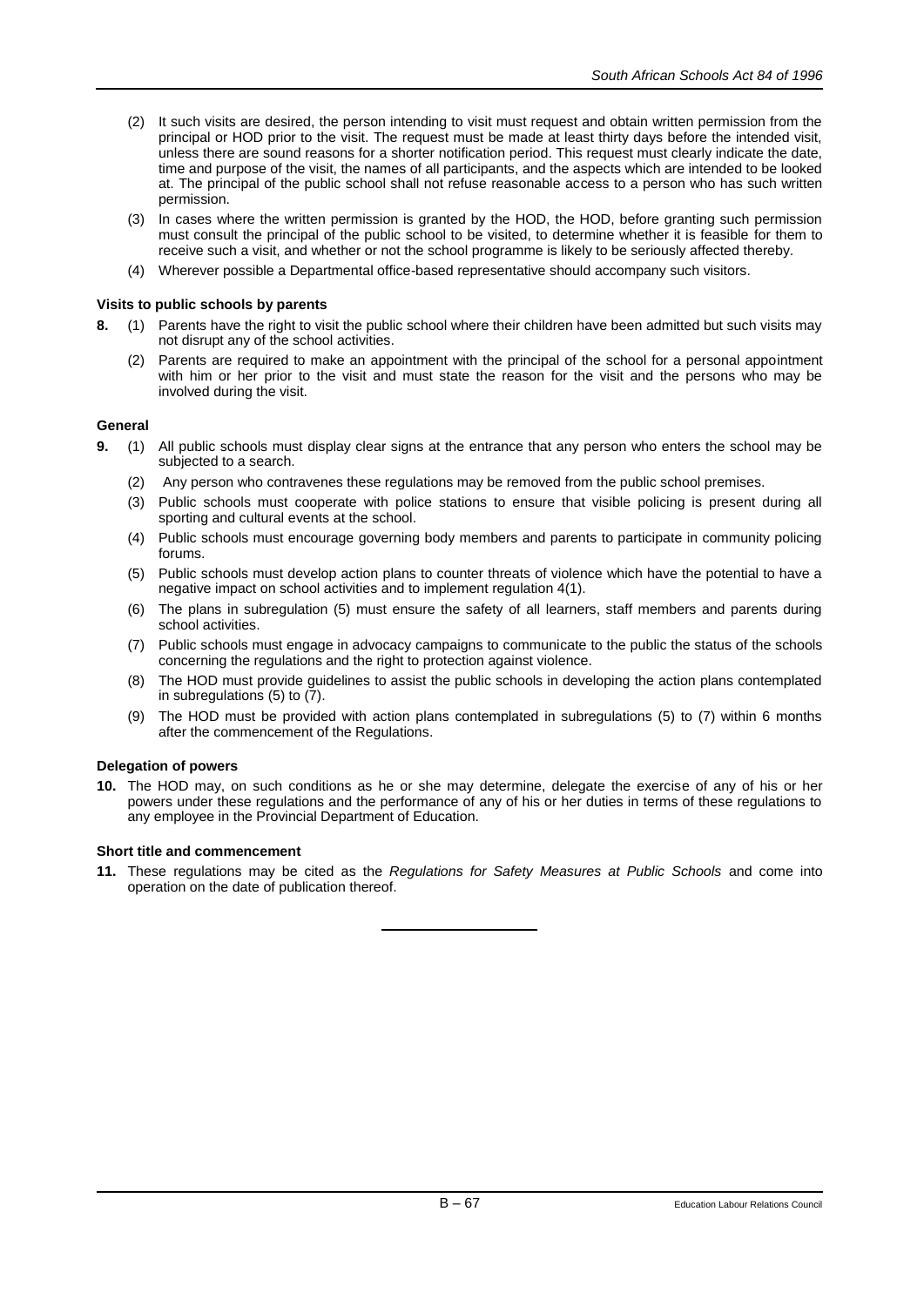(2) It such visits are desired, the person intending to visit must request and obtain written permission from the principal or HOD prior to the visit. The request must be made at least thirty days before the intended visit, unless there are sound reasons for a shorter notification period. This request must clearly indicate the date, time and purpose of the visit, the names of all participants, and the aspects which are intended to be looked at. The principal of the public school shall not refuse reasonable access to a person who has such written permission.

(3) In cases where the written permission is granted by the HOD, the HOD, before granting such permission must consult the principal of the public school to be visited, to determine whether it is feasible for them to receive such a visit, and whether or not the school programme is likely to be seriously affected thereby.

(4) Wherever possible a Departmental office-based representative should accompany such visitors.

**Visits to public schools by parents**

**8.** (1) Parents have the right to visit the public school where their children have been admitted but such visits may not disrupt any of the school activities.

(2) Parents are required to make an appointment with the principal of the school for a personal appointment with him or her prior to the visit and must state the reason for the visit and the persons who may be involved during the visit.

**General**

**9.** (1) All public schools must display clear signs at the entrance that any person who enters the school may be subjected to a search.

(2) Any person who contravenes these regulations may be removed from the public school premises.

(3) Public schools must cooperate with police stations to ensure that visible policing is present during all sporting and cultural events at the school.

(4) Public schools must encourage governing body members and parents to participate in community policing forums.

(5) Public schools must develop action plans to counter threats of violence which have the potential to have a negative impact on school activities and to implement regulation 4(1).

(6) The plans in subregulation (5) must ensure the safety of all learners, staff members and parents during school activities.

(7) Public schools must engage in advocacy campaigns to communicate to the public the status of the schools concerning the regulations and the right to protection against violence.

(8) The HOD must provide guidelines to assist the public schools in developing the action plans contemplated in subregulations (5) to (7).

(9) The HOD must be provided with action plans contemplated in subregulations (5) to (7) within 6 months after the commencement of the Regulations.

**Delegation of powers**

**10.** The HOD may, on such conditions as he or she may determine, delegate the exercise of any of his or her powers under these regulations and the performance of any of his or her duties in terms of these regulations to any employee in the Provincial Department of Education.

**Short title and commencement**

**11.** These regulations may be cited as the *Regulations for Safety Measures at Public Schools* and come into operation on the date of publication thereof.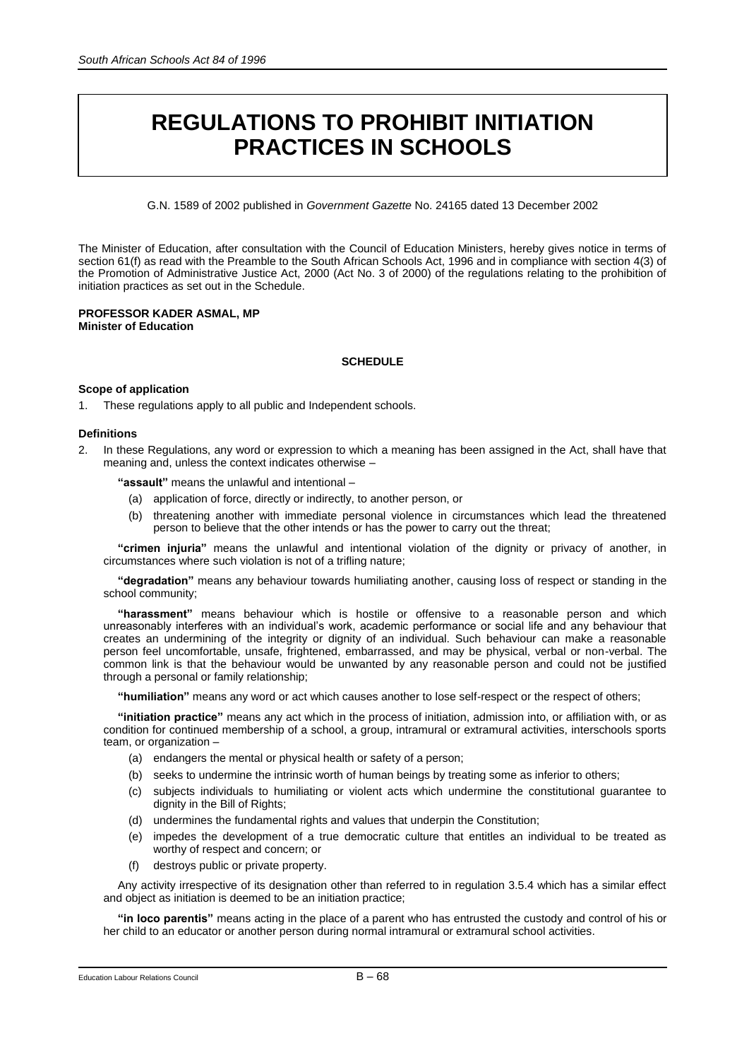# REGULATIONS TO PROHIBIT INITIATION PRACTICES IN SCHOOLS

G.N. 1589 of 2002 published in *Government Gazette* No. 24165 dated 13 December 2002

The Minister of Education, after consultation with the Council of Education Ministers, hereby gives notice in terms of section 61(f) as read with the Preamble to the South African Schools Act, 1996 and in compliance with section 4(3) of the Promotion of Administrative Justice Act, 2000 (Act No. 3 of 2000) of the regulations relating to the prohibition of initiation practices as set out in the Schedule.

**PROFESSOR KADER ASMAL, MP**
**Minister of Education**

**SCHEDULE**

**Scope of application**

1. These regulations apply to all public and Independent schools.

**Definitions**

2. In these Regulations, any word or expression to which a meaning has been assigned in the Act, shall have that meaning and, unless the context indicates otherwise –

**"assault"** means the unlawful and intentional –

(a) application of force, directly or indirectly, to another person, or

(b) threatening another with immediate personal violence in circumstances which lead the threatened person to believe that the other intends or has the power to carry out the threat;

**"crimen injuria"** means the unlawful and intentional violation of the dignity or privacy of another, in circumstances where such violation is not of a trifling nature;

**"degradation"** means any behaviour towards humiliating another, causing loss of respect or standing in the school community;

**"harassment"** means behaviour which is hostile or offensive to a reasonable person and which unreasonably interferes with an individual's work, academic performance or social life and any behaviour that creates an undermining of the integrity or dignity of an individual. Such behaviour can make a reasonable person feel uncomfortable, unsafe, frightened, embarrassed, and may be physical, verbal or non-verbal. The common link is that the behaviour would be unwanted by any reasonable person and could not be justified through a personal or family relationship;

**"humiliation"** means any word or act which causes another to lose self-respect or the respect of others;

**"initiation practice"** means any act which in the process of initiation, admission into, or affiliation with, or as condition for continued membership of a school, a group, intramural or extramural activities, interschools sports team, or organization –

(a) endangers the mental or physical health or safety of a person;

(b) seeks to undermine the intrinsic worth of human beings by treating some as inferior to others;

(c) subjects individuals to humiliating or violent acts which undermine the constitutional guarantee to dignity in the Bill of Rights;

(d) undermines the fundamental rights and values that underpin the Constitution;

(e) impedes the development of a true democratic culture that entitles an individual to be treated as worthy of respect and concern; or

(f) destroys public or private property.

Any activity irrespective of its designation other than referred to in regulation 3.5.4 which has a similar effect and object as initiation is deemed to be an initiation practice;

**"in loco parentis"** means acting in the place of a parent who has entrusted the custody and control of his or her child to an educator or another person during normal intramural or extramural school activities.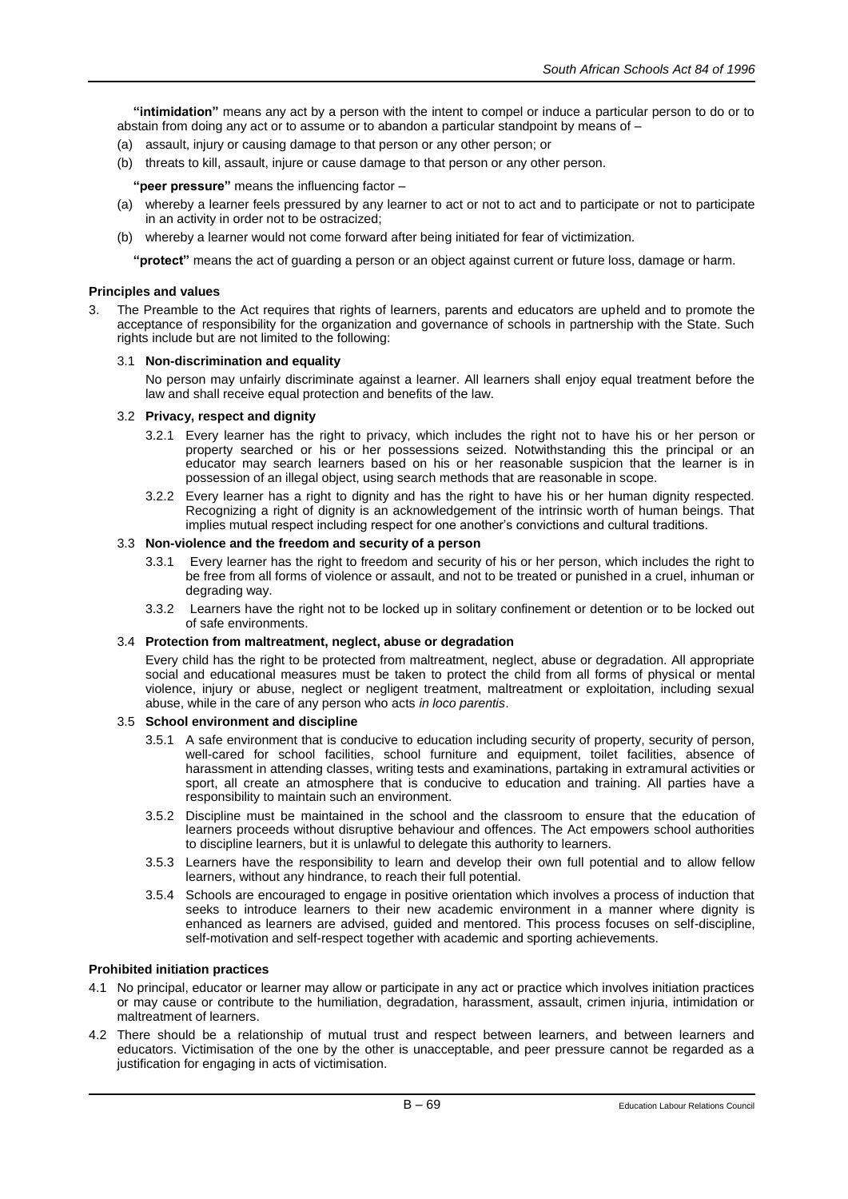**"intimidation"** means any act by a person with the intent to compel or induce a particular person to do or to abstain from doing any act or to assume or to abandon a particular standpoint by means of –

(a) assault, injury or causing damage to that person or any other person; or

(b) threats to kill, assault, injure or cause damage to that person or any other person.

**"peer pressure"** means the influencing factor –

(a) whereby a learner feels pressured by any learner to act or not to act and to participate or not to participate in an activity in order not to be ostracized;

(b) whereby a learner would not come forward after being initiated for fear of victimization.

**"protect"** means the act of guarding a person or an object against current or future loss, damage or harm.

**Principles and values**

3. The Preamble to the Act requires that rights of learners, parents and educators are upheld and to promote the acceptance of responsibility for the organization and governance of schools in partnership with the State. Such rights include but are not limited to the following:

3.1 **Non-discrimination and equality**

No person may unfairly discriminate against a learner. All learners shall enjoy equal treatment before the law and shall receive equal protection and benefits of the law.

3.2 **Privacy, respect and dignity**

3.2.1 Every learner has the right to privacy, which includes the right not to have his or her person or property searched or his or her possessions seized. Notwithstanding this the principal or an educator may search learners based on his or her reasonable suspicion that the learner is in possession of an illegal object, using search methods that are reasonable in scope.

3.2.2 Every learner has a right to dignity and has the right to have his or her human dignity respected. Recognizing a right of dignity is an acknowledgement of the intrinsic worth of human beings. That implies mutual respect including respect for one another's convictions and cultural traditions.

3.3 **Non-violence and the freedom and security of a person**

3.3.1 Every learner has the right to freedom and security of his or her person, which includes the right to be free from all forms of violence or assault, and not to be treated or punished in a cruel, inhuman or degrading way.

3.3.2 Learners have the right not to be locked up in solitary confinement or detention or to be locked out of safe environments.

3.4 **Protection from maltreatment, neglect, abuse or degradation**

Every child has the right to be protected from maltreatment, neglect, abuse or degradation. All appropriate social and educational measures must be taken to protect the child from all forms of physical or mental violence, injury or abuse, neglect or negligent treatment, maltreatment or exploitation, including sexual abuse, while in the care of any person who acts *in loco parentis*.

3.5 **School environment and discipline**

3.5.1 A safe environment that is conducive to education including security of property, security of person, well-cared for school facilities, school furniture and equipment, toilet facilities, absence of harassment in attending classes, writing tests and examinations, partaking in extramural activities or sport, all create an atmosphere that is conducive to education and training. All parties have a responsibility to maintain such an environment.

3.5.2 Discipline must be maintained in the school and the classroom to ensure that the education of learners proceeds without disruptive behaviour and offences. The Act empowers school authorities to discipline learners, but it is unlawful to delegate this authority to learners.

3.5.3 Learners have the responsibility to learn and develop their own full potential and to allow fellow learners, without any hindrance, to reach their full potential.

3.5.4 Schools are encouraged to engage in positive orientation which involves a process of induction that seeks to introduce learners to their new academic environment in a manner where dignity is enhanced as learners are advised, guided and mentored. This process focuses on self-discipline, self-motivation and self-respect together with academic and sporting achievements.

**Prohibited initiation practices**

4.1 No principal, educator or learner may allow or participate in any act or practice which involves initiation practices or may cause or contribute to the humiliation, degradation, harassment, assault, crimen injuria, intimidation or maltreatment of learners.

4.2 There should be a relationship of mutual trust and respect between learners, and between learners and educators. Victimisation of the one by the other is unacceptable, and peer pressure cannot be regarded as a justification for engaging in acts of victimisation.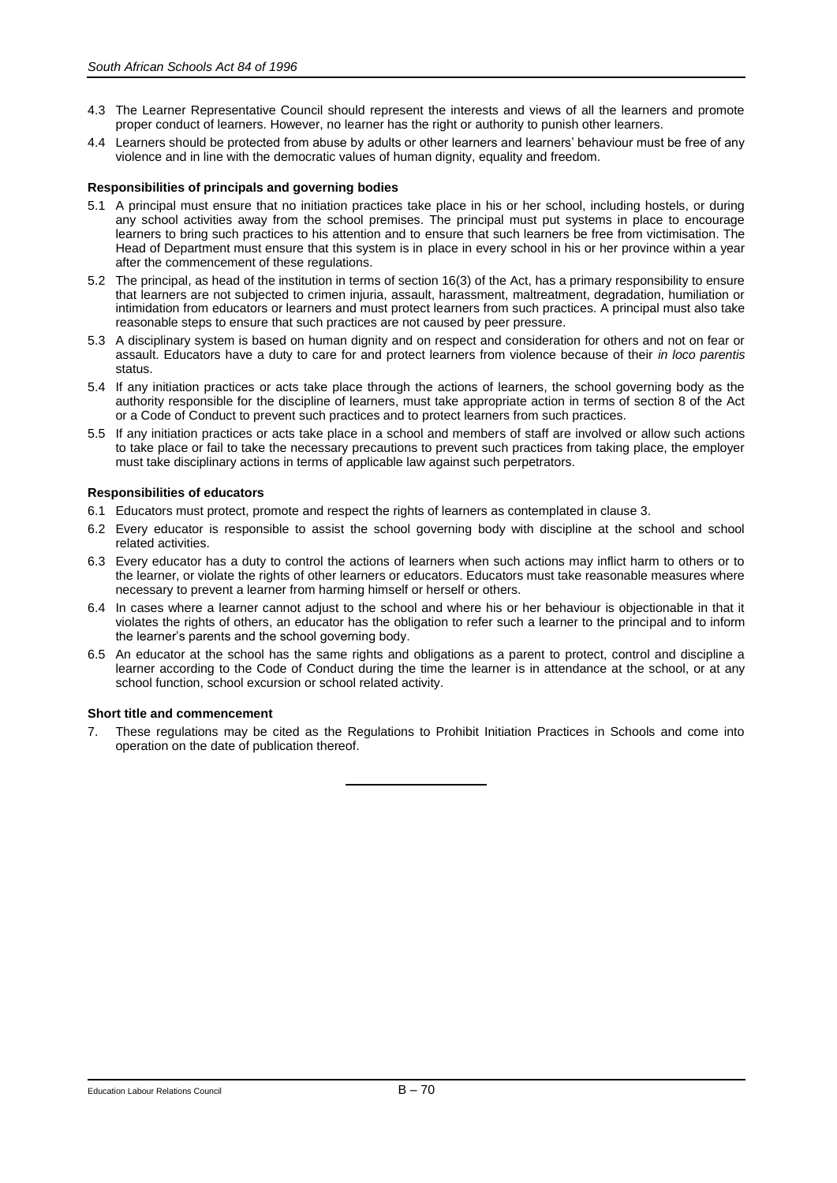4.3 The Learner Representative Council should represent the interests and views of all the learners and promote proper conduct of learners. However, no learner has the right or authority to punish other learners.

4.4 Learners should be protected from abuse by adults or other learners and learners' behaviour must be free of any violence and in line with the democratic values of human dignity, equality and freedom.

**Responsibilities of principals and governing bodies**

5.1 A principal must ensure that no initiation practices take place in his or her school, including hostels, or during any school activities away from the school premises. The principal must put systems in place to encourage learners to bring such practices to his attention and to ensure that such learners be free from victimisation. The Head of Department must ensure that this system is in place in every school in his or her province within a year after the commencement of these regulations.

5.2 The principal, as head of the institution in terms of section 16(3) of the Act, has a primary responsibility to ensure that learners are not subjected to crimen injuria, assault, harassment, maltreatment, degradation, humiliation or intimidation from educators or learners and must protect learners from such practices. A principal must also take reasonable steps to ensure that such practices are not caused by peer pressure.

5.3 A disciplinary system is based on human dignity and on respect and consideration for others and not on fear or assault. Educators have a duty to care for and protect learners from violence because of their *in loco parentis* status.

5.4 If any initiation practices or acts take place through the actions of learners, the school governing body as the authority responsible for the discipline of learners, must take appropriate action in terms of section 8 of the Act or a Code of Conduct to prevent such practices and to protect learners from such practices.

5.5 If any initiation practices or acts take place in a school and members of staff are involved or allow such actions to take place or fail to take the necessary precautions to prevent such practices from taking place, the employer must take disciplinary actions in terms of applicable law against such perpetrators.

**Responsibilities of educators**

6.1 Educators must protect, promote and respect the rights of learners as contemplated in clause 3.

6.2 Every educator is responsible to assist the school governing body with discipline at the school and school related activities.

6.3 Every educator has a duty to control the actions of learners when such actions may inflict harm to others or to the learner, or violate the rights of other learners or educators. Educators must take reasonable measures where necessary to prevent a learner from harming himself or herself or others.

6.4 In cases where a learner cannot adjust to the school and where his or her behaviour is objectionable in that it violates the rights of others, an educator has the obligation to refer such a learner to the principal and to inform the learner's parents and the school governing body.

6.5 An educator at the school has the same rights and obligations as a parent to protect, control and discipline a learner according to the Code of Conduct during the time the learner is in attendance at the school, or at any school function, school excursion or school related activity.

**Short title and commencement**

7. These regulations may be cited as the Regulations to Prohibit Initiation Practices in Schools and come into operation on the date of publication thereof.